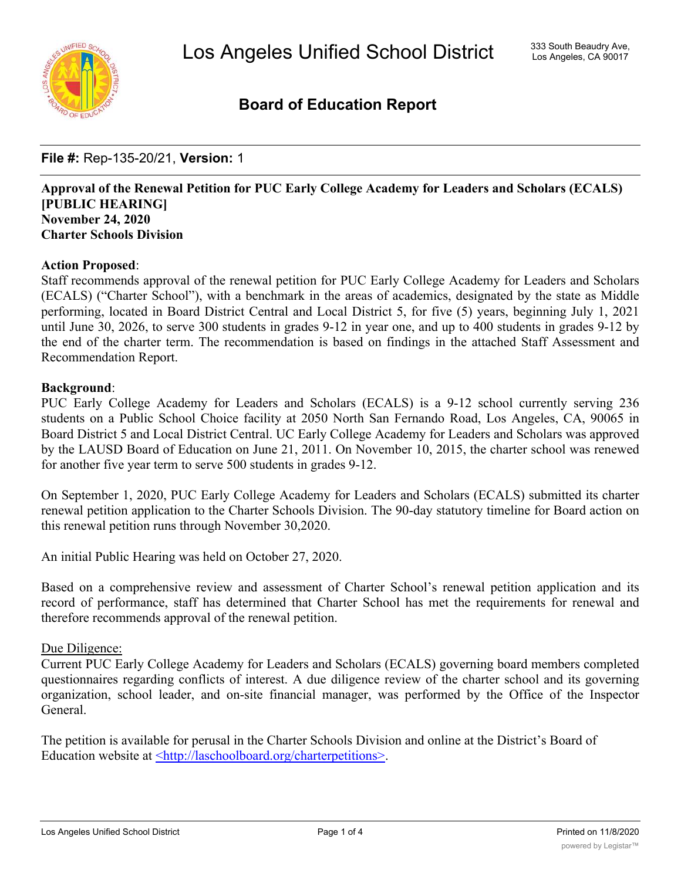# Los Angeles Unified School District

333 South Beaudry Ave,
Los Angeles, CA 90017

## Board of Education Report

**File #:** Rep-135-20/21, **Version:** 1

**Approval of the Renewal Petition for PUC Early College Academy for Leaders and Scholars (ECALS) [PUBLIC HEARING]**
**November 24, 2020**
**Charter Schools Division**

**Action Proposed**:
Staff recommends approval of the renewal petition for PUC Early College Academy for Leaders and Scholars (ECALS) ("Charter School"), with a benchmark in the areas of academics, designated by the state as Middle performing, located in Board District Central and Local District 5, for five (5) years, beginning July 1, 2021 until June 30, 2026, to serve 300 students in grades 9-12 in year one, and up to 400 students in grades 9-12 by the end of the charter term. The recommendation is based on findings in the attached Staff Assessment and Recommendation Report.

**Background**:
PUC Early College Academy for Leaders and Scholars (ECALS) is a 9-12 school currently serving 236 students on a Public School Choice facility at 2050 North San Fernando Road, Los Angeles, CA, 90065 in Board District 5 and Local District Central. UC Early College Academy for Leaders and Scholars was approved by the LAUSD Board of Education on June 21, 2011. On November 10, 2015, the charter school was renewed for another five year term to serve 500 students in grades 9-12.

On September 1, 2020, PUC Early College Academy for Leaders and Scholars (ECALS) submitted its charter renewal petition application to the Charter Schools Division. The 90-day statutory timeline for Board action on this renewal petition runs through November 30,2020.

An initial Public Hearing was held on October 27, 2020.

Based on a comprehensive review and assessment of Charter School's renewal petition application and its record of performance, staff has determined that Charter School has met the requirements for renewal and therefore recommends approval of the renewal petition.

Due Diligence:
Current PUC Early College Academy for Leaders and Scholars (ECALS) governing board members completed questionnaires regarding conflicts of interest. A due diligence review of the charter school and its governing organization, school leader, and on-site financial manager, was performed by the Office of the Inspector General.

The petition is available for perusal in the Charter Schools Division and online at the District's Board of Education website at <http://laschoolboard.org/charterpetitions>.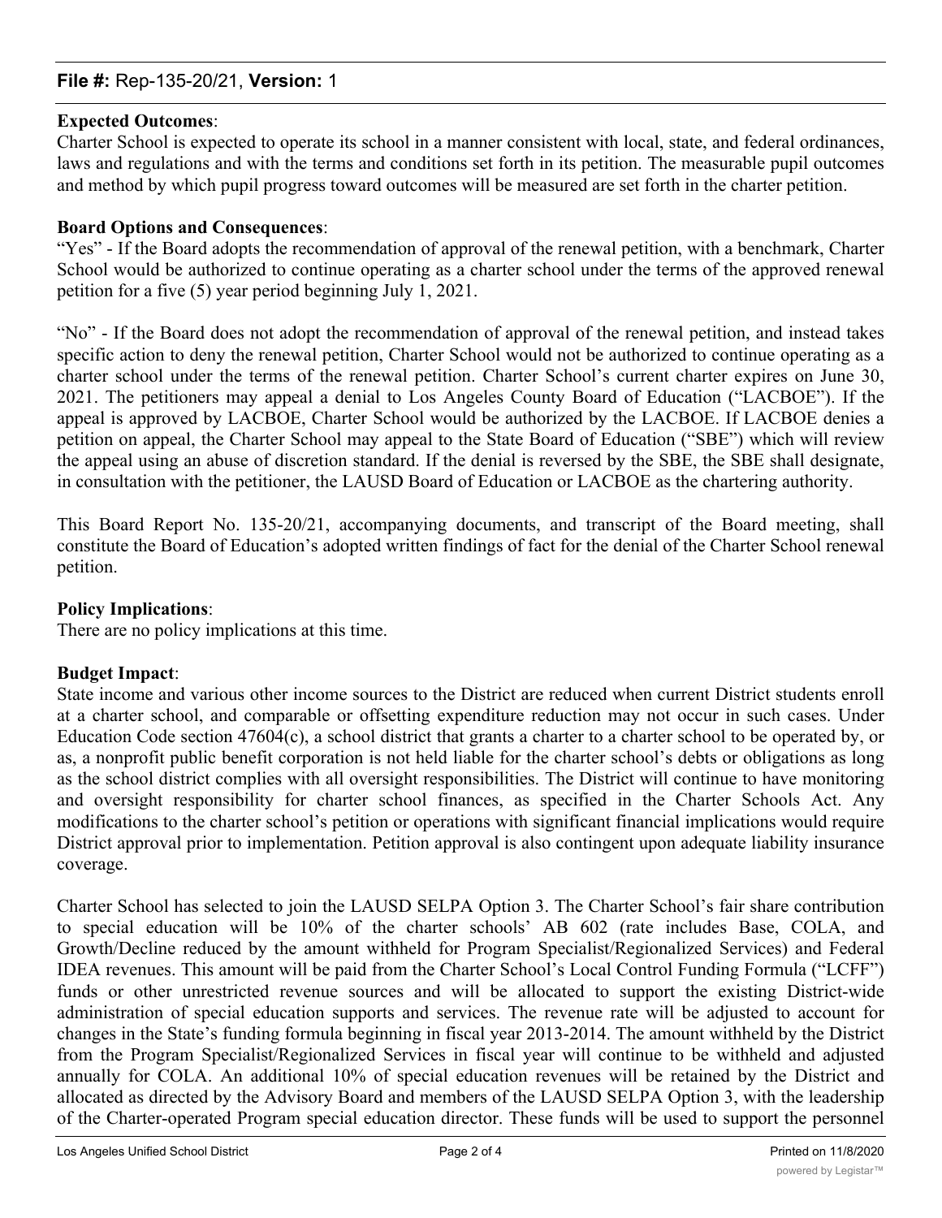**Expected Outcomes**:
Charter School is expected to operate its school in a manner consistent with local, state, and federal ordinances, laws and regulations and with the terms and conditions set forth in its petition. The measurable pupil outcomes and method by which pupil progress toward outcomes will be measured are set forth in the charter petition.

**Board Options and Consequences**:
"Yes" - If the Board adopts the recommendation of approval of the renewal petition, with a benchmark, Charter School would be authorized to continue operating as a charter school under the terms of the approved renewal petition for a five (5) year period beginning July 1, 2021.

"No" - If the Board does not adopt the recommendation of approval of the renewal petition, and instead takes specific action to deny the renewal petition, Charter School would not be authorized to continue operating as a charter school under the terms of the renewal petition. Charter School's current charter expires on June 30, 2021. The petitioners may appeal a denial to Los Angeles County Board of Education ("LACBOE"). If the appeal is approved by LACBOE, Charter School would be authorized by the LACBOE. If LACBOE denies a petition on appeal, the Charter School may appeal to the State Board of Education ("SBE") which will review the appeal using an abuse of discretion standard. If the denial is reversed by the SBE, the SBE shall designate, in consultation with the petitioner, the LAUSD Board of Education or LACBOE as the chartering authority.

This Board Report No. 135-20/21, accompanying documents, and transcript of the Board meeting, shall constitute the Board of Education's adopted written findings of fact for the denial of the Charter School renewal petition.

**Policy Implications**:
There are no policy implications at this time.

**Budget Impact**:
State income and various other income sources to the District are reduced when current District students enroll at a charter school, and comparable or offsetting expenditure reduction may not occur in such cases. Under Education Code section 47604(c), a school district that grants a charter to a charter school to be operated by, or as, a nonprofit public benefit corporation is not held liable for the charter school's debts or obligations as long as the school district complies with all oversight responsibilities. The District will continue to have monitoring and oversight responsibility for charter school finances, as specified in the Charter Schools Act. Any modifications to the charter school's petition or operations with significant financial implications would require District approval prior to implementation. Petition approval is also contingent upon adequate liability insurance coverage.

Charter School has selected to join the LAUSD SELPA Option 3. The Charter School's fair share contribution to special education will be 10% of the charter schools' AB 602 (rate includes Base, COLA, and Growth/Decline reduced by the amount withheld for Program Specialist/Regionalized Services) and Federal IDEA revenues. This amount will be paid from the Charter School's Local Control Funding Formula ("LCFF") funds or other unrestricted revenue sources and will be allocated to support the existing District-wide administration of special education supports and services. The revenue rate will be adjusted to account for changes in the State's funding formula beginning in fiscal year 2013-2014. The amount withheld by the District from the Program Specialist/Regionalized Services in fiscal year will continue to be withheld and adjusted annually for COLA. An additional 10% of special education revenues will be retained by the District and allocated as directed by the Advisory Board and members of the LAUSD SELPA Option 3, with the leadership of the Charter-operated Program special education director. These funds will be used to support the personnel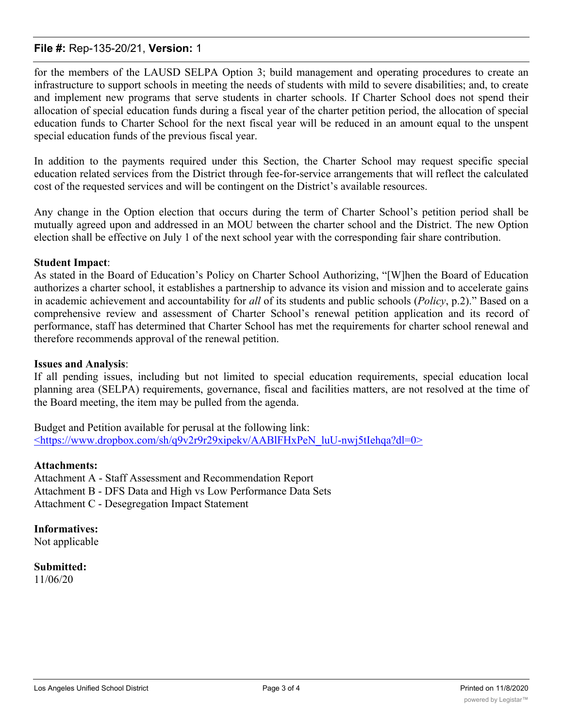for the members of the LAUSD SELPA Option 3; build management and operating procedures to create an infrastructure to support schools in meeting the needs of students with mild to severe disabilities; and, to create and implement new programs that serve students in charter schools. If Charter School does not spend their allocation of special education funds during a fiscal year of the charter petition period, the allocation of special education funds to Charter School for the next fiscal year will be reduced in an amount equal to the unspent special education funds of the previous fiscal year.

In addition to the payments required under this Section, the Charter School may request specific special education related services from the District through fee-for-service arrangements that will reflect the calculated cost of the requested services and will be contingent on the District's available resources.

Any change in the Option election that occurs during the term of Charter School's petition period shall be mutually agreed upon and addressed in an MOU between the charter school and the District. The new Option election shall be effective on July 1 of the next school year with the corresponding fair share contribution.

**Student Impact**:
As stated in the Board of Education's Policy on Charter School Authorizing, "[W]hen the Board of Education authorizes a charter school, it establishes a partnership to advance its vision and mission and to accelerate gains in academic achievement and accountability for *all* of its students and public schools (*Policy*, p.2)." Based on a comprehensive review and assessment of Charter School's renewal petition application and its record of performance, staff has determined that Charter School has met the requirements for charter school renewal and therefore recommends approval of the renewal petition.

**Issues and Analysis**:
If all pending issues, including but not limited to special education requirements, special education local planning area (SELPA) requirements, governance, fiscal and facilities matters, are not resolved at the time of the Board meeting, the item may be pulled from the agenda.

Budget and Petition available for perusal at the following link:
<https://www.dropbox.com/sh/q9v2r9r29xipekv/AABlFHxPeN_luU-nwj5tIehqa?dl=0>

**Attachments:**
Attachment A - Staff Assessment and Recommendation Report
Attachment B - DFS Data and High vs Low Performance Data Sets
Attachment C - Desegregation Impact Statement

**Informatives:**
Not applicable

**Submitted:**
11/06/20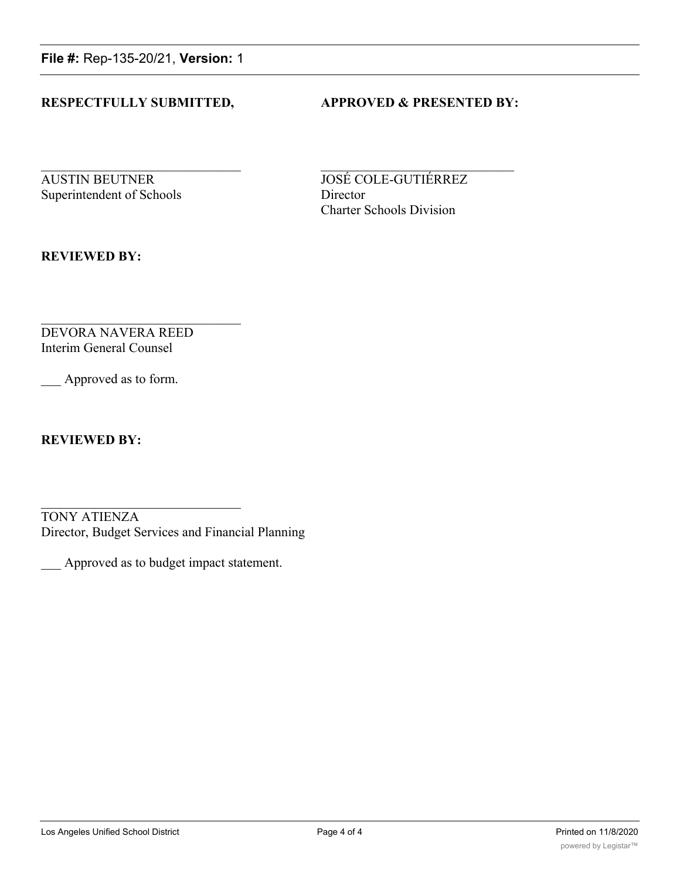**RESPECTFULLY SUBMITTED,**

AUSTIN BEUTNER
Superintendent of Schools

**APPROVED & PRESENTED BY:**

JOSÉ COLE-GUTIÉRREZ
Director
Charter Schools Division

**REVIEWED BY:**

DEVORA NAVERA REED
Interim General Counsel

___ Approved as to form.

**REVIEWED BY:**

TONY ATIENZA
Director, Budget Services and Financial Planning

___ Approved as to budget impact statement.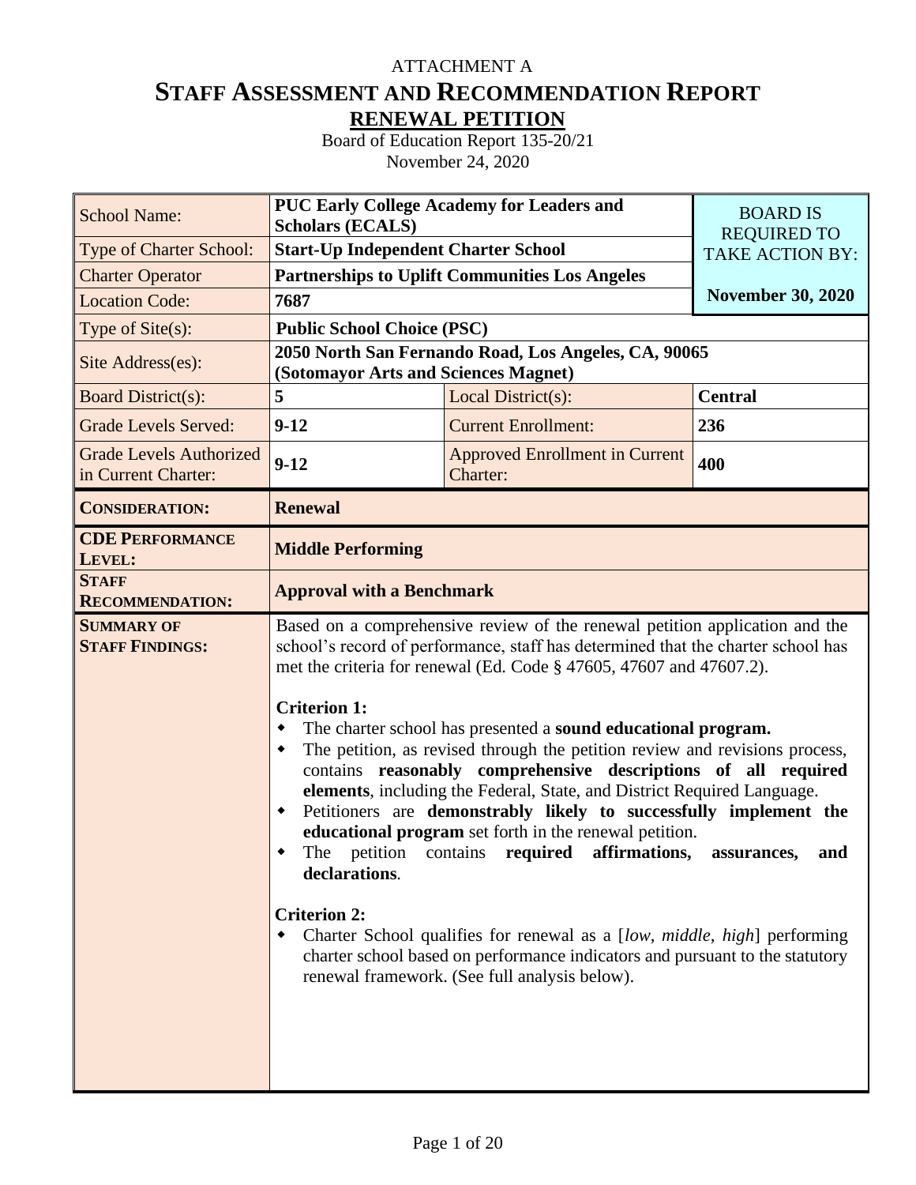ATTACHMENT A

# STAFF ASSESSMENT AND RECOMMENDATION REPORT

## RENEWAL PETITION

Board of Education Report 135-20/21

November 24, 2020

| | | | |
|---|---|---|---|
| School Name: | **PUC Early College Academy for Leaders and Scholars (ECALS)** | | BOARD IS REQUIRED TO TAKE ACTION BY: **November 30, 2020** |
| Type of Charter School: | **Start-Up Independent Charter School** | | |
| Charter Operator | **Partnerships to Uplift Communities Los Angeles** | | |
| Location Code: | **7687** | | |
| Type of Site(s): | **Public School Choice (PSC)** | | |
| Site Address(es): | **2050 North San Fernando Road, Los Angeles, CA, 90065 (Sotomayor Arts and Sciences Magnet)** | | |
| Board District(s): | **5** | Local District(s): | **Central** |
| Grade Levels Served: | **9-12** | Current Enrollment: | **236** |
| Grade Levels Authorized in Current Charter: | **9-12** | Approved Enrollment in Current Charter: | **400** |
| **CONSIDERATION:** | **Renewal** | | |
| **CDE PERFORMANCE LEVEL:** | **Middle Performing** | | |
| **STAFF RECOMMENDATION:** | **Approval with a Benchmark** | | |

**SUMMARY OF STAFF FINDINGS:**

Based on a comprehensive review of the renewal petition application and the school's record of performance, staff has determined that the charter school has met the criteria for renewal (Ed. Code § 47605, 47607 and 47607.2).

**Criterion 1:**

- The charter school has presented a **sound educational program.**
- The petition, as revised through the petition review and revisions process, contains **reasonably comprehensive descriptions of all required elements**, including the Federal, State, and District Required Language.
- Petitioners are **demonstrably likely to successfully implement the educational program** set forth in the renewal petition.
- The petition contains **required affirmations, assurances, and declarations**.

**Criterion 2:**

- Charter School qualifies for renewal as a [*low, middle, high*] performing charter school based on performance indicators and pursuant to the statutory renewal framework. (See full analysis below).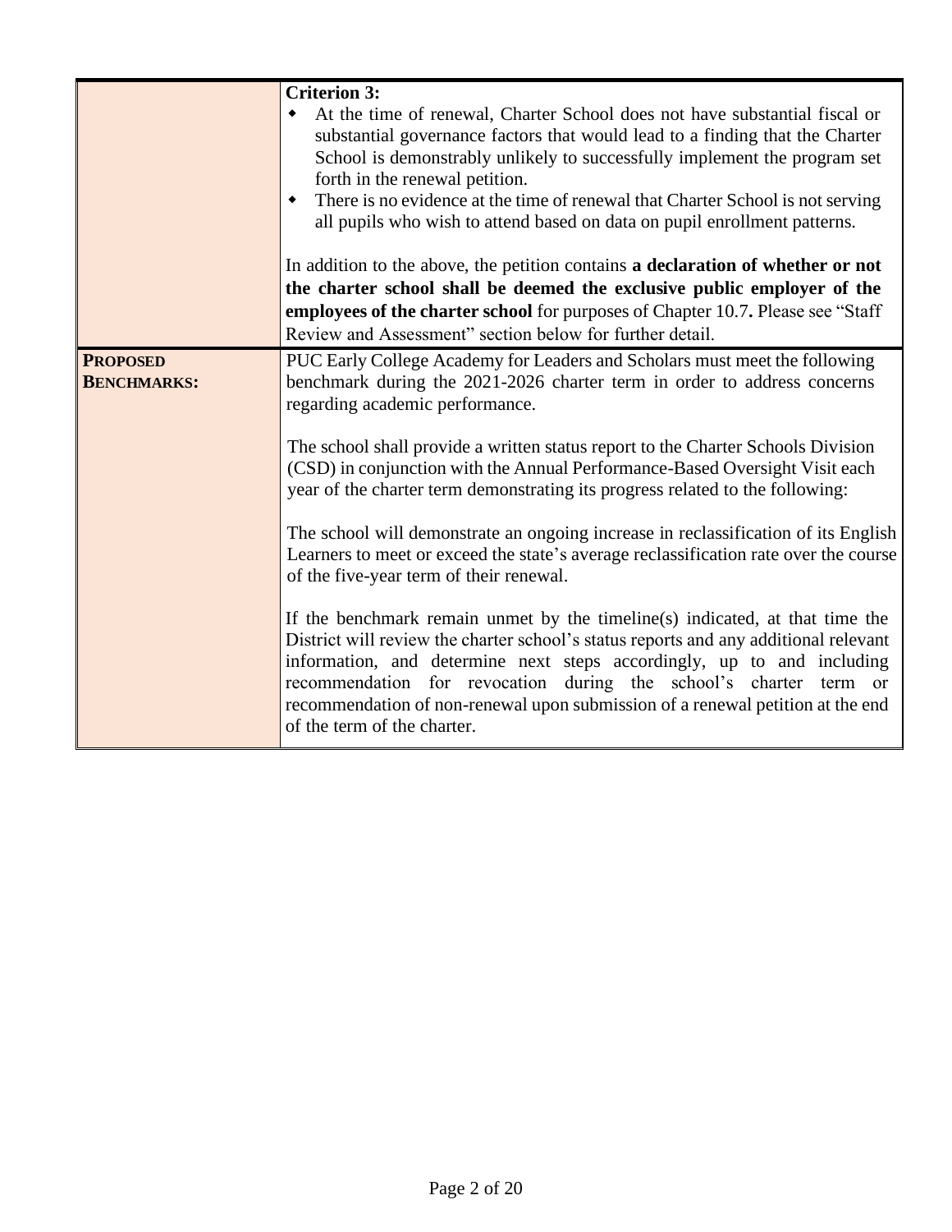| | |
|---|---|
| | **Criterion 3:**<br>• At the time of renewal, Charter School does not have substantial fiscal or substantial governance factors that would lead to a finding that the Charter School is demonstrably unlikely to successfully implement the program set forth in the renewal petition.<br>• There is no evidence at the time of renewal that Charter School is not serving all pupils who wish to attend based on data on pupil enrollment patterns.<br><br>In addition to the above, the petition contains **a declaration of whether or not the charter school shall be deemed the exclusive public employer of the employees of the charter school** for purposes of Chapter 10.7**.** Please see "Staff Review and Assessment" section below for further detail. |
| **PROPOSED BENCHMARKS:** | PUC Early College Academy for Leaders and Scholars must meet the following benchmark during the 2021-2026 charter term in order to address concerns regarding academic performance.<br><br>The school shall provide a written status report to the Charter Schools Division (CSD) in conjunction with the Annual Performance-Based Oversight Visit each year of the charter term demonstrating its progress related to the following:<br><br>The school will demonstrate an ongoing increase in reclassification of its English Learners to meet or exceed the state's average reclassification rate over the course of the five-year term of their renewal.<br><br>If the benchmark remain unmet by the timeline(s) indicated, at that time the District will review the charter school's status reports and any additional relevant information, and determine next steps accordingly, up to and including recommendation for revocation during the school's charter term or recommendation of non-renewal upon submission of a renewal petition at the end of the term of the charter. |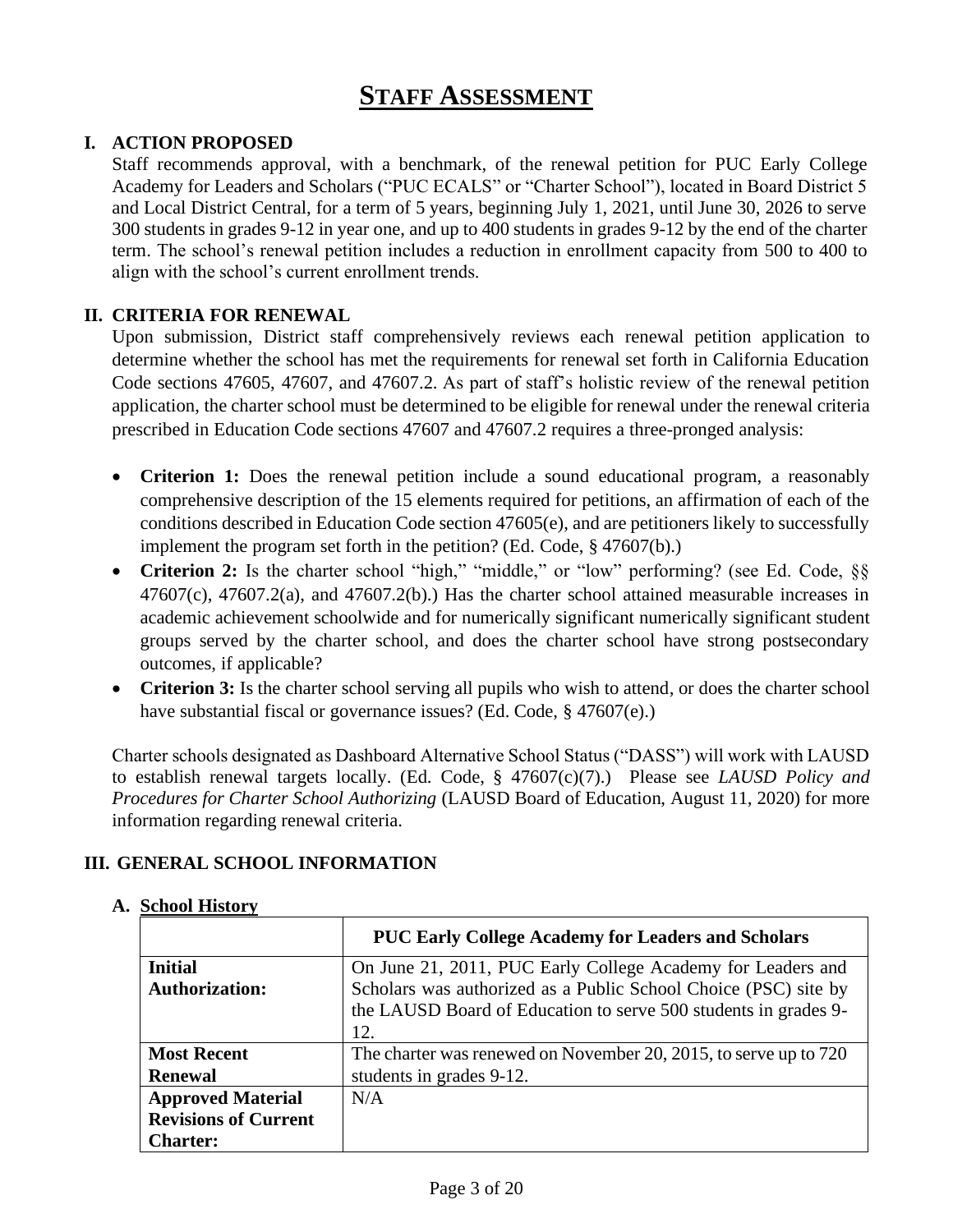# STAFF ASSESSMENT

## I. ACTION PROPOSED

Staff recommends approval, with a benchmark, of the renewal petition for PUC Early College Academy for Leaders and Scholars ("PUC ECALS" or "Charter School"), located in Board District 5 and Local District Central, for a term of 5 years, beginning July 1, 2021, until June 30, 2026 to serve 300 students in grades 9-12 in year one, and up to 400 students in grades 9-12 by the end of the charter term. The school's renewal petition includes a reduction in enrollment capacity from 500 to 400 to align with the school's current enrollment trends.

## II. CRITERIA FOR RENEWAL

Upon submission, District staff comprehensively reviews each renewal petition application to determine whether the school has met the requirements for renewal set forth in California Education Code sections 47605, 47607, and 47607.2. As part of staff's holistic review of the renewal petition application, the charter school must be determined to be eligible for renewal under the renewal criteria prescribed in Education Code sections 47607 and 47607.2 requires a three-pronged analysis:

- **Criterion 1:** Does the renewal petition include a sound educational program, a reasonably comprehensive description of the 15 elements required for petitions, an affirmation of each of the conditions described in Education Code section 47605(e), and are petitioners likely to successfully implement the program set forth in the petition? (Ed. Code, § 47607(b).)
- **Criterion 2:** Is the charter school "high," "middle," or "low" performing? (see Ed. Code, §§ 47607(c), 47607.2(a), and 47607.2(b).) Has the charter school attained measurable increases in academic achievement schoolwide and for numerically significant numerically significant student groups served by the charter school, and does the charter school have strong postsecondary outcomes, if applicable?
- **Criterion 3:** Is the charter school serving all pupils who wish to attend, or does the charter school have substantial fiscal or governance issues? (Ed. Code, § 47607(e).)

Charter schools designated as Dashboard Alternative School Status ("DASS") will work with LAUSD to establish renewal targets locally. (Ed. Code, § 47607(c)(7).) Please see *LAUSD Policy and Procedures for Charter School Authorizing* (LAUSD Board of Education, August 11, 2020) for more information regarding renewal criteria.

## III. GENERAL SCHOOL INFORMATION

### A. School History

| | PUC Early College Academy for Leaders and Scholars |
|---|---|
| **Initial Authorization:** | On June 21, 2011, PUC Early College Academy for Leaders and Scholars was authorized as a Public School Choice (PSC) site by the LAUSD Board of Education to serve 500 students in grades 9-12. |
| **Most Recent Renewal** | The charter was renewed on November 20, 2015, to serve up to 720 students in grades 9-12. |
| **Approved Material Revisions of Current Charter:** | N/A |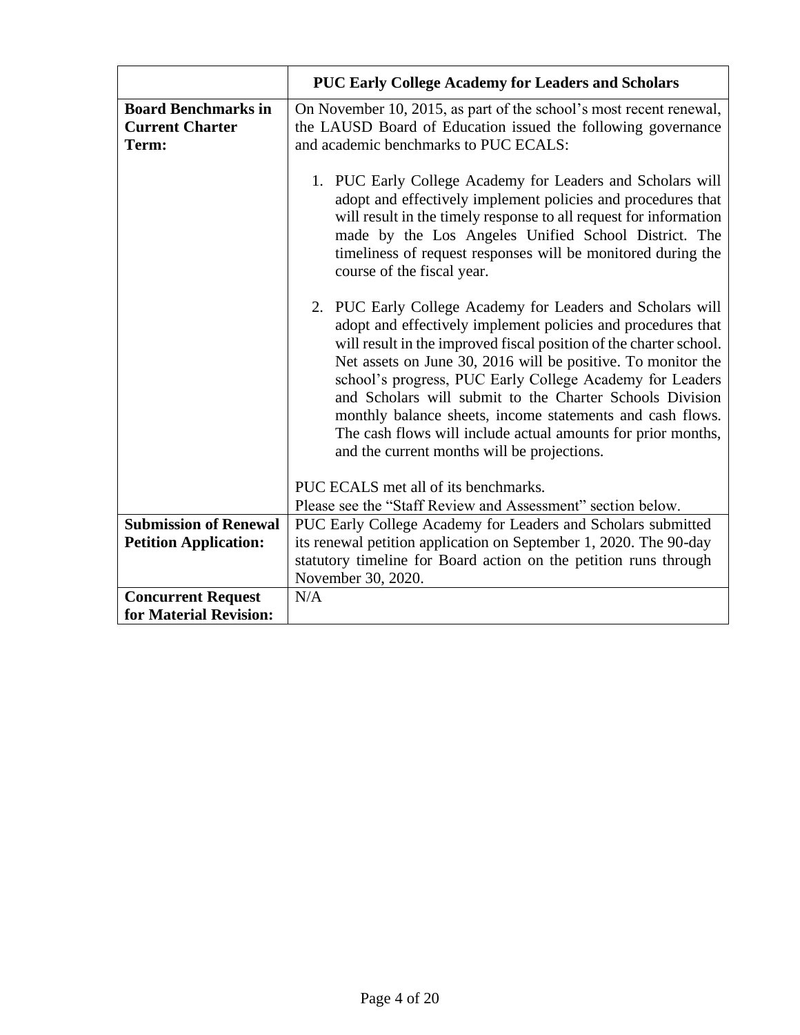| | PUC Early College Academy for Leaders and Scholars |
|---|---|
| **Board Benchmarks in Current Charter Term:** | On November 10, 2015, as part of the school's most recent renewal, the LAUSD Board of Education issued the following governance and academic benchmarks to PUC ECALS:<br><br>1. PUC Early College Academy for Leaders and Scholars will adopt and effectively implement policies and procedures that will result in the timely response to all request for information made by the Los Angeles Unified School District. The timeliness of request responses will be monitored during the course of the fiscal year.<br><br>2. PUC Early College Academy for Leaders and Scholars will adopt and effectively implement policies and procedures that will result in the improved fiscal position of the charter school. Net assets on June 30, 2016 will be positive. To monitor the school's progress, PUC Early College Academy for Leaders and Scholars will submit to the Charter Schools Division monthly balance sheets, income statements and cash flows. The cash flows will include actual amounts for prior months, and the current months will be projections.<br><br>PUC ECALS met all of its benchmarks.<br>Please see the "Staff Review and Assessment" section below. |
| **Submission of Renewal Petition Application:** | PUC Early College Academy for Leaders and Scholars submitted its renewal petition application on September 1, 2020. The 90-day statutory timeline for Board action on the petition runs through November 30, 2020. |
| **Concurrent Request for Material Revision:** | N/A |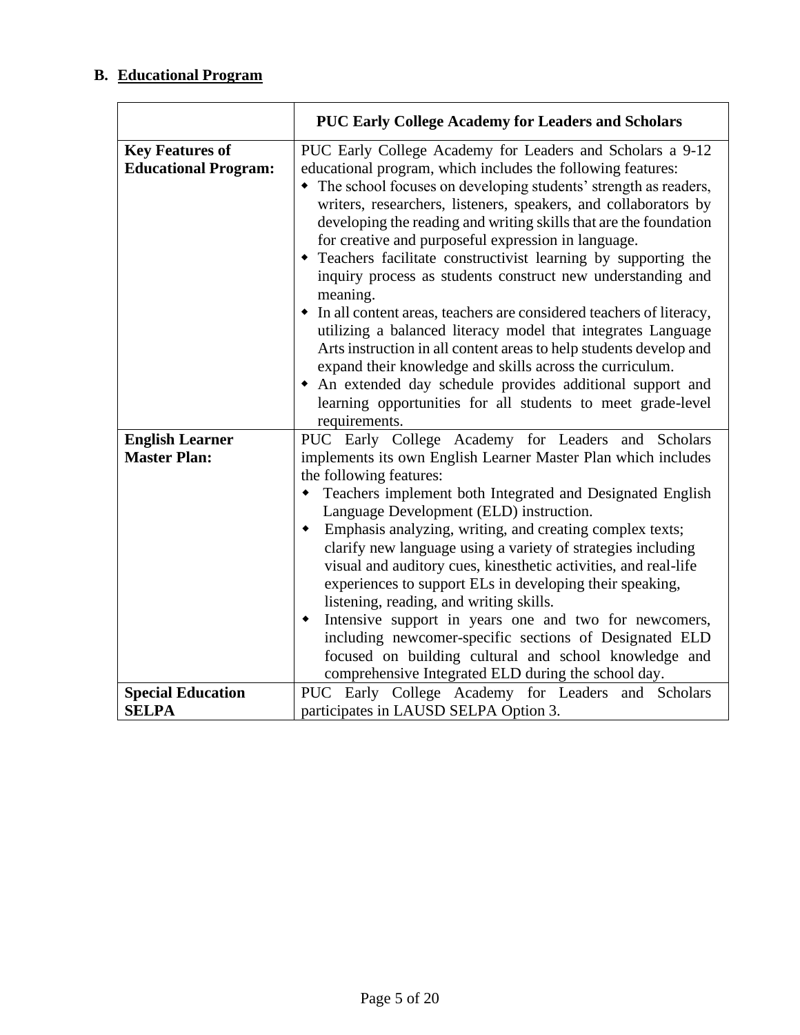## B. Educational Program

| | PUC Early College Academy for Leaders and Scholars |
|---|---|
| **Key Features of Educational Program:** | PUC Early College Academy for Leaders and Scholars a 9-12 educational program, which includes the following features:<br>• The school focuses on developing students' strength as readers, writers, researchers, listeners, speakers, and collaborators by developing the reading and writing skills that are the foundation for creative and purposeful expression in language.<br>• Teachers facilitate constructivist learning by supporting the inquiry process as students construct new understanding and meaning.<br>• In all content areas, teachers are considered teachers of literacy, utilizing a balanced literacy model that integrates Language Arts instruction in all content areas to help students develop and expand their knowledge and skills across the curriculum.<br>• An extended day schedule provides additional support and learning opportunities for all students to meet grade-level requirements. |
| **English Learner Master Plan:** | PUC Early College Academy for Leaders and Scholars implements its own English Learner Master Plan which includes the following features:<br>• Teachers implement both Integrated and Designated English Language Development (ELD) instruction.<br>• Emphasis analyzing, writing, and creating complex texts; clarify new language using a variety of strategies including visual and auditory cues, kinesthetic activities, and real-life experiences to support ELs in developing their speaking, listening, reading, and writing skills.<br>• Intensive support in years one and two for newcomers, including newcomer-specific sections of Designated ELD focused on building cultural and school knowledge and comprehensive Integrated ELD during the school day. |
| **Special Education SELPA** | PUC Early College Academy for Leaders and Scholars participates in LAUSD SELPA Option 3. |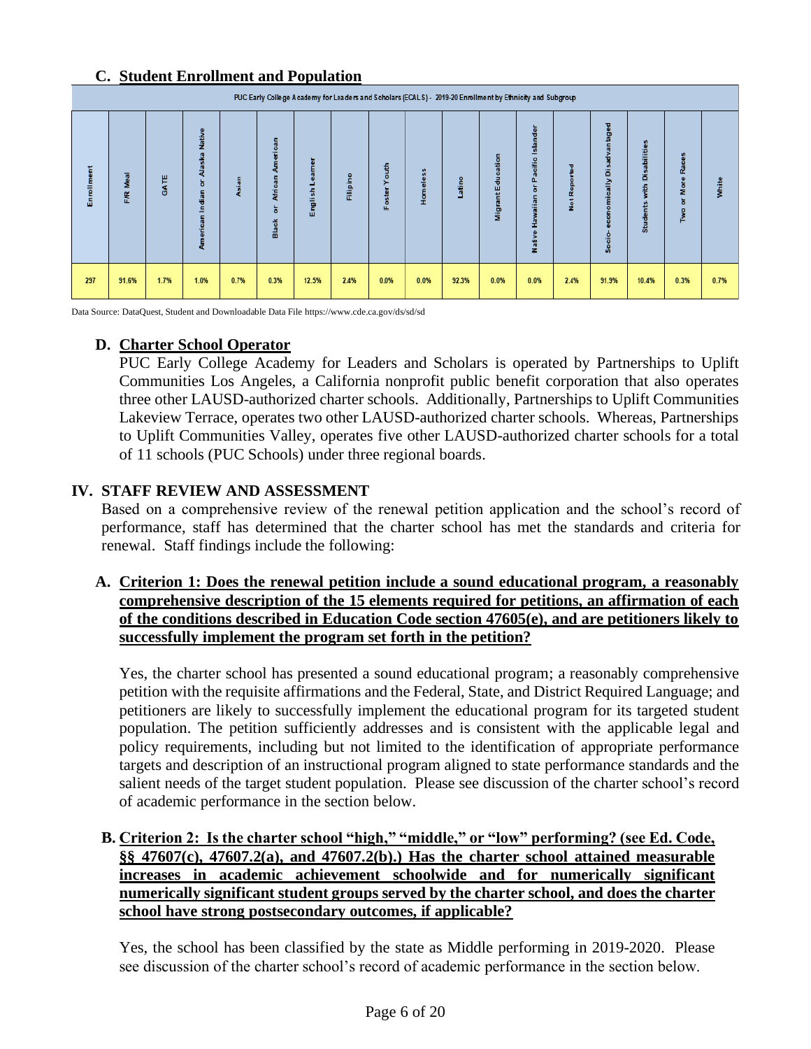### C. Student Enrollment and Population

| PUC Early College Academy for Leaders and Scholars (ECALS) - 2019-20 Enrollment by Ethnicity and Subgroup | | | | | | | | | | | | | | | | | |
|---|---|---|---|---|---|---|---|---|---|---|---|---|---|---|---|---|---|
| Enrollment | F/R Meal | GATE | American Indian or Alaska Native | Asian | Black or African American | English Learner | Filipino | Foster Youth | Homeless | Latino | Migrant Education | Native Hawaiian or Pacific Islander | Not Reported | Socio-economically Disadvantaged | Students with Disabilities | Two or More Races | White |
| 297 | 91.6% | 1.7% | 1.0% | 0.7% | 0.3% | 12.5% | 2.4% | 0.0% | 0.0% | 92.3% | 0.0% | 0.0% | 2.4% | 91.9% | 10.4% | 0.3% | 0.7% |

Data Source: DataQuest, Student and Downloadable Data File https://www.cde.ca.gov/ds/sd/sd

### D. Charter School Operator

PUC Early College Academy for Leaders and Scholars is operated by Partnerships to Uplift Communities Los Angeles, a California nonprofit public benefit corporation that also operates three other LAUSD-authorized charter schools. Additionally, Partnerships to Uplift Communities Lakeview Terrace, operates two other LAUSD-authorized charter schools. Whereas, Partnerships to Uplift Communities Valley, operates five other LAUSD-authorized charter schools for a total of 11 schools (PUC Schools) under three regional boards.

## IV. STAFF REVIEW AND ASSESSMENT

Based on a comprehensive review of the renewal petition application and the school's record of performance, staff has determined that the charter school has met the standards and criteria for renewal. Staff findings include the following:

### A. Criterion 1: Does the renewal petition include a sound educational program, a reasonably comprehensive description of the 15 elements required for petitions, an affirmation of each of the conditions described in Education Code section 47605(e), and are petitioners likely to successfully implement the program set forth in the petition?

Yes, the charter school has presented a sound educational program; a reasonably comprehensive petition with the requisite affirmations and the Federal, State, and District Required Language; and petitioners are likely to successfully implement the educational program for its targeted student population. The petition sufficiently addresses and is consistent with the applicable legal and policy requirements, including but not limited to the identification of appropriate performance targets and description of an instructional program aligned to state performance standards and the salient needs of the target student population. Please see discussion of the charter school's record of academic performance in the section below.

### B. Criterion 2: Is the charter school "high," "middle," or "low" performing? (see Ed. Code, §§ 47607(c), 47607.2(a), and 47607.2(b).) Has the charter school attained measurable increases in academic achievement schoolwide and for numerically significant numerically significant student groups served by the charter school, and does the charter school have strong postsecondary outcomes, if applicable?

Yes, the school has been classified by the state as Middle performing in 2019-2020. Please see discussion of the charter school's record of academic performance in the section below.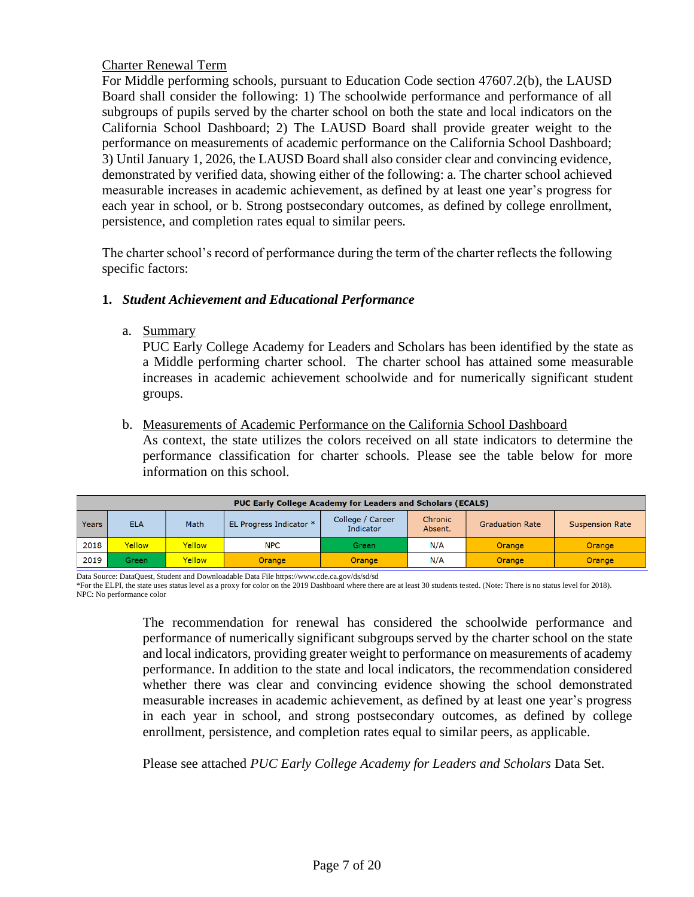Charter Renewal Term

For Middle performing schools, pursuant to Education Code section 47607.2(b), the LAUSD Board shall consider the following: 1) The schoolwide performance and performance of all subgroups of pupils served by the charter school on both the state and local indicators on the California School Dashboard; 2) The LAUSD Board shall provide greater weight to the performance on measurements of academic performance on the California School Dashboard; 3) Until January 1, 2026, the LAUSD Board shall also consider clear and convincing evidence, demonstrated by verified data, showing either of the following: a. The charter school achieved measurable increases in academic achievement, as defined by at least one year's progress for each year in school, or b. Strong postsecondary outcomes, as defined by college enrollment, persistence, and completion rates equal to similar peers.

The charter school's record of performance during the term of the charter reflects the following specific factors:

**1. *Student Achievement and Educational Performance***

a. Summary

PUC Early College Academy for Leaders and Scholars has been identified by the state as a Middle performing charter school. The charter school has attained some measurable increases in academic achievement schoolwide and for numerically significant student groups.

b. Measurements of Academic Performance on the California School Dashboard

As context, the state utilizes the colors received on all state indicators to determine the performance classification for charter schools. Please see the table below for more information on this school.

| PUC Early College Academy for Leaders and Scholars (ECALS) | | | | | | | |
|---|---|---|---|---|---|---|---|
| Years | ELA | Math | EL Progress Indicator * | College / Career Indicator | Chronic Absent. | Graduation Rate | Suspension Rate |
| 2018 | Yellow | Yellow | NPC | Green | N/A | Orange | Orange |
| 2019 | Green | Yellow | Orange | Orange | N/A | Orange | Orange |

Data Source: DataQuest, Student and Downloadable Data File https://www.cde.ca.gov/ds/sd/sd

*For the ELPI, the state uses status level as a proxy for color on the 2019 Dashboard where there are at least 30 students tested. (Note: There is no status level for 2018).

NPC: No performance color

The recommendation for renewal has considered the schoolwide performance and performance of numerically significant subgroups served by the charter school on the state and local indicators, providing greater weight to performance on measurements of academy performance. In addition to the state and local indicators, the recommendation considered whether there was clear and convincing evidence showing the school demonstrated measurable increases in academic achievement, as defined by at least one year's progress in each year in school, and strong postsecondary outcomes, as defined by college enrollment, persistence, and completion rates equal to similar peers, as applicable.

Please see attached *PUC Early College Academy for Leaders and Scholars* Data Set.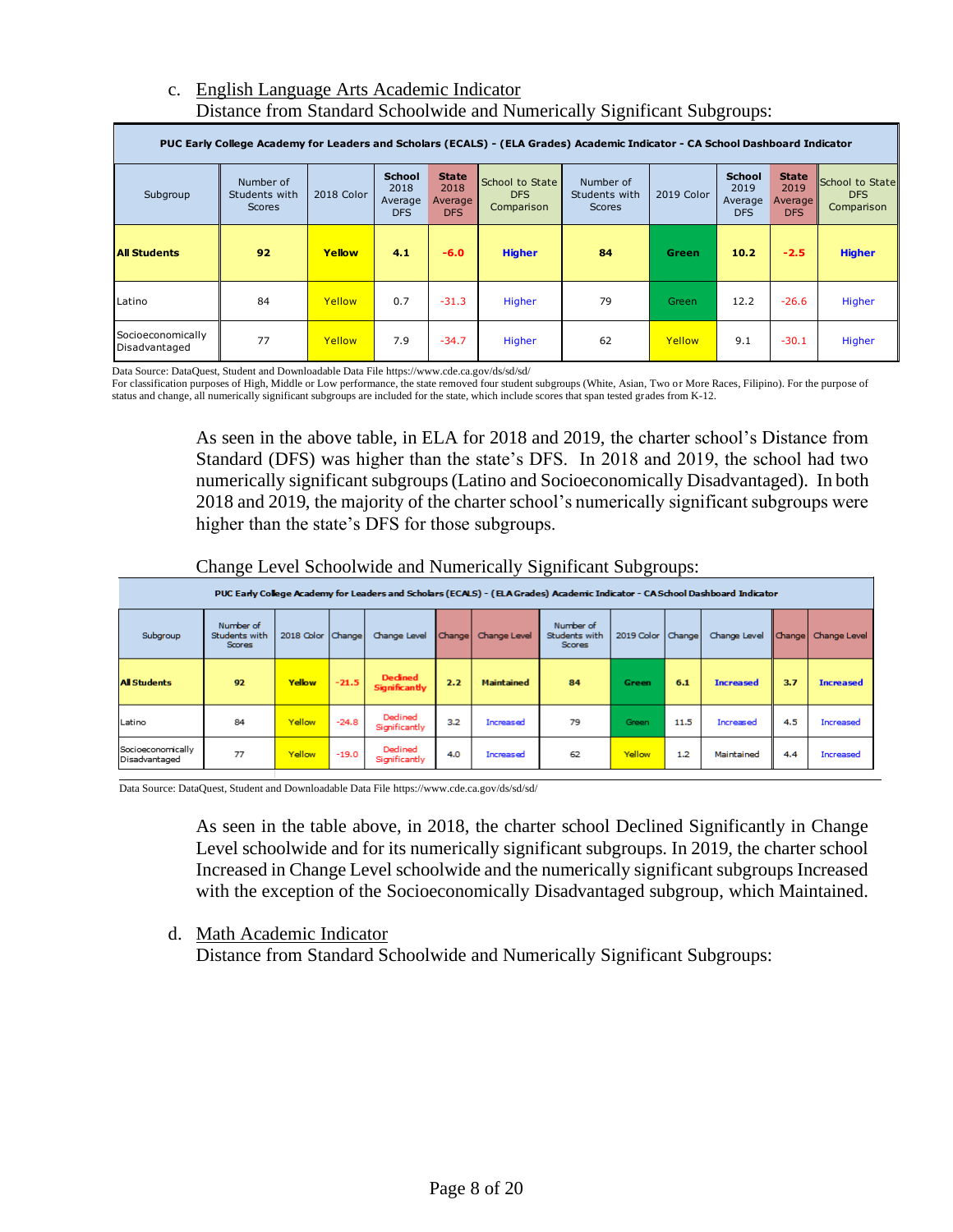c. <u>English Language Arts Academic Indicator</u>

Distance from Standard Schoolwide and Numerically Significant Subgroups:

| PUC Early College Academy for Leaders and Scholars (ECALS) - (ELA Grades) Academic Indicator - CA School Dashboard Indicator | | | | | | | | | | |
|---|---|---|---|---|---|---|---|---|---|---|
| Subgroup | Number of Students with Scores | 2018 Color | School 2018 Average DFS | State 2018 Average DFS | School to State DFS Comparison | Number of Students with Scores | 2019 Color | School 2019 Average DFS | State 2019 Average DFS | School to State DFS Comparison |
| **All Students** | **92** | **Yellow** | **4.1** | **-6.0** | **Higher** | **84** | **Green** | **10.2** | **-2.5** | **Higher** |
| Latino | 84 | Yellow | 0.7 | -31.3 | Higher | 79 | Green | 12.2 | -26.6 | Higher |
| Socioeconomically Disadvantaged | 77 | Yellow | 7.9 | -34.7 | Higher | 62 | Yellow | 9.1 | -30.1 | Higher |

Data Source: DataQuest, Student and Downloadable Data File https://www.cde.ca.gov/ds/sd/sd/

For classification purposes of High, Middle or Low performance, the state removed four student subgroups (White, Asian, Two or More Races, Filipino). For the purpose of status and change, all numerically significant subgroups are included for the state, which include scores that span tested grades from K-12.

As seen in the above table, in ELA for 2018 and 2019, the charter school's Distance from Standard (DFS) was higher than the state's DFS. In 2018 and 2019, the school had two numerically significant subgroups (Latino and Socioeconomically Disadvantaged). In both 2018 and 2019, the majority of the charter school's numerically significant subgroups were higher than the state's DFS for those subgroups.

Change Level Schoolwide and Numerically Significant Subgroups:

| PUC Early College Academy for Leaders and Scholars (ECALS) - (ELA Grades) Academic Indicator - CA School Dashboard Indicator | | | | | | | | | | | | |
|---|---|---|---|---|---|---|---|---|---|---|---|---|
| Subgroup | Number of Students with Scores | 2018 Color | Change | Change Level | Change | Change Level | Number of Students with Scores | 2019 Color | Change | Change Level | Change | Change Level |
| **All Students** | **92** | **Yellow** | **-21.5** | **Declined Significantly** | **2.2** | **Maintained** | **84** | **Green** | **6.1** | **Increased** | **3.7** | **Increased** |
| Latino | 84 | Yellow | -24.8 | Declined Significantly | 3.2 | Increased | 79 | Green | 11.5 | Increased | 4.5 | Increased |
| Socioeconomically Disadvantaged | 77 | Yellow | -19.0 | Declined Significantly | 4.0 | Increased | 62 | Yellow | 1.2 | Maintained | 4.4 | Increased |

Data Source: DataQuest, Student and Downloadable Data File https://www.cde.ca.gov/ds/sd/sd/

As seen in the table above, in 2018, the charter school Declined Significantly in Change Level schoolwide and for its numerically significant subgroups. In 2019, the charter school Increased in Change Level schoolwide and the numerically significant subgroups Increased with the exception of the Socioeconomically Disadvantaged subgroup, which Maintained.

d. <u>Math Academic Indicator</u>

Distance from Standard Schoolwide and Numerically Significant Subgroups: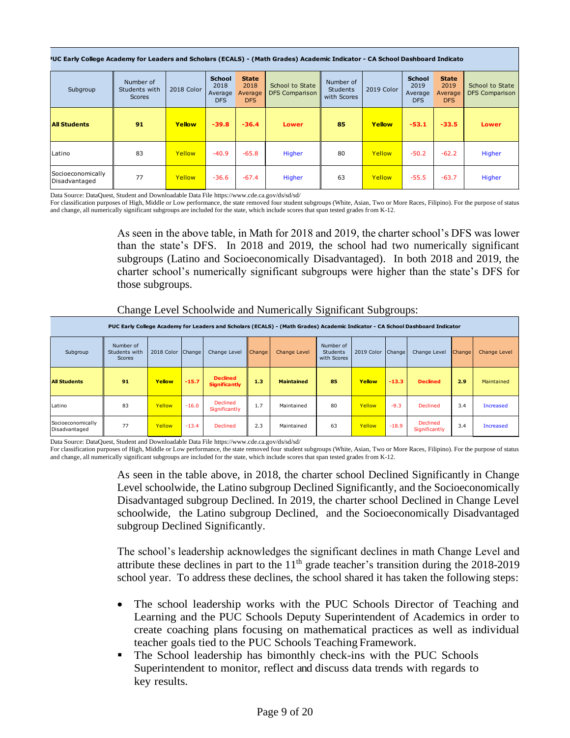| PUC Early College Academy for Leaders and Scholars (ECALS) - (Math Grades) Academic Indicator - CA School Dashboard Indicator | | | | | | | | | | |
|---|---|---|---|---|---|---|---|---|---|---|
| Subgroup | Number of Students with Scores | 2018 Color | School 2018 Average DFS | State 2018 Average DFS | School to State DFS Comparison | Number of Students with Scores | 2019 Color | School 2019 Average DFS | State 2019 Average DFS | School to State DFS Comparison |
| **All Students** | **91** | **Yellow** | **-39.8** | **-36.4** | **Lower** | **85** | **Yellow** | **-53.1** | **-33.5** | **Lower** |
| Latino | 83 | Yellow | -40.9 | -65.8 | Higher | 80 | Yellow | -50.2 | -62.2 | Higher |
| Socioeconomically Disadvantaged | 77 | Yellow | -36.6 | -67.4 | Higher | 63 | Yellow | -55.5 | -63.7 | Higher |

Data Source: DataQuest, Student and Downloadable Data File https://www.cde.ca.gov/ds/sd/sd/
For classification purposes of High, Middle or Low performance, the state removed four student subgroups (White, Asian, Two or More Races, Filipino). For the purpose of status and change, all numerically significant subgroups are included for the state, which include scores that span tested grades from K-12.

As seen in the above table, in Math for 2018 and 2019, the charter school's DFS was lower than the state's DFS. In 2018 and 2019, the school had two numerically significant subgroups (Latino and Socioeconomically Disadvantaged). In both 2018 and 2019, the charter school's numerically significant subgroups were higher than the state's DFS for those subgroups.

Change Level Schoolwide and Numerically Significant Subgroups:

| PUC Early College Academy for Leaders and Scholars (ECALS) - (Math Grades) Academic Indicator - CA School Dashboard Indicator | | | | | | | | | | | | |
|---|---|---|---|---|---|---|---|---|---|---|---|---|
| Subgroup | Number of Students with Scores | 2018 Color | Change | Change Level | Change | Change Level | Number of Students with Scores | 2019 Color | Change | Change Level | Change | Change Level |
| **All Students** | **91** | **Yellow** | **-15.7** | **Declined Significantly** | **1.3** | **Maintained** | **85** | **Yellow** | **-13.3** | **Declined** | **2.9** | Maintained |
| Latino | 83 | Yellow | -16.0 | Declined Significantly | 1.7 | Maintained | 80 | Yellow | -9.3 | Declined | 3.4 | Increased |
| Socioeconomically Disadvantaged | 77 | Yellow | -13.4 | Declined | 2.3 | Maintained | 63 | Yellow | -18.9 | Declined Significantly | 3.4 | Increased |

Data Source: DataQuest, Student and Downloadable Data File https://www.cde.ca.gov/ds/sd/sd/
For classification purposes of High, Middle or Low performance, the state removed four student subgroups (White, Asian, Two or More Races, Filipino). For the purpose of status and change, all numerically significant subgroups are included for the state, which include scores that span tested grades from K-12.

As seen in the table above, in 2018, the charter school Declined Significantly in Change Level schoolwide, the Latino subgroup Declined Significantly, and the Socioeconomically Disadvantaged subgroup Declined. In 2019, the charter school Declined in Change Level schoolwide, the Latino subgroup Declined, and the Socioeconomically Disadvantaged subgroup Declined Significantly.

The school's leadership acknowledges the significant declines in math Change Level and attribute these declines in part to the 11th grade teacher's transition during the 2018-2019 school year. To address these declines, the school shared it has taken the following steps:

- The school leadership works with the PUC Schools Director of Teaching and Learning and the PUC Schools Deputy Superintendent of Academics in order to create coaching plans focusing on mathematical practices as well as individual teacher goals tied to the PUC Schools Teaching Framework.
- The School leadership has bimonthly check-ins with the PUC Schools Superintendent to monitor, reflect and discuss data trends with regards to key results.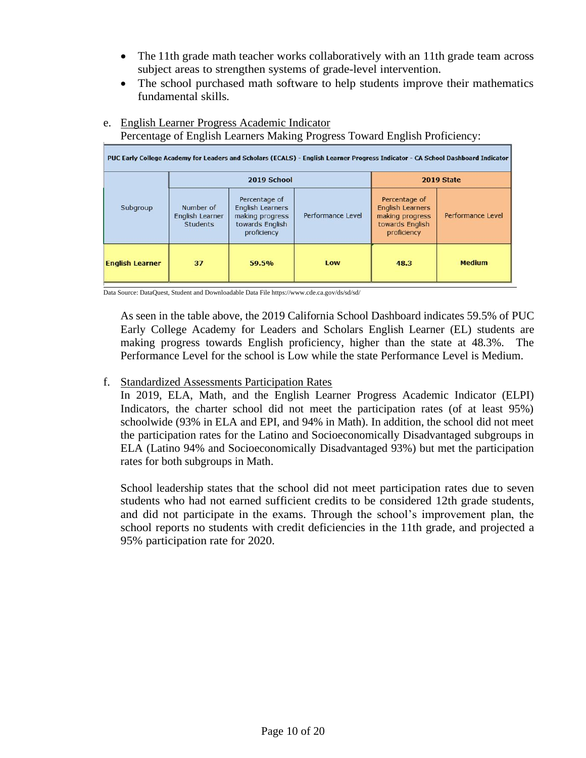- The 11th grade math teacher works collaboratively with an 11th grade team across subject areas to strengthen systems of grade-level intervention.
- The school purchased math software to help students improve their mathematics fundamental skills.

e. English Learner Progress Academic Indicator

Percentage of English Learners Making Progress Toward English Proficiency:

| PUC Early College Academy for Leaders and Scholars (ECALS) - English Learner Progress Indicator - CA School Dashboard Indicator | | | | | |
|---|---|---|---|---|---|
| Subgroup | 2019 School | | | 2019 State | |
| | Number of English Learner Students | Percentage of English Learners making progress towards English proficiency | Performance Level | Percentage of English Learners making progress towards English proficiency | Performance Level |
| **English Learner** | **37** | **59.5%** | **Low** | **48.3** | **Medium** |

Data Source: DataQuest, Student and Downloadable Data File https://www.cde.ca.gov/ds/sd/sd/

As seen in the table above, the 2019 California School Dashboard indicates 59.5% of PUC Early College Academy for Leaders and Scholars English Learner (EL) students are making progress towards English proficiency, higher than the state at 48.3%. The Performance Level for the school is Low while the state Performance Level is Medium.

f. Standardized Assessments Participation Rates

In 2019, ELA, Math, and the English Learner Progress Academic Indicator (ELPI) Indicators, the charter school did not meet the participation rates (of at least 95%) schoolwide (93% in ELA and EPI, and 94% in Math). In addition, the school did not meet the participation rates for the Latino and Socioeconomically Disadvantaged subgroups in ELA (Latino 94% and Socioeconomically Disadvantaged 93%) but met the participation rates for both subgroups in Math.

School leadership states that the school did not meet participation rates due to seven students who had not earned sufficient credits to be considered 12th grade students, and did not participate in the exams. Through the school's improvement plan, the school reports no students with credit deficiencies in the 11th grade, and projected a 95% participation rate for 2020.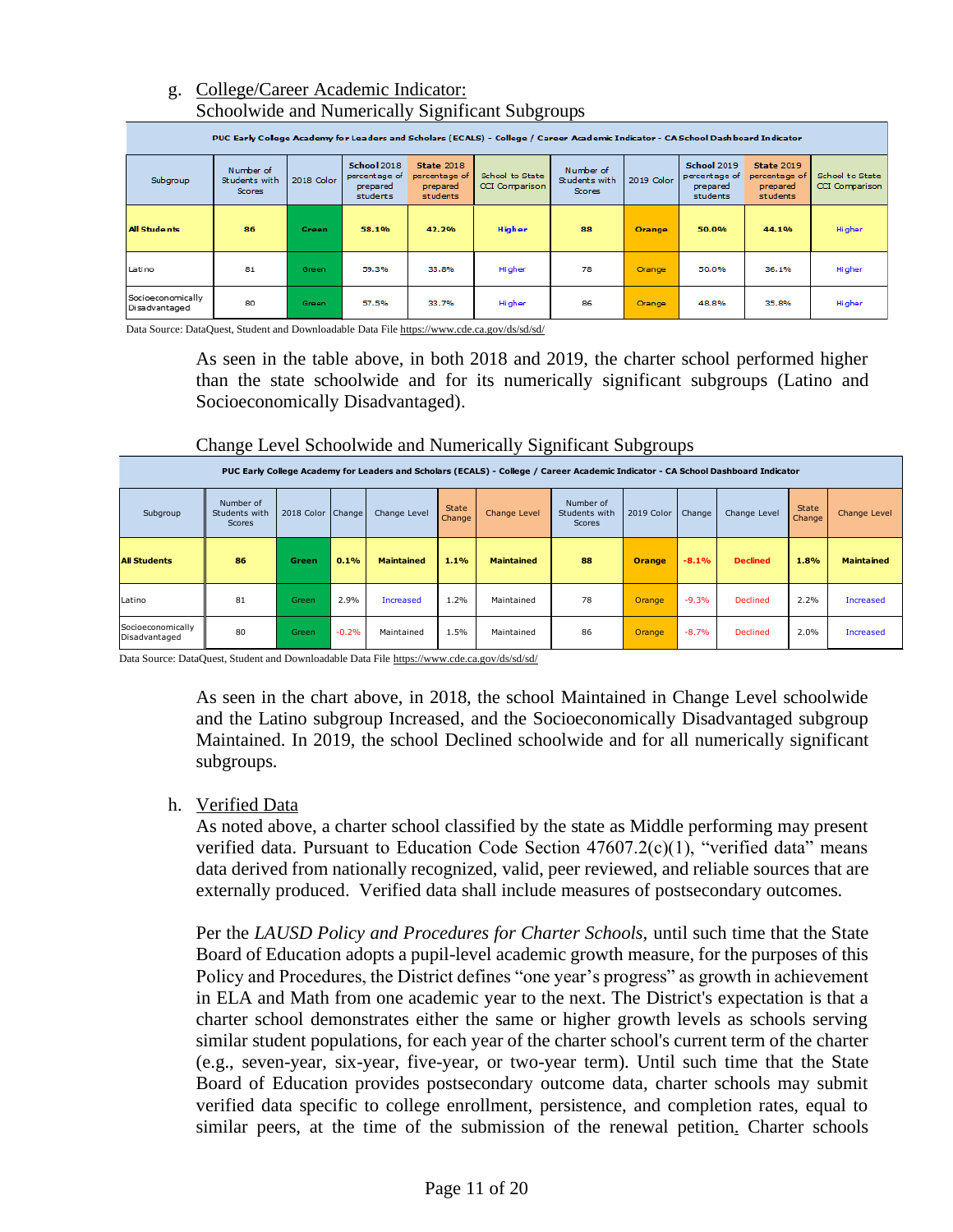g. College/Career Academic Indicator:
Schoolwide and Numerically Significant Subgroups

| PUC Early College Academy for Leaders and Scholars (ECALS) - College / Career Academic Indicator - CA School Dashboard Indicator | | | | | | | | | | |
|---|---|---|---|---|---|---|---|---|---|---|
| Subgroup | Number of Students with Scores | 2018 Color | School 2018 percentage of prepared students | State 2018 percentage of prepared students | School to State CCI Comparison | Number of Students with Scores | 2019 Color | School 2019 percentage of prepared students | State 2019 percentage of prepared students | School to State CCI Comparison |
| **All Students** | **86** | **Green** | **58.1%** | **42.2%** | **Higher** | **88** | **Orange** | **50.0%** | **44.1%** | Higher |
| Latino | 81 | Green | 59.3% | 33.8% | Higher | 78 | Orange | 50.0% | 36.1% | Higher |
| Socioeconomically Disadvantaged | 80 | Green | 57.5% | 33.7% | Higher | 86 | Orange | 48.8% | 35.8% | Higher |

Data Source: DataQuest, Student and Downloadable Data File https://www.cde.ca.gov/ds/sd/sd/

As seen in the table above, in both 2018 and 2019, the charter school performed higher than the state schoolwide and for its numerically significant subgroups (Latino and Socioeconomically Disadvantaged).

Change Level Schoolwide and Numerically Significant Subgroups

| PUC Early College Academy for Leaders and Scholars (ECALS) - College / Career Academic Indicator - CA School Dashboard Indicator | | | | | | | | | | | | |
|---|---|---|---|---|---|---|---|---|---|---|---|---|
| Subgroup | Number of Students with Scores | 2018 Color | Change | Change Level | State Change | Change Level | Number of Students with Scores | 2019 Color | Change | Change Level | State Change | Change Level |
| **All Students** | **86** | **Green** | **0.1%** | **Maintained** | **1.1%** | **Maintained** | **88** | **Orange** | **-8.1%** | **Declined** | **1.8%** | **Maintained** |
| Latino | 81 | Green | 2.9% | Increased | 1.2% | Maintained | 78 | Orange | -9.3% | Declined | 2.2% | Increased |
| Socioeconomically Disadvantaged | 80 | Green | -0.2% | Maintained | 1.5% | Maintained | 86 | Orange | -8.7% | Declined | 2.0% | Increased |

Data Source: DataQuest, Student and Downloadable Data File https://www.cde.ca.gov/ds/sd/sd/

As seen in the chart above, in 2018, the school Maintained in Change Level schoolwide and the Latino subgroup Increased, and the Socioeconomically Disadvantaged subgroup Maintained. In 2019, the school Declined schoolwide and for all numerically significant subgroups.

h. Verified Data

As noted above, a charter school classified by the state as Middle performing may present verified data. Pursuant to Education Code Section 47607.2(c)(1), "verified data" means data derived from nationally recognized, valid, peer reviewed, and reliable sources that are externally produced. Verified data shall include measures of postsecondary outcomes.

Per the *LAUSD Policy and Procedures for Charter Schools,* until such time that the State Board of Education adopts a pupil-level academic growth measure, for the purposes of this Policy and Procedures, the District defines "one year's progress" as growth in achievement in ELA and Math from one academic year to the next. The District's expectation is that a charter school demonstrates either the same or higher growth levels as schools serving similar student populations, for each year of the charter school's current term of the charter (e.g., seven-year, six-year, five-year, or two-year term). Until such time that the State Board of Education provides postsecondary outcome data, charter schools may submit verified data specific to college enrollment, persistence, and completion rates, equal to similar peers, at the time of the submission of the renewal petition. Charter schools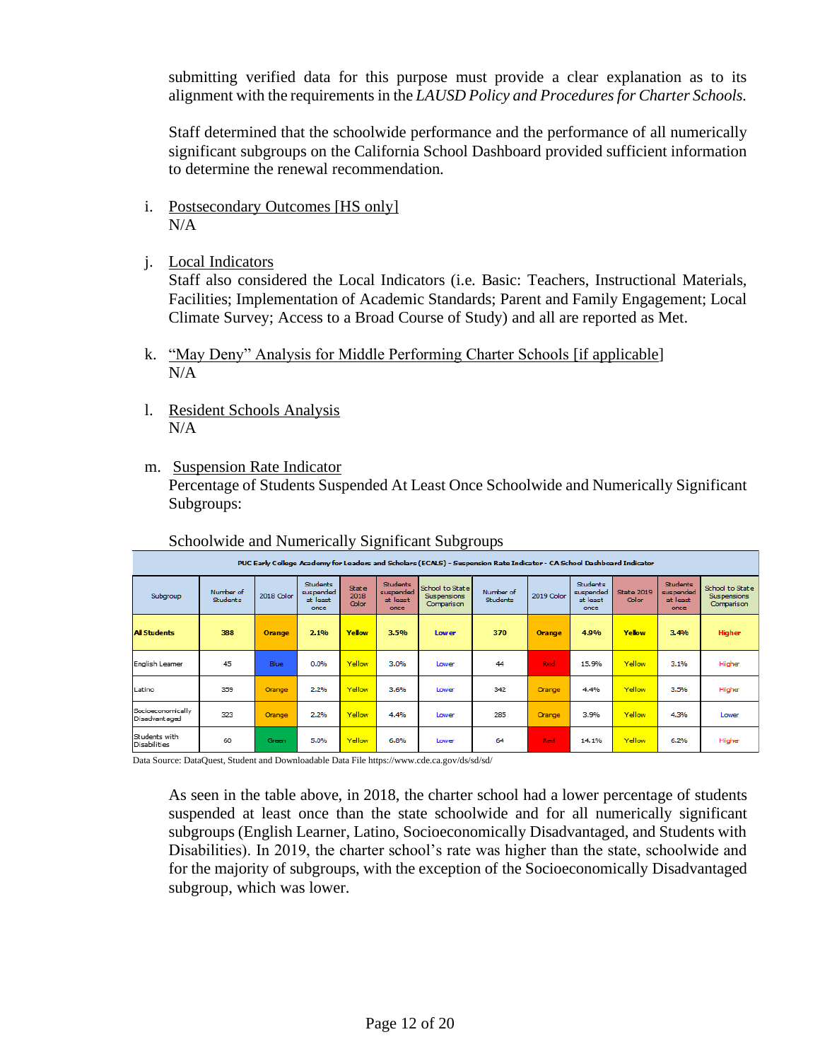submitting verified data for this purpose must provide a clear explanation as to its alignment with the requirements in the *LAUSD Policy and Procedures for Charter Schools*.

Staff determined that the schoolwide performance and the performance of all numerically significant subgroups on the California School Dashboard provided sufficient information to determine the renewal recommendation.

i. Postsecondary Outcomes [HS only]
N/A

j. Local Indicators
Staff also considered the Local Indicators (i.e. Basic: Teachers, Instructional Materials, Facilities; Implementation of Academic Standards; Parent and Family Engagement; Local Climate Survey; Access to a Broad Course of Study) and all are reported as Met.

k. "May Deny" Analysis for Middle Performing Charter Schools [if applicable]
N/A

l. Resident Schools Analysis
N/A

m. Suspension Rate Indicator
Percentage of Students Suspended At Least Once Schoolwide and Numerically Significant Subgroups:

Schoolwide and Numerically Significant Subgroups

| PUC Early College Academy for Leaders and Scholars (ECALS) - Suspension Rate Indicator - CA School Dashboard Indicator | | | | | | | | | | | | |
|---|---|---|---|---|---|---|---|---|---|---|---|---|
| Subgroup | Number of Students | 2018 Color | Students suspended at least once | State 2018 Color | Students suspended at least once | School to State Suspensions Comparison | Number of Students | 2019 Color | Students suspended at least once | State 2019 Color | Students suspended at least once | School to State Suspensions Comparison |
| **All Students** | **388** | **Orange** | **2.1%** | **Yellow** | **3.5%** | **Lower** | **370** | **Orange** | **4.9%** | **Yellow** | **3.4%** | **Higher** |
| English Learner | 45 | Blue | 0.0% | Yellow | 3.0% | Lower | 44 | Red | 15.9% | Yellow | 3.1% | Higher |
| Latino | 359 | Orange | 2.2% | Yellow | 3.6% | Lower | 342 | Orange | 4.4% | Yellow | 3.5% | Higher |
| Socioeconomically Disadvantaged | 323 | Orange | 2.2% | Yellow | 4.4% | Lower | 285 | Orange | 3.9% | Yellow | 4.3% | Lower |
| Students with Disabilities | 60 | Green | 5.0% | Yellow | 6.8% | Lower | 64 | Red | 14.1% | Yellow | 6.2% | Higher |

Data Source: DataQuest, Student and Downloadable Data File https://www.cde.ca.gov/ds/sd/sd/

As seen in the table above, in 2018, the charter school had a lower percentage of students suspended at least once than the state schoolwide and for all numerically significant subgroups (English Learner, Latino, Socioeconomically Disadvantaged, and Students with Disabilities). In 2019, the charter school's rate was higher than the state, schoolwide and for the majority of subgroups, with the exception of the Socioeconomically Disadvantaged subgroup, which was lower.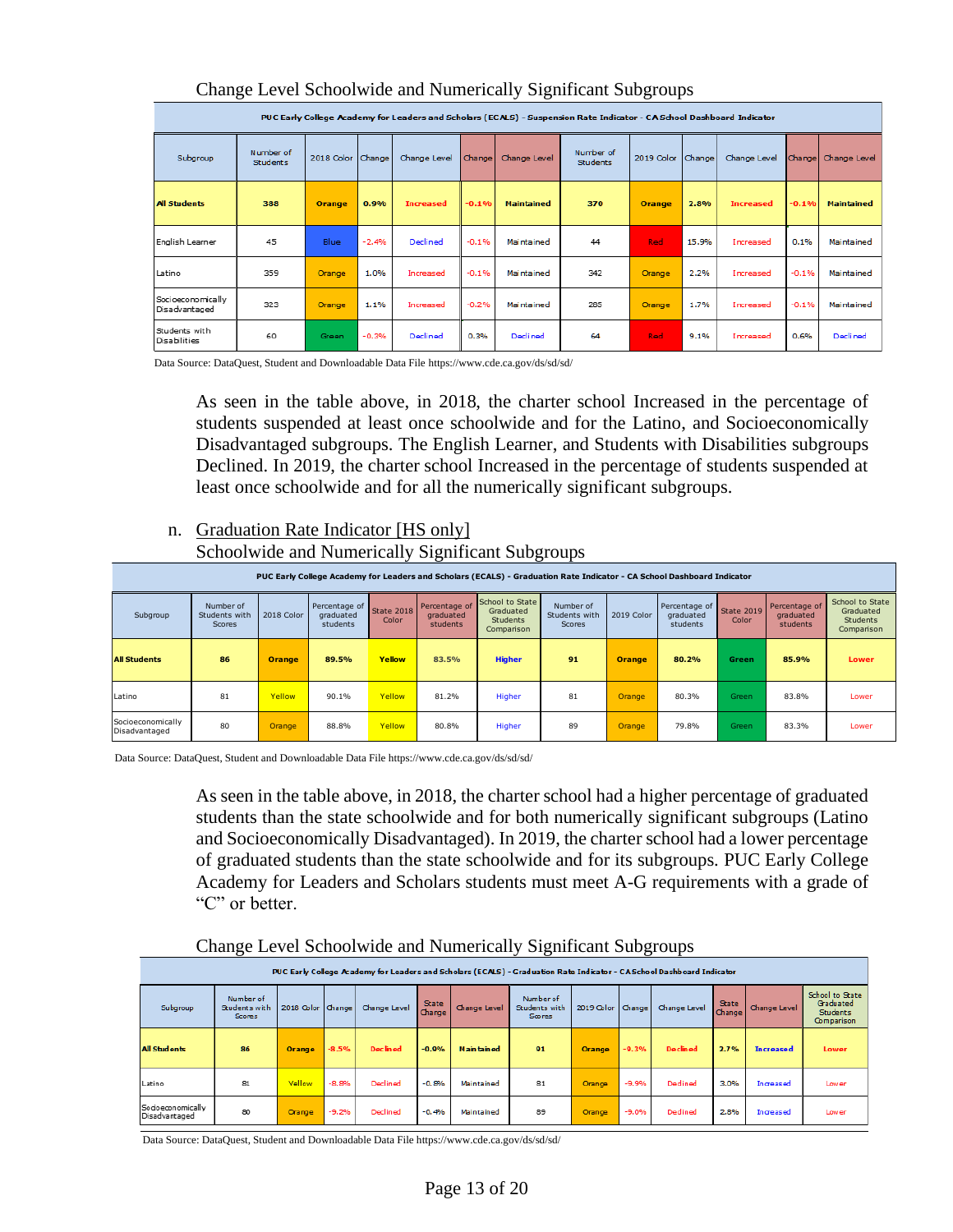Change Level Schoolwide and Numerically Significant Subgroups

| PUC Early College Academy for Leaders and Scholars (ECALS) - Suspension Rate Indicator - CA School Dashboard Indicator | | | | | | | | | | | | | |
|---|---|---|---|---|---|---|---|---|---|---|---|---|---|
| Subgroup | Number of Students | 2018 Color | Change | Change Level | Change | Change Level | Number of Students | 2019 Color | Change | Change Level | Change | Change Level |
| **All Students** | **388** | **Orange** | **0.9%** | **Increased** | **-0.1%** | **Maintained** | **370** | **Orange** | **2.8%** | **Increased** | **-0.1%** | **Maintained** |
| English Learner | 45 | Blue | -2.4% | Declined | -0.1% | Maintained | 44 | Red | 15.9% | Increased | 0.1% | Maintained |
| Latino | 359 | Orange | 1.0% | Increased | -0.1% | Maintained | 342 | Orange | 2.2% | Increased | -0.1% | Maintained |
| Socioeconomically Disadvantaged | 323 | Orange | 1.1% | Increased | -0.2% | Maintained | 285 | Orange | 1.7% | Increased | -0.1% | Maintained |
| Students with Disablities | 60 | Green | -0.3% | Declined | 0.3% | Declined | 64 | Red | 9.1% | Increased | 0.6% | Declined |

Data Source: DataQuest, Student and Downloadable Data File https://www.cde.ca.gov/ds/sd/sd/

As seen in the table above, in 2018, the charter school Increased in the percentage of students suspended at least once schoolwide and for the Latino, and Socioeconomically Disadvantaged subgroups. The English Learner, and Students with Disabilities subgroups Declined. In 2019, the charter school Increased in the percentage of students suspended at least once schoolwide and for all the numerically significant subgroups.

n. Graduation Rate Indicator [HS only]

Schoolwide and Numerically Significant Subgroups

| PUC Early College Academy for Leaders and Scholars (ECALS) - Graduation Rate Indicator - CA School Dashboard Indicator | | | | | | | | | | | | |
|---|---|---|---|---|---|---|---|---|---|---|---|---|
| Subgroup | Number of Students with Scores | 2018 Color | Percentage of graduated students | State 2018 Color | Percentage of graduated students | School to State Graduated Students Comparison | Number of Students with Scores | 2019 Color | Percentage of graduated students | State 2019 Color | Percentage of graduated students | School to State Graduated Students Comparison |
| **All Students** | **86** | **Orange** | **89.5%** | **Yellow** | **83.5%** | **Higher** | **91** | **Orange** | **80.2%** | **Green** | **85.9%** | **Lower** |
| Latino | 81 | Yellow | 90.1% | Yellow | 81.2% | Higher | 81 | Orange | 80.3% | Green | 83.8% | Lower |
| Socioeconomically Disadvantaged | 80 | Orange | 88.8% | Yellow | 80.8% | Higher | 89 | Orange | 79.8% | Green | 83.3% | Lower |

Data Source: DataQuest, Student and Downloadable Data File https://www.cde.ca.gov/ds/sd/sd/

As seen in the table above, in 2018, the charter school had a higher percentage of graduated students than the state schoolwide and for both numerically significant subgroups (Latino and Socioeconomically Disadvantaged). In 2019, the charter school had a lower percentage of graduated students than the state schoolwide and for its subgroups. PUC Early College Academy for Leaders and Scholars students must meet A-G requirements with a grade of "C" or better.

Change Level Schoolwide and Numerically Significant Subgroups

| PUC Early College Academy for Leaders and Scholars (ECALS) - Graduation Rate Indicator - CA School Dashboard Indicator | | | | | | | | | | | | | |
|---|---|---|---|---|---|---|---|---|---|---|---|---|---|
| Subgroup | Number of Students with Scores | 2018 Color | Change | Change Level | State Change | Change Level | Number of Students with Scores | 2019 Color | Change | Change Level | State Change | Change Level | School to State Graduated Students Comparison |
| **All Students** | **86** | **Orange** | **-8.5%** | **Declined** | **-0.0%** | **Maintained** | **91** | **Orange** | **-9.3%** | **Declined** | **2.7%** | **Increased** | **Lower** |
| Latino | 81 | Yellow | -8.8% | Declined | -0.8% | Maintained | 81 | Orange | -9.9% | Declined | 3.0% | Increased | Lower |
| Socioeconomically Disadvantaged | 80 | Orange | -9.2% | Declined | -0.4% | Maintained | 89 | Orange | -9.0% | Declined | 2.8% | Increased | Lower |

Data Source: DataQuest, Student and Downloadable Data File https://www.cde.ca.gov/ds/sd/sd/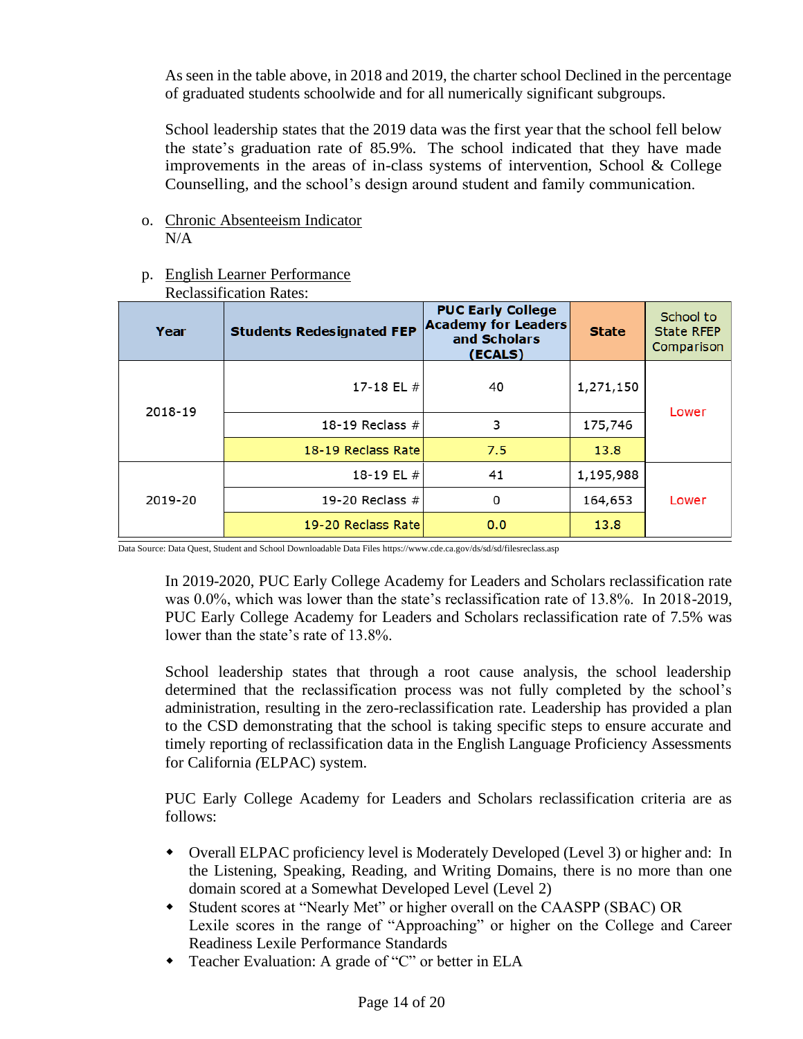As seen in the table above, in 2018 and 2019, the charter school Declined in the percentage of graduated students schoolwide and for all numerically significant subgroups.

School leadership states that the 2019 data was the first year that the school fell below the state's graduation rate of 85.9%. The school indicated that they have made improvements in the areas of in-class systems of intervention, School & College Counselling, and the school's design around student and family communication.

o. <u>Chronic Absenteeism Indicator</u>
N/A

p. <u>English Learner Performance</u>
Reclassification Rates:

| Year | Students Redesignated FEP | PUC Early College Academy for Leaders and Scholars (ECALS) | State | School to State RFEP Comparison |
|---|---|---|---|---|
| 2018-19 | 17-18 EL # | 40 | 1,271,150 | Lower |
| | 18-19 Reclass # | 3 | 175,746 | |
| | 18-19 Reclass Rate | 7.5 | 13.8 | |
| 2019-20 | 18-19 EL # | 41 | 1,195,988 | Lower |
| | 19-20 Reclass # | 0 | 164,653 | |
| | 19-20 Reclass Rate | 0.0 | 13.8 | |

Data Source: Data Quest, Student and School Downloadable Data Files https://www.cde.ca.gov/ds/sd/sd/filesreclass.asp

In 2019-2020, PUC Early College Academy for Leaders and Scholars reclassification rate was 0.0%, which was lower than the state's reclassification rate of 13.8%. In 2018-2019, PUC Early College Academy for Leaders and Scholars reclassification rate of 7.5% was lower than the state's rate of 13.8%.

School leadership states that through a root cause analysis, the school leadership determined that the reclassification process was not fully completed by the school's administration, resulting in the zero-reclassification rate. Leadership has provided a plan to the CSD demonstrating that the school is taking specific steps to ensure accurate and timely reporting of reclassification data in the English Language Proficiency Assessments for California *(*ELPAC) system.

PUC Early College Academy for Leaders and Scholars reclassification criteria are as follows:

- Overall ELPAC proficiency level is Moderately Developed (Level 3) or higher and: In the Listening, Speaking, Reading, and Writing Domains, there is no more than one domain scored at a Somewhat Developed Level (Level 2)
- Student scores at "Nearly Met" or higher overall on the CAASPP (SBAC) OR Lexile scores in the range of "Approaching" or higher on the College and Career Readiness Lexile Performance Standards
- Teacher Evaluation: A grade of "C" or better in ELA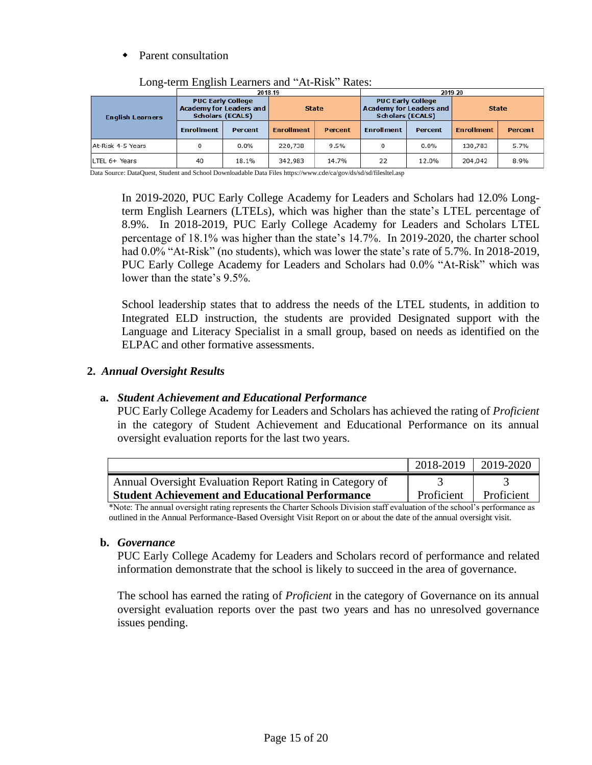- Parent consultation

Long-term English Learners and "At-Risk" Rates:

| English Learners | 2018-19 | | | | 2019-20 | | | |
|---|---|---|---|---|---|---|---|---|
| | PUC Early College Academy for Leaders and Scholars (ECALS) | | State | | PUC Early College Academy for Leaders and Scholars (ECALS) | | State | |
| | Enrollment | Percent | Enrollment | Percent | Enrollment | Percent | Enrollment | Percent |
| At-Risk 4-5 Years | 0 | 0.0% | 220,738 | 9.5% | 0 | 0.0% | 130,783 | 5.7% |
| LTEL 6+ Years | 40 | 18.1% | 342,983 | 14.7% | 22 | 12.0% | 204,042 | 8.9% |

Data Source: DataQuest, Student and School Downloadable Data Files https://www.cde/ca/gov/ds/sd/sd/filesltel.asp

In 2019-2020, PUC Early College Academy for Leaders and Scholars had 12.0% Long-term English Learners (LTELs), which was higher than the state's LTEL percentage of 8.9%. In 2018-2019, PUC Early College Academy for Leaders and Scholars LTEL percentage of 18.1% was higher than the state's 14.7%. In 2019-2020, the charter school had 0.0% "At-Risk" (no students), which was lower the state's rate of 5.7%. In 2018-2019, PUC Early College Academy for Leaders and Scholars had 0.0% "At-Risk" which was lower than the state's 9.5%.

School leadership states that to address the needs of the LTEL students, in addition to Integrated ELD instruction, the students are provided Designated support with the Language and Literacy Specialist in a small group, based on needs as identified on the ELPAC and other formative assessments.

## 2. *Annual Oversight Results*

### a. *Student Achievement and Educational Performance*

PUC Early College Academy for Leaders and Scholars has achieved the rating of *Proficient* in the category of Student Achievement and Educational Performance on its annual oversight evaluation reports for the last two years.

| | 2018-2019 | 2019-2020 |
|---|---|---|
| Annual Oversight Evaluation Report Rating in Category of **Student Achievement and Educational Performance** | 3 Proficient | 3 Proficient |

*Note: The annual oversight rating represents the Charter Schools Division staff evaluation of the school's performance as outlined in the Annual Performance-Based Oversight Visit Report on or about the date of the annual oversight visit.

### b. *Governance*

PUC Early College Academy for Leaders and Scholars record of performance and related information demonstrate that the school is likely to succeed in the area of governance.

The school has earned the rating of *Proficient* in the category of Governance on its annual oversight evaluation reports over the past two years and has no unresolved governance issues pending.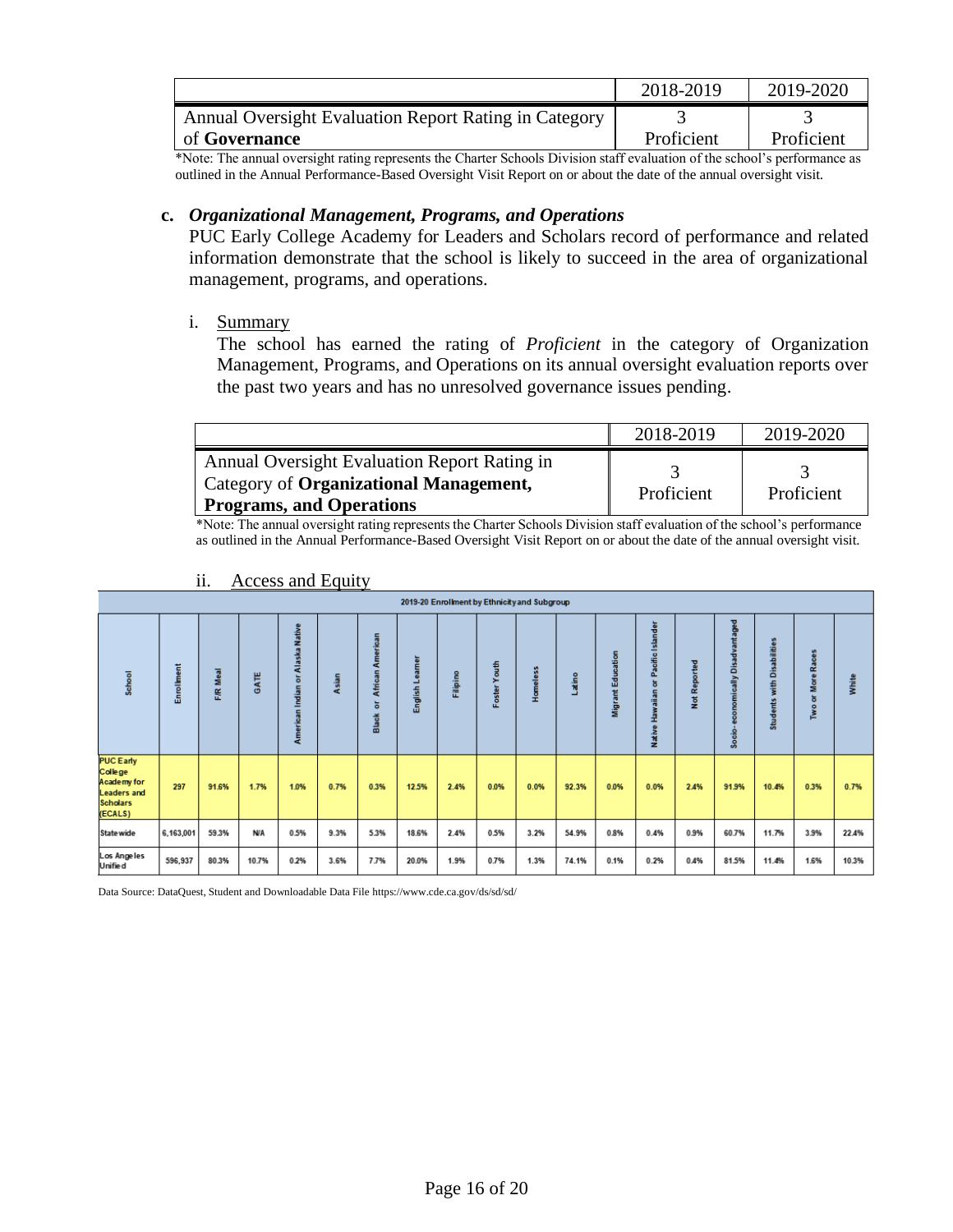| | 2018-2019 | 2019-2020 |
|---|---|---|
| Annual Oversight Evaluation Report Rating in Category of **Governance** | 3 Proficient | 3 Proficient |

*Note: The annual oversight rating represents the Charter Schools Division staff evaluation of the school's performance as outlined in the Annual Performance-Based Oversight Visit Report on or about the date of the annual oversight visit.

**c.** ***Organizational Management, Programs, and Operations***

PUC Early College Academy for Leaders and Scholars record of performance and related information demonstrate that the school is likely to succeed in the area of organizational management, programs, and operations.

i. Summary

The school has earned the rating of *Proficient* in the category of Organization Management, Programs, and Operations on its annual oversight evaluation reports over the past two years and has no unresolved governance issues pending.

| | 2018-2019 | 2019-2020 |
|---|---|---|
| Annual Oversight Evaluation Report Rating in Category of **Organizational Management, Programs, and Operations** | 3 Proficient | 3 Proficient |

*Note: The annual oversight rating represents the Charter Schools Division staff evaluation of the school's performance as outlined in the Annual Performance-Based Oversight Visit Report on or about the date of the annual oversight visit.

ii. Access and Equity

| 2019-20 Enrollment by Ethnicity and Subgroup | | | | | | | | | | | | | | | | | | |
|---|---|---|---|---|---|---|---|---|---|---|---|---|---|---|---|---|---|---|
| School | Enrollment | F/R Meal | GATE | American Indian or Alaska Native | Asian | Black or African American | English Learner | Filipino | Foster Youth | Homeless | Latino | Migrant Education | Native Hawaiian or Pacific Islander | Not Reported | Socio-economically Disadvantaged | Students with Disabilities | Two or More Races | White |
| PUC Early College Academy for Leaders and Scholars (ECALS) | 297 | 91.6% | 1.7% | 1.0% | 0.7% | 0.3% | 12.5% | 2.4% | 0.0% | 0.0% | 92.3% | 0.0% | 0.0% | 2.4% | 91.9% | 10.4% | 0.3% | 0.7% |
| Statewide | 6,163,001 | 59.3% | N/A | 0.5% | 9.3% | 5.3% | 18.6% | 2.4% | 0.5% | 3.2% | 54.9% | 0.8% | 0.4% | 0.9% | 60.7% | 11.7% | 3.9% | 22.4% |
| Los Angeles Unified | 596,937 | 80.3% | 10.7% | 0.2% | 3.6% | 7.7% | 20.0% | 1.9% | 0.7% | 1.3% | 74.1% | 0.1% | 0.2% | 0.4% | 81.5% | 11.4% | 1.6% | 10.3% |

Data Source: DataQuest, Student and Downloadable Data File https://www.cde.ca.gov/ds/sd/sd/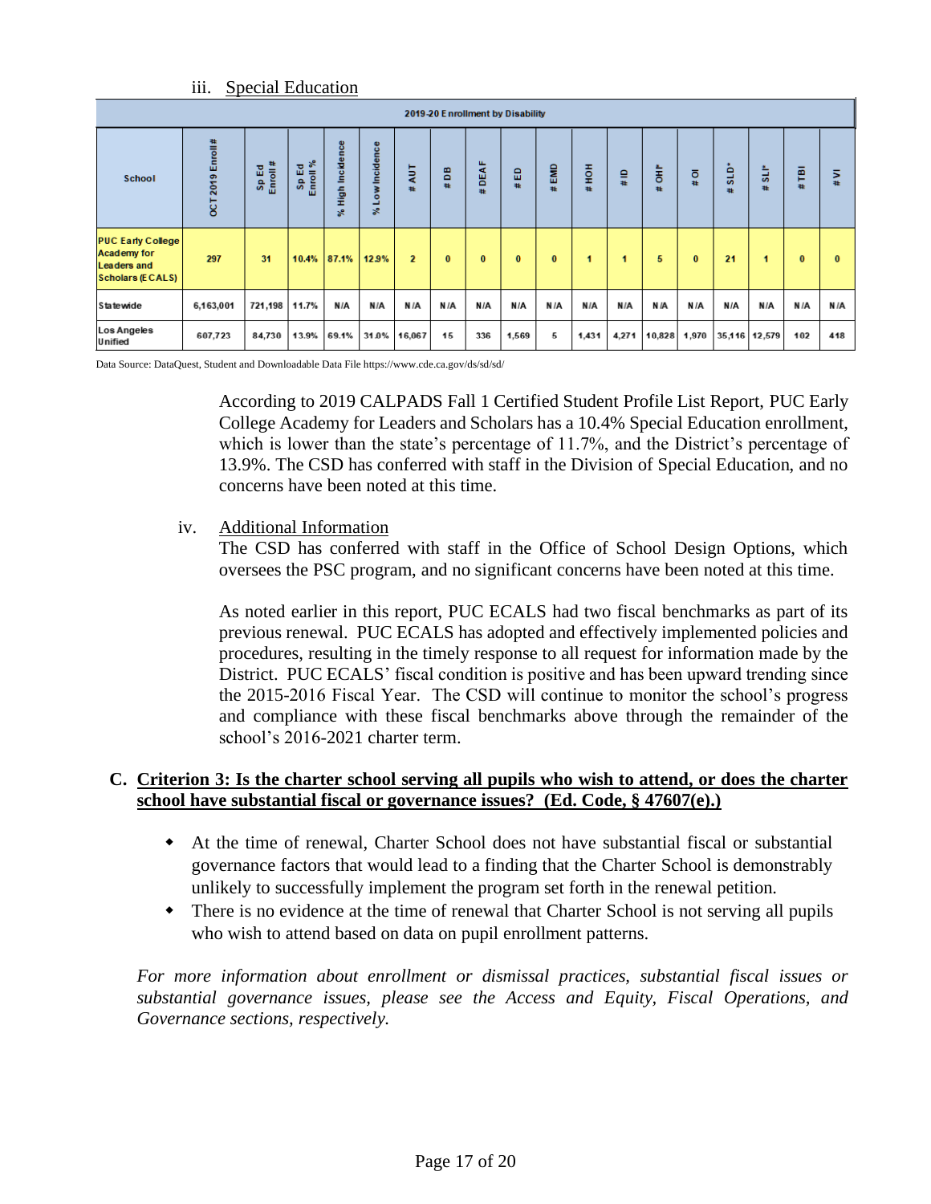iii. Special Education

| 2019-20 Enrollment by Disability | | | | | | | | | | | | | | | | | | |
|---|---|---|---|---|---|---|---|---|---|---|---|---|---|---|---|---|---|---|
| School | OCT 2019 Enroll # | Sp Ed Enroll # | Sp Ed Enroll % | % High Incidence | % Low Incidence | # AUT | # DB | # DEAF | # ED | # EMD | # HOH | # ID | # OHI* | # OI | # SLD* | # SLI* | # TBI | # VI |
| PUC Early College Academy for Leaders and Scholars (ECALS) | 297 | 31 | 10.4% | 87.1% | 12.9% | 2 | 0 | 0 | 0 | 0 | 1 | 1 | 5 | 0 | 21 | 1 | 0 | 0 |
| Statewide | 6,163,001 | 721,198 | 11.7% | N/A | N/A | N/A | N/A | N/A | N/A | N/A | N/A | N/A | N/A | N/A | N/A | N/A | N/A | N/A |
| Los Angeles Unified | 607,723 | 84,730 | 13.9% | 69.1% | 31.0% | 16,067 | 15 | 336 | 1,569 | 5 | 1,431 | 4,271 | 10,828 | 1,970 | 35,116 | 12,579 | 102 | 418 |

Data Source: DataQuest, Student and Downloadable Data File https://www.cde.ca.gov/ds/sd/sd/

According to 2019 CALPADS Fall 1 Certified Student Profile List Report, PUC Early College Academy for Leaders and Scholars has a 10.4% Special Education enrollment, which is lower than the state's percentage of 11.7%, and the District's percentage of 13.9%. The CSD has conferred with staff in the Division of Special Education, and no concerns have been noted at this time.

iv. Additional Information

The CSD has conferred with staff in the Office of School Design Options, which oversees the PSC program, and no significant concerns have been noted at this time.

As noted earlier in this report, PUC ECALS had two fiscal benchmarks as part of its previous renewal. PUC ECALS has adopted and effectively implemented policies and procedures, resulting in the timely response to all request for information made by the District. PUC ECALS' fiscal condition is positive and has been upward trending since the 2015-2016 Fiscal Year. The CSD will continue to monitor the school's progress and compliance with these fiscal benchmarks above through the remainder of the school's 2016-2021 charter term.

## C. Criterion 3: Is the charter school serving all pupils who wish to attend, or does the charter school have substantial fiscal or governance issues? (Ed. Code, § 47607(e).)

- At the time of renewal, Charter School does not have substantial fiscal or substantial governance factors that would lead to a finding that the Charter School is demonstrably unlikely to successfully implement the program set forth in the renewal petition.
- There is no evidence at the time of renewal that Charter School is not serving all pupils who wish to attend based on data on pupil enrollment patterns.

*For more information about enrollment or dismissal practices, substantial fiscal issues or substantial governance issues, please see the Access and Equity, Fiscal Operations, and Governance sections, respectively.*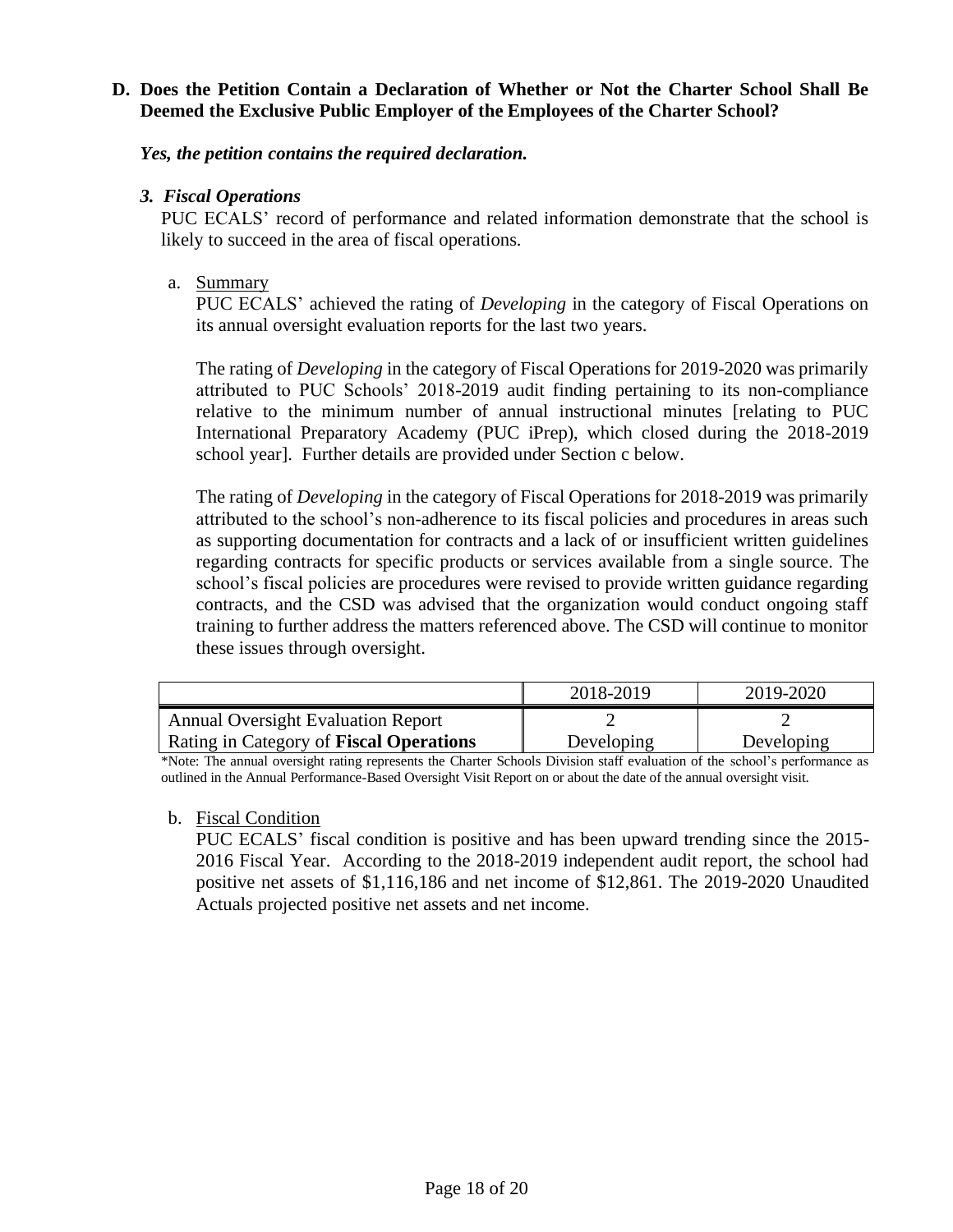**D. Does the Petition Contain a Declaration of Whether or Not the Charter School Shall Be Deemed the Exclusive Public Employer of the Employees of the Charter School?**

***Yes, the petition contains the required declaration.***

***3. Fiscal Operations***

PUC ECALS' record of performance and related information demonstrate that the school is likely to succeed in the area of fiscal operations.

a. Summary

PUC ECALS' achieved the rating of *Developing* in the category of Fiscal Operations on its annual oversight evaluation reports for the last two years.

The rating of *Developing* in the category of Fiscal Operations for 2019-2020 was primarily attributed to PUC Schools' 2018-2019 audit finding pertaining to its non-compliance relative to the minimum number of annual instructional minutes [relating to PUC International Preparatory Academy (PUC iPrep), which closed during the 2018-2019 school year]. Further details are provided under Section c below.

The rating of *Developing* in the category of Fiscal Operations for 2018-2019 was primarily attributed to the school's non-adherence to its fiscal policies and procedures in areas such as supporting documentation for contracts and a lack of or insufficient written guidelines regarding contracts for specific products or services available from a single source. The school's fiscal policies are procedures were revised to provide written guidance regarding contracts, and the CSD was advised that the organization would conduct ongoing staff training to further address the matters referenced above. The CSD will continue to monitor these issues through oversight.

| | 2018-2019 | 2019-2020 |
|---|---|---|
| Annual Oversight Evaluation Report Rating in Category of **Fiscal Operations** | 2 Developing | 2 Developing |

*Note: The annual oversight rating represents the Charter Schools Division staff evaluation of the school's performance as outlined in the Annual Performance-Based Oversight Visit Report on or about the date of the annual oversight visit.

b. Fiscal Condition

PUC ECALS' fiscal condition is positive and has been upward trending since the 2015-2016 Fiscal Year. According to the 2018-2019 independent audit report, the school had positive net assets of $1,116,186 and net income of $12,861. The 2019-2020 Unaudited Actuals projected positive net assets and net income.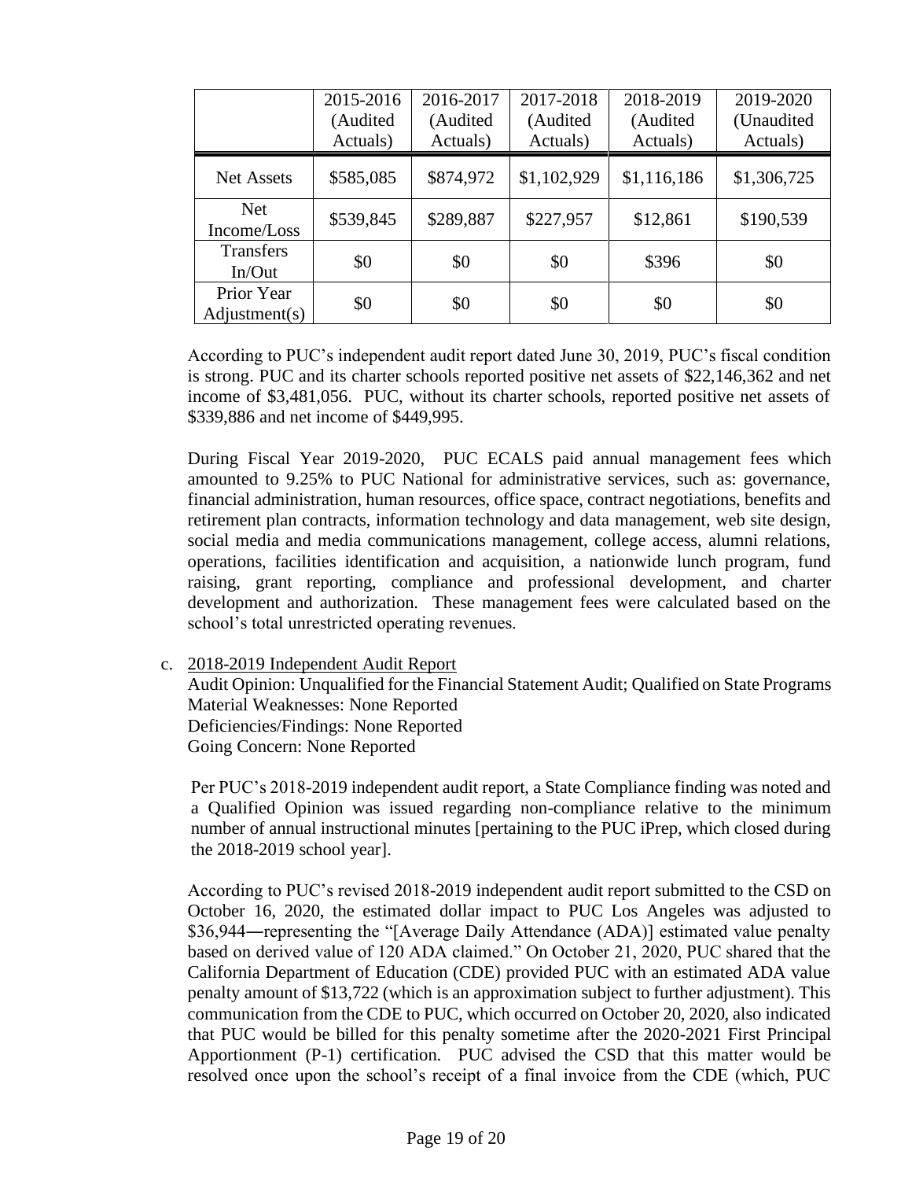| | 2015-2016 (Audited Actuals) | 2016-2017 (Audited Actuals) | 2017-2018 (Audited Actuals) | 2018-2019 (Audited Actuals) | 2019-2020 (Unaudited Actuals) |
|---|---|---|---|---|---|
| Net Assets | $585,085 | $874,972 | $1,102,929 | $1,116,186 | $1,306,725 |
| Net Income/Loss | $539,845 | $289,887 | $227,957 | $12,861 | $190,539 |
| Transfers In/Out | $0 | $0 | $0 | $396 | $0 |
| Prior Year Adjustment(s) | $0 | $0 | $0 | $0 | $0 |

According to PUC's independent audit report dated June 30, 2019, PUC's fiscal condition is strong. PUC and its charter schools reported positive net assets of $22,146,362 and net income of $3,481,056. PUC, without its charter schools, reported positive net assets of $339,886 and net income of $449,995.

During Fiscal Year 2019-2020, PUC ECALS paid annual management fees which amounted to 9.25% to PUC National for administrative services, such as: governance, financial administration, human resources, office space, contract negotiations, benefits and retirement plan contracts, information technology and data management, web site design, social media and media communications management, college access, alumni relations, operations, facilities identification and acquisition, a nationwide lunch program, fund raising, grant reporting, compliance and professional development, and charter development and authorization. These management fees were calculated based on the school's total unrestricted operating revenues.

c. 2018-2019 Independent Audit Report
Audit Opinion: Unqualified for the Financial Statement Audit; Qualified on State Programs
Material Weaknesses: None Reported
Deficiencies/Findings: None Reported
Going Concern: None Reported

Per PUC's 2018-2019 independent audit report, a State Compliance finding was noted and a Qualified Opinion was issued regarding non-compliance relative to the minimum number of annual instructional minutes [pertaining to the PUC iPrep, which closed during the 2018-2019 school year].

According to PUC's revised 2018-2019 independent audit report submitted to the CSD on October 16, 2020, the estimated dollar impact to PUC Los Angeles was adjusted to $36,944—representing the "[Average Daily Attendance (ADA)] estimated value penalty based on derived value of 120 ADA claimed." On October 21, 2020, PUC shared that the California Department of Education (CDE) provided PUC with an estimated ADA value penalty amount of $13,722 (which is an approximation subject to further adjustment). This communication from the CDE to PUC, which occurred on October 20, 2020, also indicated that PUC would be billed for this penalty sometime after the 2020-2021 First Principal Apportionment (P-1) certification. PUC advised the CSD that this matter would be resolved once upon the school's receipt of a final invoice from the CDE (which, PUC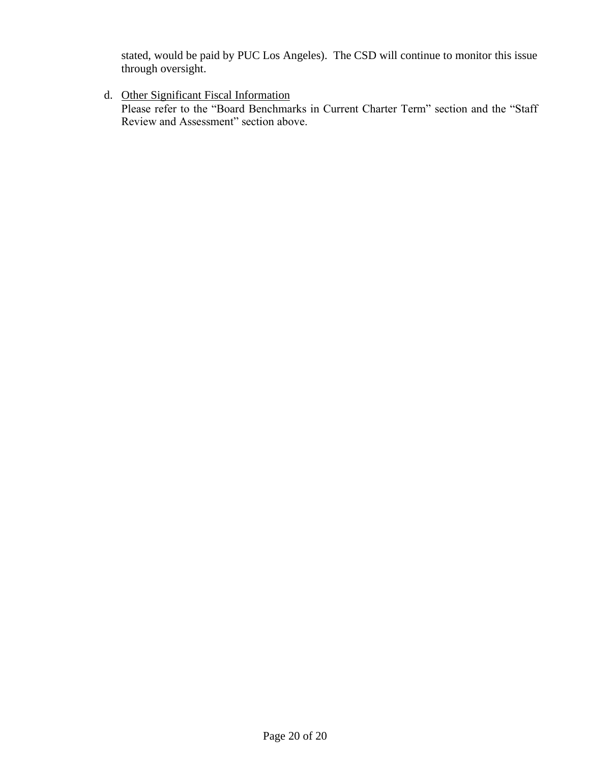stated, would be paid by PUC Los Angeles). The CSD will continue to monitor this issue through oversight.

d. Other Significant Fiscal Information

Please refer to the "Board Benchmarks in Current Charter Term" section and the "Staff Review and Assessment" section above.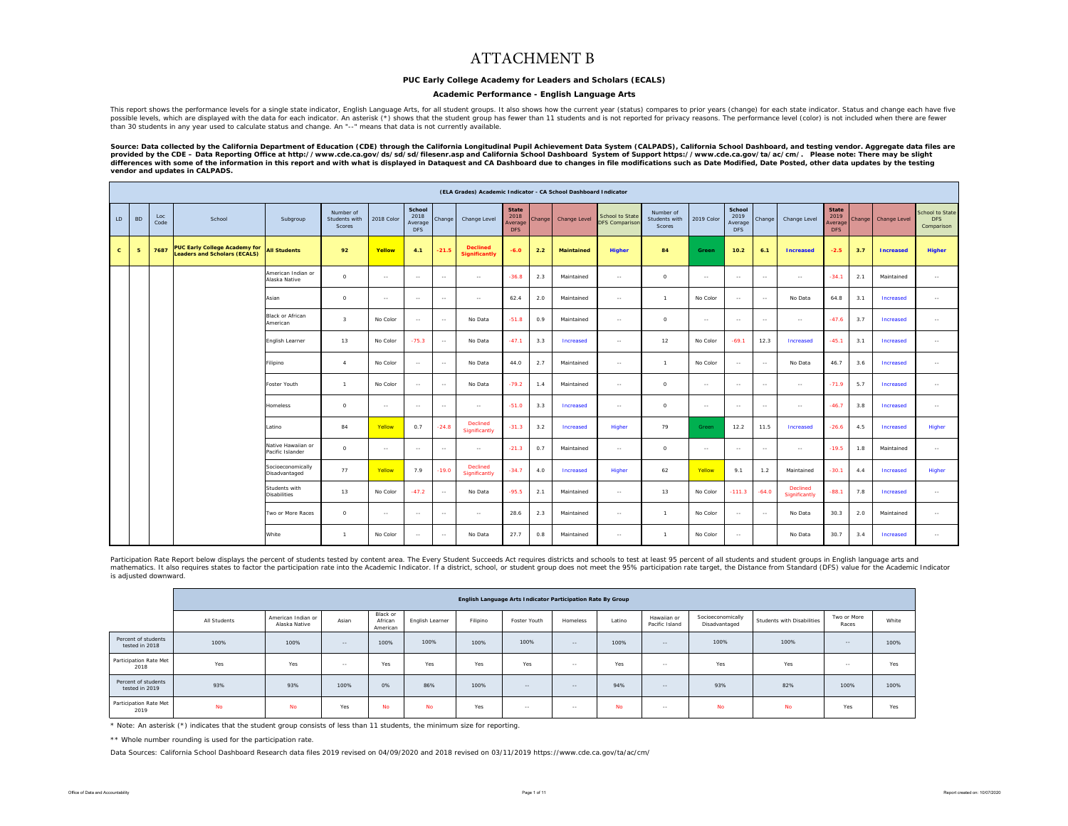# ATTACHMENT B

**PUC Early College Academy for Leaders and Scholars (ECALS)**

**Academic Performance - English Language Arts**

This report shows the performance levels for a single state indicator, English Language Arts, for all student groups. It also shows how the current year (status) compares to prior years (change) for each state indicator. Status and change each have five possible levels, which are displayed with the data for each indicator. An asterisk (*) shows that the student group has fewer than 11 students and is not reported for privacy reasons. The performance level (color) is not included when there are fewer than 30 students in any year used to calculate status and change. An "--" means that data is not currently available.

**Source: Data collected by the California Department of Education (CDE) through the California Longitudinal Pupil Achievement Data System (CALPADS), California School Dashboard, and testing vendor. Aggregate data files are provided by the CDE – Data Reporting Office at http://www.cde.ca.gov/ds/sd/sd/filesenr.asp and California School Dashboard System of Support https://www.cde.ca.gov/ta/ac/cm/. Please note: There may be slight differences with some of the information in this report and with what is displayed in Dataquest and CA Dashboard due to changes in file modifications such as Date Modified, Date Posted, other data updates by the testing vendor and updates in CALPADS.**

**(ELA Grades) Academic Indicator - CA School Dashboard Indicator**

| LD | BD | Loc Code | School | Subgroup | Number of Students with Scores | 2018 Color | School 2018 Average DFS | Change | Change Level | State 2018 Average DFS | Change | Change Level | School to State DFS Comparison | Number of Students with Scores | 2019 Color | School 2019 Average DFS | Change | Change Level | State 2019 Average DFS | Change | Change Level | School to State DFS Comparison |
|---|---|---|---|---|---|---|---|---|---|---|---|---|---|---|---|---|---|---|---|---|---|---|
| **C** | **5** | **7687** | **PUC Early College Academy for Leaders and Scholars (ECALS)** | **All Students** | **92** | **Yellow** | **4.1** | **-21.5** | **Declined Significantly** | **-6.0** | **2.2** | **Maintained** | **Higher** | **84** | **Green** | **10.2** | **6.1** | **Increased** | **-2.5** | **3.7** | **Increased** | **Higher** |
| | | | | American Indian or Alaska Native | 0 | -- | -- | -- | -- | -36.8 | 2.3 | Maintained | -- | 0 | -- | -- | -- | -- | -34.1 | 2.1 | Maintained | -- |
| | | | | Asian | 0 | -- | -- | -- | -- | 62.4 | 2.0 | Maintained | -- | 1 | No Color | -- | -- | No Data | 64.8 | 3.1 | Increased | -- |
| | | | | Black or African American | 3 | No Color | -- | -- | No Data | -51.8 | 0.9 | Maintained | -- | 0 | -- | -- | -- | -- | -47.6 | 3.7 | Increased | -- |
| | | | | English Learner | 13 | No Color | -75.3 | -- | No Data | -47.1 | 3.3 | Increased | -- | 12 | No Color | -69.1 | 12.3 | Increased | -45.1 | 3.1 | Increased | -- |
| | | | | Filipino | 4 | No Color | -- | -- | No Data | 44.0 | 2.7 | Maintained | -- | 1 | No Color | -- | -- | No Data | 46.7 | 3.6 | Increased | -- |
| | | | | Foster Youth | 1 | No Color | -- | -- | No Data | -79.2 | 1.4 | Maintained | -- | 0 | -- | -- | -- | -- | -71.9 | 5.7 | Increased | -- |
| | | | | Homeless | 0 | -- | -- | -- | -- | -51.0 | 3.3 | Increased | -- | 0 | -- | -- | -- | -- | -46.7 | 3.8 | Increased | -- |
| | | | | Latino | 84 | Yellow | 0.7 | -24.8 | Declined Significantly | -31.3 | 3.2 | Increased | Higher | 79 | Green | 12.2 | 11.5 | Increased | -26.6 | 4.5 | Increased | Higher |
| | | | | Native Hawaiian or Pacific Islander | 0 | -- | -- | -- | -- | -21.3 | 0.7 | Maintained | -- | 0 | -- | -- | -- | -- | -19.5 | 1.8 | Maintained | -- |
| | | | | Socioeconomically Disadvantaged | 77 | Yellow | 7.9 | -19.0 | Declined Significantly | -34.7 | 4.0 | Increased | Higher | 62 | Yellow | 9.1 | 1.2 | Maintained | -30.1 | 4.4 | Increased | Higher |
| | | | | Students with Disabilities | 13 | No Color | -47.2 | -- | No Data | -95.5 | 2.1 | Maintained | -- | 13 | No Color | -111.3 | -64.0 | Declined Significantly | -88.1 | 7.8 | Increased | -- |
| | | | | Two or More Races | 0 | -- | -- | -- | -- | 28.6 | 2.3 | Maintained | -- | 1 | No Color | -- | -- | No Data | 30.3 | 2.0 | Maintained | -- |
| | | | | White | 1 | No Color | -- | -- | No Data | 27.7 | 0.8 | Maintained | -- | 1 | No Color | -- | | No Data | 30.7 | 3.4 | Increased | -- |

Participation Rate Report below displays the percent of students tested by content area. The Every Student Succeeds Act requires districts and schools to test at least 95 percent of all students and student groups in English language arts and mathematics. It also requires states to factor the participation rate into the Academic Indicator. If a district, school, or student group does not meet the 95% participation rate target, the Distance from Standard (DFS) value for the Academic Indicator is adjusted downward.

**English Language Arts Indicator Participation Rate By Group**

| | All Students | American Indian or Alaska Native | Asian | Black or African American | English Learner | Filipino | Foster Youth | Homeless | Latino | Hawaiian or Pacific Island | Socioeconomically Disadvantaged | Students with Disabilities | Two or More Races | White |
|---|---|---|---|---|---|---|---|---|---|---|---|---|---|---|
| Percent of students tested in 2018 | 100% | 100% | -- | 100% | 100% | 100% | 100% | -- | 100% | -- | 100% | 100% | -- | 100% |
| Participation Rate Met 2018 | Yes | Yes | -- | Yes | Yes | Yes | Yes | -- | Yes | -- | Yes | Yes | -- | Yes |
| Percent of students tested in 2019 | 93% | 93% | 100% | 0% | 86% | 100% | -- | -- | 94% | -- | 93% | 82% | 100% | 100% |
| Participation Rate Met 2019 | No | No | Yes | No | No | Yes | -- | -- | No | -- | No | No | Yes | Yes |

* Note: An asterisk (*) indicates that the student group consists of less than 11 students, the minimum size for reporting.

** Whole number rounding is used for the participation rate.

Data Sources: California School Dashboard Research data files 2019 revised on 04/09/2020 and 2018 revised on 03/11/2019 https://www.cde.ca.gov/ta/ac/cm/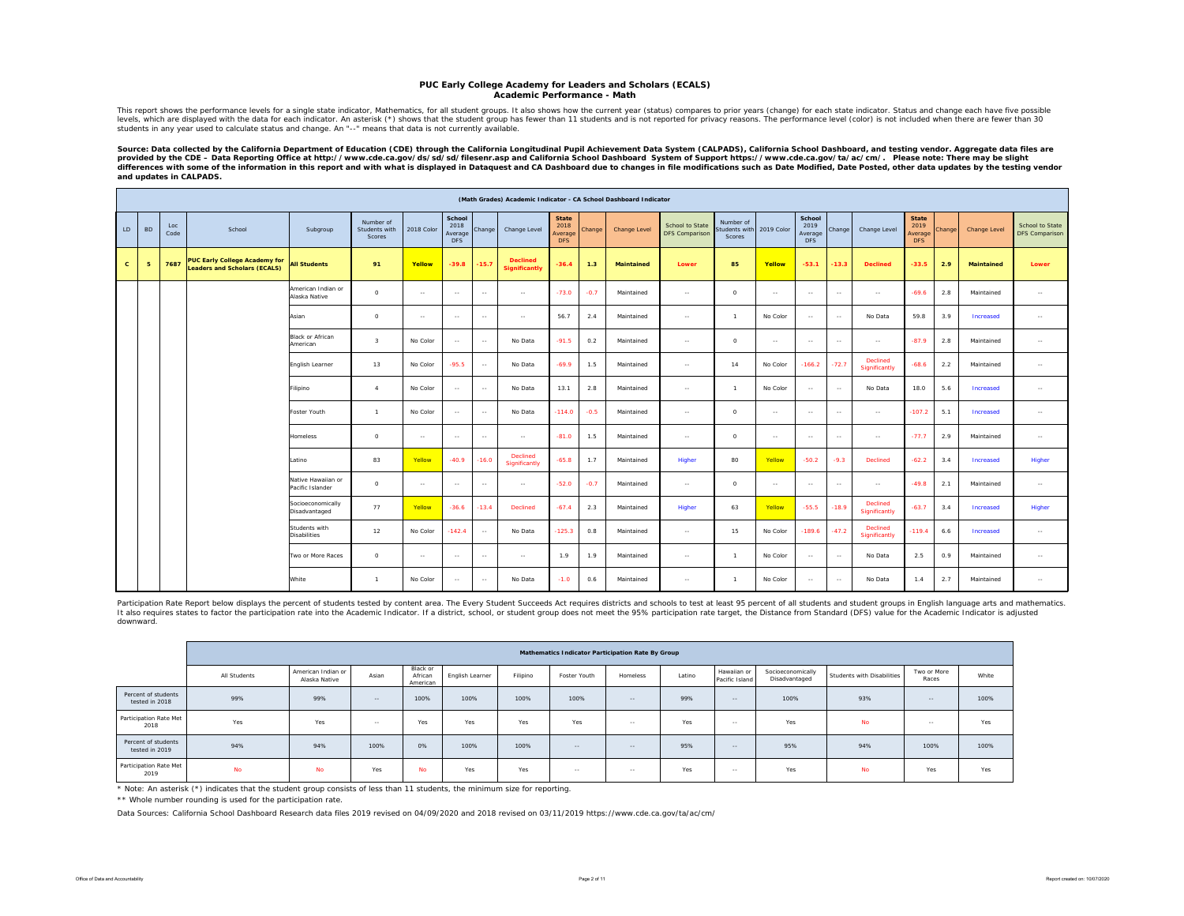## PUC Early College Academy for Leaders and Scholars (ECALS)
### Academic Performance - Math

This report shows the performance levels for a single state indicator, Mathematics, for all student groups. It also shows how the current year (status) compares to prior years (change) for each state indicator. Status and change each have five possible levels, which are displayed with the data for each indicator. An asterisk (*) shows that the student group has fewer than 11 students and is not reported for privacy reasons. The performance level (color) is not included when there are fewer than 30 students in any year used to calculate status and change. An "--" means that data is not currently available.

**Source: Data collected by the California Department of Education (CDE) through the California Longitudinal Pupil Achievement Data System (CALPADS), California School Dashboard, and testing vendor. Aggregate data files are provided by the CDE – Data Reporting Office at http://www.cde.ca.gov/ds/sd/sd/filesenr.asp and California School Dashboard System of Support https://www.cde.ca.gov/ta/ac/cm/. Please note: There may be slight differences with some of the information in this report and with what is displayed in Dataquest and CA Dashboard due to changes in file modifications such as Date Modified, Date Posted, other data updates by the testing vendor and updates in CALPADS.**

| (Math Grades) Academic Indicator - CA School Dashboard Indicator | | | | | | | | | | | | | | | | | | | | | | | |
|---|---|---|---|---|---|---|---|---|---|---|---|---|---|---|---|---|---|---|---|---|---|---|---|
| LD | BD | Loc Code | School | Subgroup | Number of Students with Scores | 2018 Color | School 2018 Average DFS | Change | Change Level | State 2018 Average DFS | Change | Change Level | School to State DFS Comparison | Number of Students with Scores | 2019 Color | School 2019 Average DFS | Change | Change Level | State 2019 Average DFS | Change | Change Level | School to State DFS Comparison |
| **C** | **5** | **7687** | **PUC Early College Academy for Leaders and Scholars (ECALS)** | **All Students** | **91** | **Yellow** | **-39.8** | **-15.7** | **Declined Significantly** | **-36.4** | **1.3** | **Maintained** | **Lower** | **85** | **Yellow** | **-53.1** | **-13.3** | **Declined** | **-33.5** | **2.9** | **Maintained** | **Lower** |
| | | | | American Indian or Alaska Native | 0 | -- | -- | -- | -- | -73.0 | -0.7 | Maintained | -- | 0 | -- | -- | -- | -- | -69.6 | 2.8 | Maintained | -- |
| | | | | Asian | 0 | -- | -- | -- | -- | 56.7 | 2.4 | Maintained | -- | 1 | No Color | -- | -- | No Data | 59.8 | 3.9 | Increased | -- |
| | | | | Black or African American | 3 | No Color | -- | -- | No Data | -91.5 | 0.2 | Maintained | -- | 0 | -- | -- | -- | -- | -87.9 | 2.8 | Maintained | -- |
| | | | | English Learner | 13 | No Color | -95.5 | -- | No Data | -69.9 | 1.5 | Maintained | -- | 14 | No Color | -166.2 | -72.7 | Declined Significantly | -68.6 | 2.2 | Maintained | -- |
| | | | | Filipino | 4 | No Color | -- | -- | No Data | 13.1 | 2.8 | Maintained | -- | 1 | No Color | -- | -- | No Data | 18.0 | 5.6 | Increased | -- |
| | | | | Foster Youth | 1 | No Color | -- | -- | No Data | -114.0 | -0.5 | Maintained | -- | 0 | -- | -- | -- | -- | -107.2 | 5.1 | Increased | -- |
| | | | | Homeless | 0 | -- | -- | -- | -- | -81.0 | 1.5 | Maintained | -- | 0 | -- | -- | -- | -- | -77.7 | 2.9 | Maintained | -- |
| | | | | Latino | 83 | Yellow | -40.9 | -16.0 | Declined Significantly | -65.8 | 1.7 | Maintained | Higher | 80 | Yellow | -50.2 | -9.3 | Declined | -62.2 | 3.4 | Increased | Higher |
| | | | | Native Hawaiian or Pacific Islander | 0 | -- | -- | -- | -- | -52.0 | -0.7 | Maintained | -- | 0 | -- | -- | -- | -- | -49.8 | 2.1 | Maintained | -- |
| | | | | Socioeconomically Disadvantaged | 77 | Yellow | -36.6 | -13.4 | Declined | -67.4 | 2.3 | Maintained | Higher | 63 | Yellow | -55.5 | -18.9 | Declined Significantly | -63.7 | 3.4 | Increased | Higher |
| | | | | Students with Disabilities | 12 | No Color | -142.4 | -- | No Data | -125.3 | 0.8 | Maintained | -- | 15 | No Color | -189.6 | -47.2 | Declined Significantly | -119.4 | 6.6 | Increased | -- |
| | | | | Two or More Races | 0 | -- | -- | -- | -- | 1.9 | 1.9 | Maintained | -- | 1 | No Color | -- | -- | No Data | 2.5 | 0.9 | Maintained | -- |
| | | | | White | 1 | No Color | -- | -- | No Data | -1.0 | 0.6 | Maintained | -- | 1 | No Color | -- | -- | No Data | 1.4 | 2.7 | Maintained | -- |

Participation Rate Report below displays the percent of students tested by content area. The Every Student Succeeds Act requires districts and schools to test at least 95 percent of all students and student groups in English language arts and mathematics. It also requires states to factor the participation rate into the Academic Indicator. If a district, school, or student group does not meet the 95% participation rate target, the Distance from Standard (DFS) value for the Academic Indicator is adjusted downward.

| | Mathematics Indicator Participation Rate By Group | | | | | | | | | | | | | |
|---|---|---|---|---|---|---|---|---|---|---|---|---|---|---|
| | All Students | American Indian or Alaska Native | Asian | Black or African American | English Learner | Filipino | Foster Youth | Homeless | Latino | Hawaiian or Pacific Island | Socioeconomically Disadvantaged | Students with Disabilities | Two or More Races | White |
| Percent of students tested in 2018 | 99% | 99% | -- | 100% | 100% | 100% | 100% | -- | 99% | -- | 100% | 93% | -- | 100% |
| Participation Rate Met 2018 | Yes | Yes | -- | Yes | Yes | Yes | Yes | -- | Yes | -- | Yes | No | -- | Yes |
| Percent of students tested in 2019 | 94% | 94% | 100% | 0% | 100% | 100% | -- | -- | 95% | -- | 95% | 94% | 100% | 100% |
| Participation Rate Met 2019 | No | No | Yes | No | Yes | Yes | -- | -- | Yes | -- | Yes | No | Yes | Yes |

* Note: An asterisk (*) indicates that the student group consists of less than 11 students, the minimum size for reporting.

** Whole number rounding is used for the participation rate.

Data Sources: California School Dashboard Research data files 2019 revised on 04/09/2020 and 2018 revised on 03/11/2019 https://www.cde.ca.gov/ta/ac/cm/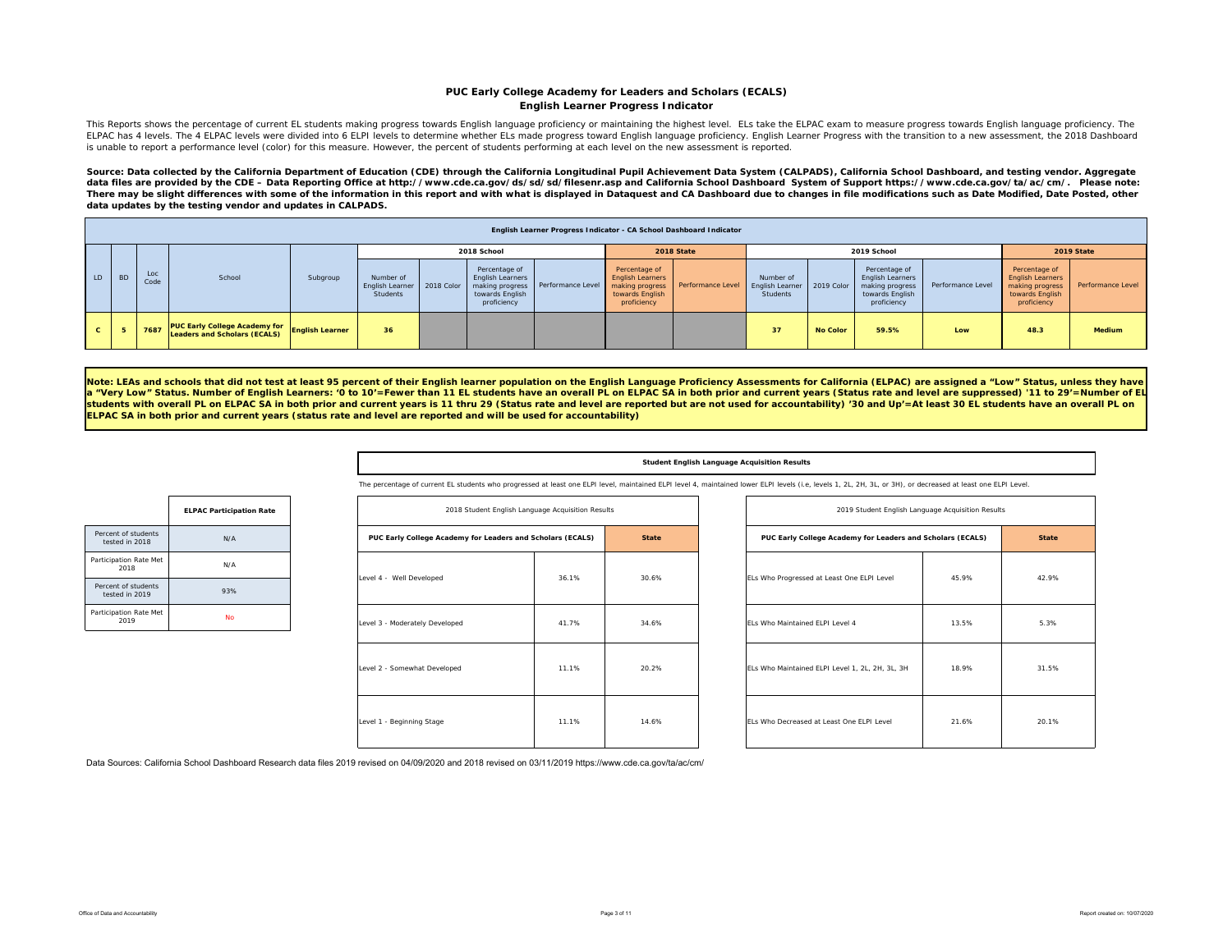## PUC Early College Academy for Leaders and Scholars (ECALS)
### English Learner Progress Indicator

This Reports shows the percentage of current EL students making progress towards English language proficiency or maintaining the highest level. ELs take the ELPAC exam to measure progress towards English language proficiency. The ELPAC has 4 levels. The 4 ELPAC levels were divided into 6 ELPI levels to determine whether ELs made progress toward English language proficiency. English Learner Progress with the transition to a new assessment, the 2018 Dashboard is unable to report a performance level (color) for this measure. However, the percent of students performing at each level on the new assessment is reported.

**Source: Data collected by the California Department of Education (CDE) through the California Longitudinal Pupil Achievement Data System (CALPADS), California School Dashboard, and testing vendor. Aggregate data files are provided by the CDE – Data Reporting Office at http://www.cde.ca.gov/ds/sd/sd/filesenr.asp and California School Dashboard System of Support https://www.cde.ca.gov/ta/ac/cm/. Please note: There may be slight differences with some of the information in this report and with what is displayed in Dataquest and CA Dashboard due to changes in file modifications such as Date Modified, Date Posted, other data updates by the testing vendor and updates in CALPADS.**

**English Learner Progress Indicator - CA School Dashboard Indicator**

| | | | | | 2018 School | | | | 2018 State | | 2019 School | | | | 2019 State | |
|---|---|---|---|---|---|---|---|---|---|---|---|---|---|---|---|---|
| LD | BD | Loc Code | School | Subgroup | Number of English Learner Students | 2018 Color | Percentage of English Learners making progress towards English proficiency | Performance Level | Percentage of English Learners making progress towards English proficiency | Performance Level | Number of English Learner Students | 2019 Color | Percentage of English Learners making progress towards English proficiency | Performance Level | Percentage of English Learners making progress towards English proficiency | Performance Level |
| C | 5 | 7687 | PUC Early College Academy for Leaders and Scholars (ECALS) | English Learner | 36 | | | | | | 37 | No Color | 59.5% | Low | 48.3 | Medium |

**Note: LEAs and schools that did not test at least 95 percent of their English learner population on the English Language Proficiency Assessments for California (ELPAC) are assigned a "Low" Status, unless they have a "Very Low" Status. Number of English Learners: '0 to 10'=Fewer than 11 EL students have an overall PL on ELPAC SA in both prior and current years (Status rate and level are suppressed) '11 to 29'=Number of EL students with overall PL on ELPAC SA in both prior and current years is 11 thru 29 (Status rate and level are reported but are not used for accountability) '30 and Up'=At least 30 EL students have an overall PL on ELPAC SA in both prior and current years (status rate and level are reported and will be used for accountability)**

| | ELPAC Participation Rate |
|---|---|
| Percent of students tested in 2018 | N/A |
| Participation Rate Met 2018 | N/A |
| Percent of students tested in 2019 | 93% |
| Participation Rate Met 2019 | No |

**Student English Language Acquisition Results**

The percentage of current EL students who progressed at least one ELPI level, maintained ELPI level 4, maintained lower ELPI levels (i.e, levels 1, 2L, 2H, 3L, or 3H), or decreased at least one ELPI Level.

| 2018 Student English Language Acquisition Results | PUC Early College Academy for Leaders and Scholars (ECALS) | State |
|---|---|---|
| Level 4 - Well Developed | 36.1% | 30.6% |
| Level 3 - Moderately Developed | 41.7% | 34.6% |
| Level 2 - Somewhat Developed | 11.1% | 20.2% |
| Level 1 - Beginning Stage | 11.1% | 14.6% |

| 2019 Student English Language Acquisition Results | PUC Early College Academy for Leaders and Scholars (ECALS) | State |
|---|---|---|
| ELs Who Progressed at Least One ELPI Level | 45.9% | 42.9% |
| ELs Who Maintained ELPI Level 4 | 13.5% | 5.3% |
| ELs Who Maintained ELPI Level 1, 2L, 2H, 3L, 3H | 18.9% | 31.5% |
| ELs Who Decreased at Least One ELPI Level | 21.6% | 20.1% |

Data Sources: California School Dashboard Research data files 2019 revised on 04/09/2020 and 2018 revised on 03/11/2019 https://www.cde.ca.gov/ta/ac/cm/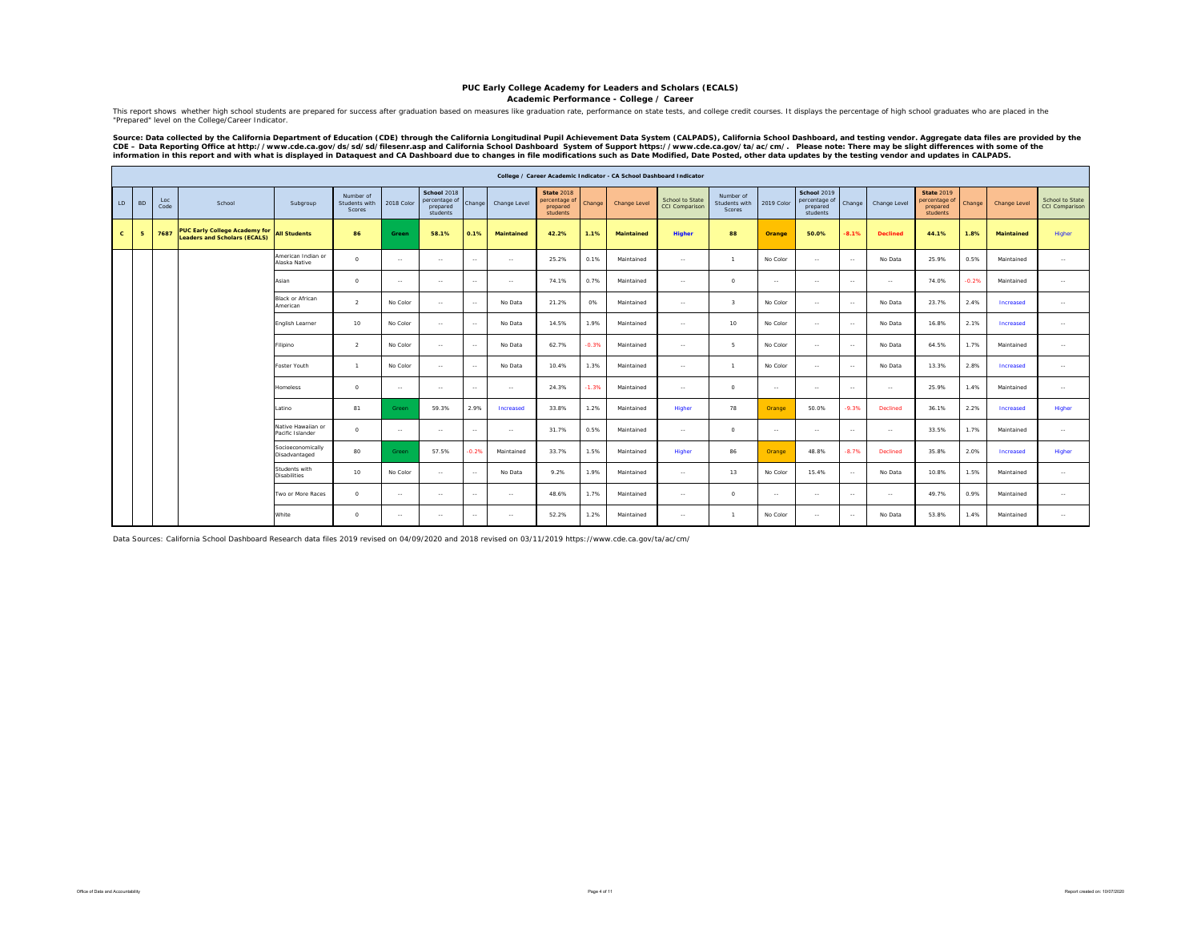# PUC Early College Academy for Leaders and Scholars (ECALS)

## Academic Performance - College / Career

This report shows whether high school students are prepared for success after graduation based on measures like graduation rate, performance on state tests, and college credit courses. It displays the percentage of high school graduates who are placed in the "Prepared" level on the College/Career Indicator.

**Source: Data collected by the California Department of Education (CDE) through the California Longitudinal Pupil Achievement Data System (CALPADS), California School Dashboard, and testing vendor. Aggregate data files are provided by the CDE – Data Reporting Office at http://www.cde.ca.gov/ds/sd/sd/filesenr.asp and California School Dashboard System of Support https://www.cde.ca.gov/ta/ac/cm/. Please note: There may be slight differences with some of the information in this report and with what is displayed in Dataquest and CA Dashboard due to changes in file modifications such as Date Modified, Date Posted, other data updates by the testing vendor and updates in CALPADS.**

| College / Career Academic Indicator - CA School Dashboard Indicator | | | | | | | | | | | | | | | | | | | | | | | |
|---|---|---|---|---|---|---|---|---|---|---|---|---|---|---|---|---|---|---|---|---|---|---|---|
| LD | BD | Loc Code | School | Subgroup | Number of Students with Scores | 2018 Color | School 2018 percentage of prepared students | Change | Change Level | State 2018 percentage of prepared students | Change | Change Level | School to State CCI Comparison | Number of Students with Scores | 2019 Color | School 2019 percentage of prepared students | Change | Change Level | State 2019 percentage of prepared students | Change | Change Level | School to State CCI Comparison |
| **C** | **5** | **7687** | **PUC Early College Academy for Leaders and Scholars (ECALS)** | **All Students** | **86** | **Green** | **58.1%** | **0.1%** | **Maintained** | **42.2%** | **1.1%** | **Maintained** | **Higher** | **88** | **Orange** | **50.0%** | **-8.1%** | **Declined** | **44.1%** | **1.8%** | **Maintained** | Higher |
| | | | | American Indian or Alaska Native | 0 | -- | -- | -- | -- | 25.2% | 0.1% | Maintained | -- | 1 | No Color | -- | -- | No Data | 25.9% | 0.5% | Maintained | -- |
| | | | | Asian | 0 | -- | -- | -- | -- | 74.1% | 0.7% | Maintained | -- | 0 | -- | -- | -- | -- | 74.0% | -0.2% | Maintained | -- |
| | | | | Black or African American | 2 | No Color | -- | -- | No Data | 21.2% | 0% | Maintained | -- | 3 | No Color | -- | -- | No Data | 23.7% | 2.4% | Increased | -- |
| | | | | English Learner | 10 | No Color | -- | -- | No Data | 14.5% | 1.9% | Maintained | -- | 10 | No Color | -- | -- | No Data | 16.8% | 2.1% | Increased | -- |
| | | | | Filipino | 2 | No Color | -- | -- | No Data | 62.7% | -0.3% | Maintained | -- | 5 | No Color | -- | -- | No Data | 64.5% | 1.7% | Maintained | -- |
| | | | | Foster Youth | 1 | No Color | -- | -- | No Data | 10.4% | 1.3% | Maintained | -- | 1 | No Color | -- | -- | No Data | 13.3% | 2.8% | Increased | -- |
| | | | | Homeless | 0 | -- | -- | -- | -- | 24.3% | -1.3% | Maintained | -- | 0 | -- | -- | -- | -- | 25.9% | 1.4% | Maintained | -- |
| | | | | Latino | 81 | Green | 59.3% | 2.9% | Increased | 33.8% | 1.2% | Maintained | Higher | 78 | Orange | 50.0% | -9.3% | Declined | 36.1% | 2.2% | Increased | Higher |
| | | | | Native Hawaiian or Pacific Islander | 0 | -- | -- | -- | -- | 31.7% | 0.5% | Maintained | -- | 0 | -- | -- | -- | -- | 33.5% | 1.7% | Maintained | -- |
| | | | | Socioeconomically Disadvantaged | 80 | Green | 57.5% | -0.2% | Maintained | 33.7% | 1.5% | Maintained | Higher | 86 | Orange | 48.8% | -8.7% | Declined | 35.8% | 2.0% | Increased | Higher |
| | | | | Students with Disabilities | 10 | No Color | -- | -- | No Data | 9.2% | 1.9% | Maintained | -- | 13 | No Color | 15.4% | -- | No Data | 10.8% | 1.5% | Maintained | -- |
| | | | | Two or More Races | 0 | -- | -- | -- | -- | 48.6% | 1.7% | Maintained | -- | 0 | -- | -- | -- | -- | 49.7% | 0.9% | Maintained | -- |
| | | | | White | 0 | -- | -- | -- | -- | 52.2% | 1.2% | Maintained | -- | 1 | No Color | -- | -- | No Data | 53.8% | 1.4% | Maintained | -- |

Data Sources: California School Dashboard Research data files 2019 revised on 04/09/2020 and 2018 revised on 03/11/2019 https://www.cde.ca.gov/ta/ac/cm/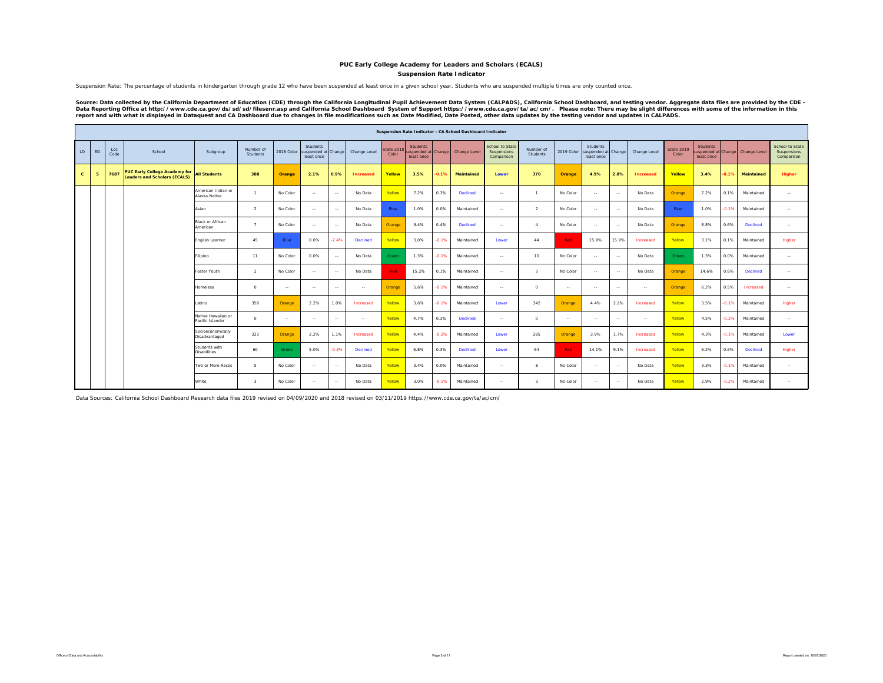# PUC Early College Academy for Leaders and Scholars (ECALS)

## Suspension Rate Indicator

Suspension Rate: The percentage of students in kindergarten through grade 12 who have been suspended at least once in a given school year. Students who are suspended multiple times are only counted once.

**Source: Data collected by the California Department of Education (CDE) through the California Longitudinal Pupil Achievement Data System (CALPADS), California School Dashboard, and testing vendor. Aggregate data files are provided by the CDE – Data Reporting Office at http://www.cde.ca.gov/ds/sd/sd/filesenr.asp and California School Dashboard System of Support https://www.cde.ca.gov/ta/ac/cm/. Please note: There may be slight differences with some of the information in this report and with what is displayed in Dataquest and CA Dashboard due to changes in file modifications such as Date Modified, Date Posted, other data updates by the testing vendor and updates in CALPADS.**

| Suspension Rate Indicator - CA School Dashboard Indicator | | | | | | | | | | | | | | | | | | | | | | | | | |
|---|---|---|---|---|---|---|---|---|---|---|---|---|---|---|---|---|---|---|---|---|---|---|---|---|---|
| LD | BD | Loc Code | School | Subgroup | Number of Students | 2018 Color | Students suspended at least once | Change | Change Level | State 2018 Color | Students suspended at least once | Change | Change Level | School to State Suspensions Comparison | Number of Students | 2019 Color | Students suspended at least once | Change | Change Level | State 2019 Color | Students suspended at least once | Change | Change Level | School to State Suspensions Comparison |
| **C** | **5** | **7687** | **PUC Early College Academy for Leaders and Scholars (ECALS)** | **All Students** | **388** | **Orange** | **2.1%** | **0.9%** | **Increased** | **Yellow** | **3.5%** | **-0.1%** | **Maintained** | **Lower** | **370** | **Orange** | **4.9%** | **2.8%** | **Increased** | **Yellow** | **3.4%** | **-0.1%** | **Maintained** | **Higher** |
| | | | | American Indian or Alaska Native | 1 | No Color | -- | -- | No Data | Yellow | 7.2% | 0.3% | Declined | -- | 1 | No Color | -- | -- | No Data | Orange | 7.2% | 0.1% | Maintained | -- |
| | | | | Asian | 2 | No Color | -- | -- | No Data | Blue | 1.0% | 0.0% | Maintained | -- | 2 | No Color | -- | -- | No Data | Blue | 1.0% | -0.1% | Maintained | -- |
| | | | | Black or African American | 7 | No Color | -- | -- | No Data | Orange | 9.4% | 0.4% | Declined | -- | 4 | No Color | -- | -- | No Data | Orange | 8.8% | 0.6% | Declined | -- |
| | | | | English Learner | 45 | Blue | 0.0% | -2.4% | Declined | Yellow | 3.0% | -0.1% | Maintained | Lower | 44 | Red | 15.9% | 15.9% | Increased | Yellow | 3.1% | 0.1% | Maintained | Higher |
| | | | | Filipino | 11 | No Color | 0.0% | -- | No Data | Green | 1.3% | -0.1% | Maintained | -- | 10 | No Color | -- | -- | No Data | Green | 1.3% | 0.0% | Maintained | -- |
| | | | | Foster Youth | 2 | No Color | -- | -- | No Data | Red | 15.2% | 0.1% | Maintained | -- | 3 | No Color | -- | -- | No Data | Orange | 14.6% | 0.6% | Declined | -- |
| | | | | Homeless | 0 | -- | -- | -- | -- | Orange | 5.6% | -0.1% | Maintained | -- | 0 | -- | -- | -- | -- | Orange | 6.2% | 0.5% | Increased | -- |
| | | | | Latino | 359 | Orange | 2.2% | 1.0% | Increased | Yellow | 3.6% | -0.1% | Maintained | Lower | 342 | Orange | 4.4% | 2.2% | Increased | Yellow | 3.5% | -0.1% | Maintained | Higher |
| | | | | Native Hawaiian or Pacific Islander | 0 | -- | -- | -- | -- | Yellow | 4.7% | 0.3% | Declined | -- | 0 | -- | -- | -- | -- | Yellow | 4.5% | -0.2% | Maintained | -- |
| | | | | Socioeconomically Disadvantaged | 323 | Orange | 2.2% | 1.1% | Increased | Yellow | 4.4% | -0.2% | Maintained | Lower | 285 | Orange | 3.9% | 1.7% | Increased | Yellow | 4.3% | -0.1% | Maintained | Lower |
| | | | | Students with Disabilities | 60 | Green | 5.0% | -0.3% | Declined | Yellow | 6.8% | 0.3% | Declined | Lower | 64 | Red | 14.1% | 9.1% | Increased | Yellow | 6.2% | 0.6% | Declined | Higher |
| | | | | Two or More Races | 5 | No Color | -- | -- | No Data | Yellow | 3.4% | 0.0% | Maintained | -- | 8 | No Color | -- | -- | No Data | Yellow | 3.3% | -0.1% | Maintained | -- |
| | | | | White | 3 | No Color | -- | -- | No Data | Yellow | 3.0% | -0.1% | Maintained | -- | 3 | No Color | -- | -- | No Data | Yellow | 2.9% | -0.2% | Maintained | -- |

Data Sources: California School Dashboard Research data files 2019 revised on 04/09/2020 and 2018 revised on 03/11/2019 https://www.cde.ca.gov/ta/ac/cm/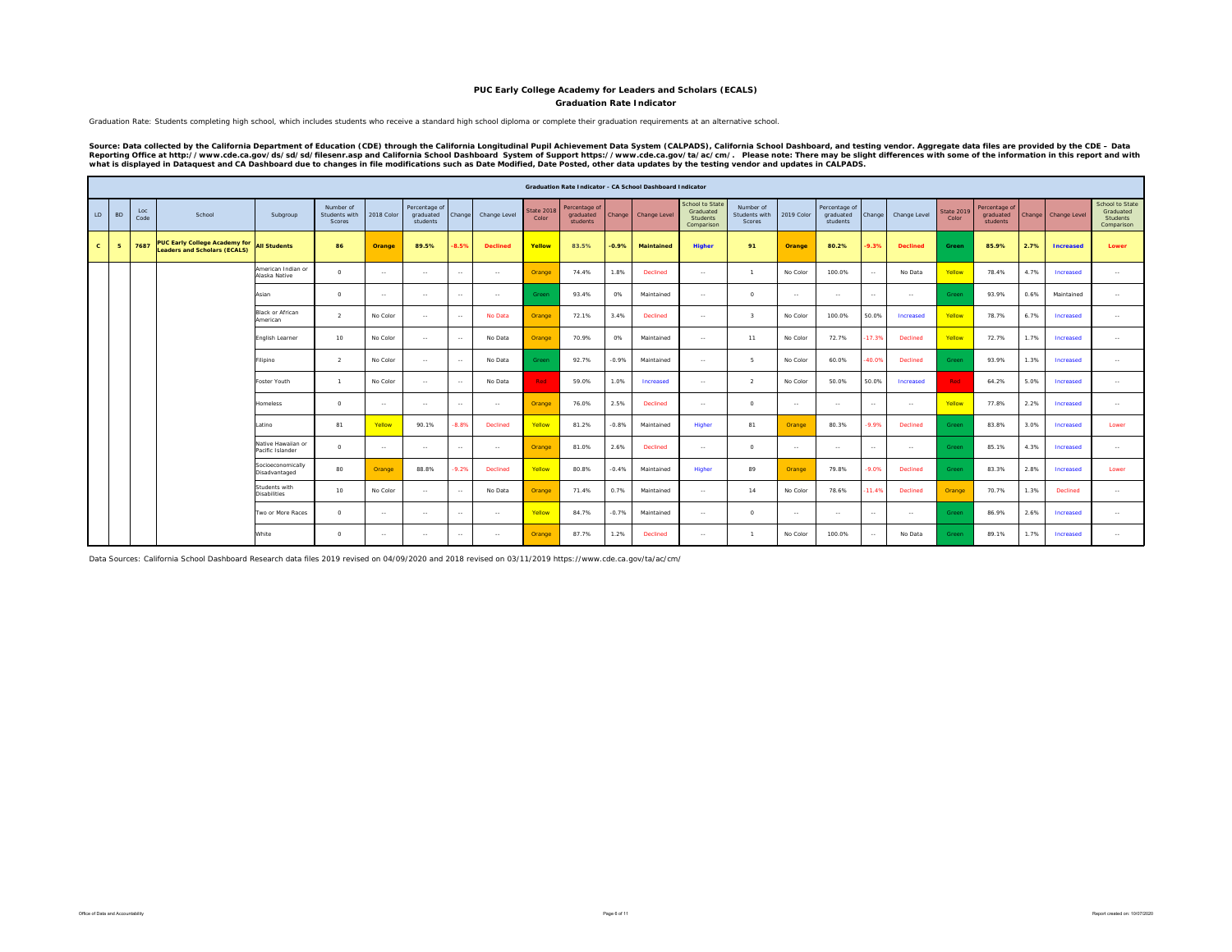## PUC Early College Academy for Leaders and Scholars (ECALS)

### Graduation Rate Indicator

Graduation Rate: Students completing high school, which includes students who receive a standard high school diploma or complete their graduation requirements at an alternative school.

**Source: Data collected by the California Department of Education (CDE) through the California Longitudinal Pupil Achievement Data System (CALPADS), California School Dashboard, and testing vendor. Aggregate data files are provided by the CDE – Data Reporting Office at http://www.cde.ca.gov/ds/sd/sd/filesenr.asp and California School Dashboard System of Support https://www.cde.ca.gov/ta/ac/cm/. Please note: There may be slight differences with some of the information in this report and with what is displayed in Dataquest and CA Dashboard due to changes in file modifications such as Date Modified, Date Posted, other data updates by the testing vendor and updates in CALPADS.**

| Graduation Rate Indicator - CA School Dashboard Indicator | | | | | | | | | | | | | | | | | | | | | | | | |
|---|---|---|---|---|---|---|---|---|---|---|---|---|---|---|---|---|---|---|---|---|---|---|---|---|
| LD | BD | Loc Code | School | Subgroup | Number of Students with Scores | 2018 Color | Percentage of graduated students | Change | Change Level | State 2018 Color | Percentage of graduated students | Change | Change Level | School to State Graduated Students Comparison | Number of Students with Scores | 2019 Color | Percentage of graduated students | Change | Change Level | State 2019 Color | Percentage of graduated students | Change | Change Level | School to State Graduated Students Comparison |
| **C** | **5** | **7687** | **PUC Early College Academy for Leaders and Scholars (ECALS)** | **All Students** | **86** | **Orange** | **89.5%** | **-8.5%** | **Declined** | **Yellow** | **83.5%** | **-0.9%** | **Maintained** | **Higher** | **91** | **Orange** | **80.2%** | **-9.3%** | **Declined** | **Green** | **85.9%** | **2.7%** | **Increased** | **Lower** |
| | | | | American Indian or Alaska Native | 0 | -- | -- | -- | -- | Orange | 74.4% | 1.8% | Declined | -- | 1 | No Color | 100.0% | -- | No Data | Yellow | 78.4% | 4.7% | Increased | -- |
| | | | | Asian | 0 | -- | -- | -- | -- | Green | 93.4% | 0% | Maintained | -- | 0 | -- | -- | -- | -- | Green | 93.9% | 0.6% | Maintained | -- |
| | | | | Black or African American | 2 | No Color | -- | -- | No Data | Orange | 72.1% | 3.4% | Declined | -- | 3 | No Color | 100.0% | 50.0% | Increased | Yellow | 78.7% | 6.7% | Increased | -- |
| | | | | English Learner | 10 | No Color | -- | -- | No Data | Orange | 70.9% | 0% | Maintained | -- | 11 | No Color | 72.7% | -17.3% | Declined | Yellow | 72.7% | 1.7% | Increased | -- |
| | | | | Filipino | 2 | No Color | -- | -- | No Data | Green | 92.7% | -0.9% | Maintained | -- | 5 | No Color | 60.0% | -40.0% | Declined | Green | 93.9% | 1.3% | Increased | -- |
| | | | | Foster Youth | 1 | No Color | -- | -- | No Data | Red | 59.0% | 1.0% | Increased | -- | 2 | No Color | 50.0% | 50.0% | Increased | Red | 64.2% | 5.0% | Increased | -- |
| | | | | Homeless | 0 | -- | -- | -- | -- | Orange | 76.0% | 2.5% | Declined | -- | 0 | -- | -- | -- | -- | Yellow | 77.8% | 2.2% | Increased | -- |
| | | | | Latino | 81 | Yellow | 90.1% | -8.8% | Declined | Yellow | 81.2% | -0.8% | Maintained | Higher | 81 | Orange | 80.3% | -9.9% | Declined | Green | 83.8% | 3.0% | Increased | Lower |
| | | | | Native Hawaiian or Pacific Islander | 0 | -- | -- | -- | -- | Orange | 81.0% | 2.6% | Declined | -- | 0 | -- | -- | -- | -- | Green | 85.1% | 4.3% | Increased | -- |
| | | | | Socioeconomically Disadvantaged | 80 | Orange | 88.8% | -9.2% | Declined | Yellow | 80.8% | -0.4% | Maintained | Higher | 89 | Orange | 79.8% | -9.0% | Declined | Green | 83.3% | 2.8% | Increased | Lower |
| | | | | Students with Disabilities | 10 | No Color | -- | -- | No Data | Orange | 71.4% | 0.7% | Maintained | -- | 14 | No Color | 78.6% | -11.4% | Declined | Orange | 70.7% | 1.3% | Declined | -- |
| | | | | Two or More Races | 0 | -- | -- | -- | -- | Yellow | 84.7% | -0.7% | Maintained | -- | 0 | -- | -- | -- | -- | Green | 86.9% | 2.6% | Increased | -- |
| | | | | White | 0 | -- | -- | -- | -- | Orange | 87.7% | 1.2% | Declined | -- | 1 | No Color | 100.0% | -- | No Data | Green | 89.1% | 1.7% | Increased | -- |

Data Sources: California School Dashboard Research data files 2019 revised on 04/09/2020 and 2018 revised on 03/11/2019 https://www.cde.ca.gov/ta/ac/cm/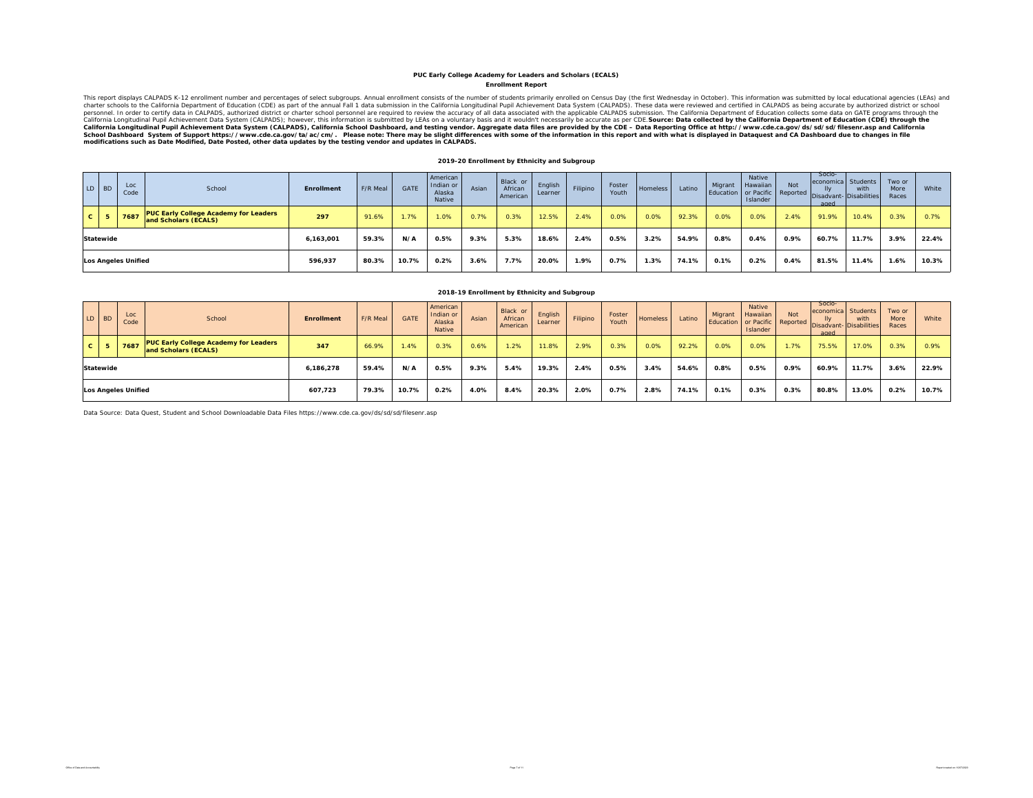**PUC Early College Academy for Leaders and Scholars (ECALS)**

**Enrollment Report**

This report displays CALPADS K-12 enrollment number and percentages of select subgroups. Annual enrollment consists of the number of students primarily enrolled on Census Day (the first Wednesday in October). This information was submitted by local educational agencies (LEAs) and charter schools to the California Department of Education (CDE) as part of the annual Fall 1 data submission in the California Longitudinal Pupil Achievement Data System (CALPADS). These data were reviewed and certified in CALPADS as being accurate by authorized district or school personnel. In order to certify data in CALPADS, authorized district or charter school personnel are required to review the accuracy of all data associated with the applicable CALPADS submission. The California Department of Education collects some data on GATE programs through the California Longitudinal Pupil Achievement Data System (CALPADS); however, this information is submitted by LEAs on a voluntary basis and it wouldn't necessarily be accurate as per CDE. **Source: Data collected by the California Department of Education (CDE) through the California Longitudinal Pupil Achievement Data System (CALPADS), California School Dashboard, and testing vendor. Aggregate data files are provided by the CDE – Data Reporting Office at http://www.cde.ca.gov/ds/sd/sd/filesenr.asp and California School Dashboard System of Support https://www.cde.ca.gov/ta/ac/cm/. Please note: There may be slight differences with some of the information in this report and with what is displayed in Dataquest and CA Dashboard due to changes in file modifications such as Date Modified, Date Posted, other data updates by the testing vendor and updates in CALPADS.**

**2019-20 Enrollment by Ethnicity and Subgroup**

| LD | BD | Loc Code | School | Enrollment | F/R Meal | GATE | American Indian or Alaska Native | Asian | Black or African American | English Learner | Filipino | Foster Youth | Homeless | Latino | Migrant Education | Native Hawaiian or Pacific Islander | Not Reported | Socio-economically Disadvantaged | Students with Disabilities | Two or More Races | White |
|---|---|---|---|---|---|---|---|---|---|---|---|---|---|---|---|---|---|---|---|---|---|
| C | 5 | 7687 | PUC Early College Academy for Leaders and Scholars (ECALS) | 297 | 91.6% | 1.7% | 1.0% | 0.7% | 0.3% | 12.5% | 2.4% | 0.0% | 0.0% | 92.3% | 0.0% | 0.0% | 2.4% | 91.9% | 10.4% | 0.3% | 0.7% |
| Statewide | | | | 6,163,001 | 59.3% | N/A | 0.5% | 9.3% | 5.3% | 18.6% | 2.4% | 0.5% | 3.2% | 54.9% | 0.8% | 0.4% | 0.9% | 60.7% | 11.7% | 3.9% | 22.4% |
| Los Angeles Unified | | | | 596,937 | 80.3% | 10.7% | 0.2% | 3.6% | 7.7% | 20.0% | 1.9% | 0.7% | 1.3% | 74.1% | 0.1% | 0.2% | 0.4% | 81.5% | 11.4% | 1.6% | 10.3% |

**2018-19 Enrollment by Ethnicity and Subgroup**

| LD | BD | Loc Code | School | Enrollment | F/R Meal | GATE | American Indian or Alaska Native | Asian | Black or African American | English Learner | Filipino | Foster Youth | Homeless | Latino | Migrant Education | Native Hawaiian or Pacific Islander | Not Reported | Socio-economically Disadvantaged | Students with Disabilities | Two or More Races | White |
|---|---|---|---|---|---|---|---|---|---|---|---|---|---|---|---|---|---|---|---|---|---|
| C | 5 | 7687 | PUC Early College Academy for Leaders and Scholars (ECALS) | 347 | 66.9% | 1.4% | 0.3% | 0.6% | 1.2% | 11.8% | 2.9% | 0.3% | 0.0% | 92.2% | 0.0% | 0.0% | 1.7% | 75.5% | 17.0% | 0.3% | 0.9% |
| Statewide | | | | 6,186,278 | 59.4% | N/A | 0.5% | 9.3% | 5.4% | 19.3% | 2.4% | 0.5% | 3.4% | 54.6% | 0.8% | 0.5% | 0.9% | 60.9% | 11.7% | 3.6% | 22.9% |
| Los Angeles Unified | | | | 607,723 | 79.3% | 10.7% | 0.2% | 4.0% | 8.4% | 20.3% | 2.0% | 0.7% | 2.8% | 74.1% | 0.1% | 0.3% | 0.3% | 80.8% | 13.0% | 0.2% | 10.7% |

Data Source: Data Quest, Student and School Downloadable Data Files https://www.cde.ca.gov/ds/sd/sd/filesenr.asp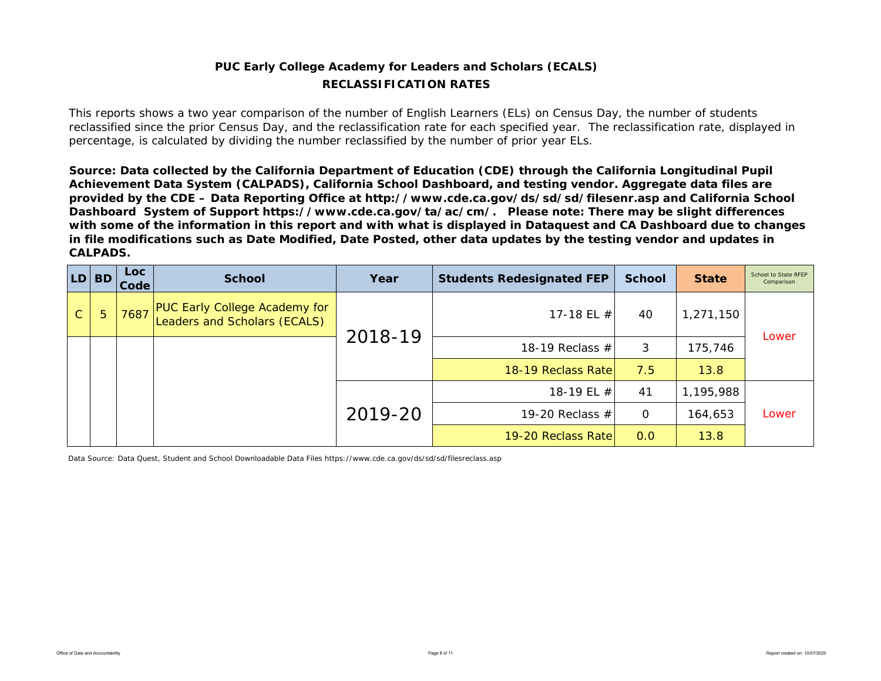## PUC Early College Academy for Leaders and Scholars (ECALS)
## RECLASSIFICATION RATES

This reports shows a two year comparison of the number of English Learners (ELs) on Census Day, the number of students reclassified since the prior Census Day, and the reclassification rate for each specified year. The reclassification rate, displayed in percentage, is calculated by dividing the number reclassified by the number of prior year ELs.

**Source: Data collected by the California Department of Education (CDE) through the California Longitudinal Pupil Achievement Data System (CALPADS), California School Dashboard, and testing vendor. Aggregate data files are provided by the CDE – Data Reporting Office at http://www.cde.ca.gov/ds/sd/sd/filesenr.asp and California School Dashboard System of Support https://www.cde.ca.gov/ta/ac/cm/. Please note: There may be slight differences with some of the information in this report and with what is displayed in Dataquest and CA Dashboard due to changes in file modifications such as Date Modified, Date Posted, other data updates by the testing vendor and updates in CALPADS.**

| LD | BD | Loc Code | School | Year | Students Redesignated FEP | School | State | School to State RFEP Comparison |
|---|---|---|---|---|---|---|---|---|
| C | 5 | 7687 | PUC Early College Academy for Leaders and Scholars (ECALS) | 2018-19 | 17-18 EL # | 40 | 1,271,150 | Lower |
| | | | | | 18-19 Reclass # | 3 | 175,746 | |
| | | | | | 18-19 Reclass Rate | 7.5 | 13.8 | |
| | | | | 2019-20 | 18-19 EL # | 41 | 1,195,988 | Lower |
| | | | | | 19-20 Reclass # | 0 | 164,653 | |
| | | | | | 19-20 Reclass Rate | 0.0 | 13.8 | |

Data Source: Data Quest, Student and School Downloadable Data Files https://www.cde.ca.gov/ds/sd/sd/filesreclass.asp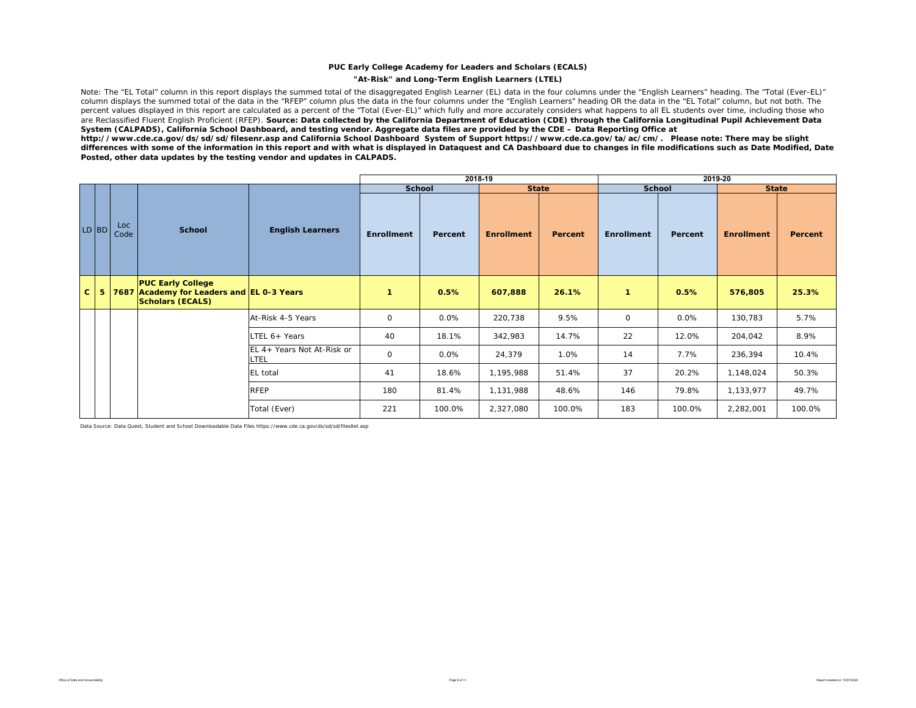**PUC Early College Academy for Leaders and Scholars (ECALS)**

**"At-Risk" and Long-Term English Learners (LTEL)**

Note: The "EL Total" column in this report displays the summed total of the disaggregated English Learner (EL) data in the four columns under the "English Learners" heading. The "Total (Ever-EL)" column displays the summed total of the data in the "RFEP" column plus the data in the four columns under the "English Learners" heading OR the data in the "EL Total" column, but not both. The percent values displayed in this report are calculated as a percent of the "Total (Ever-EL)" which fully and more accurately considers what happens to all EL students over time, including those who are Reclassified Fluent English Proficient (RFEP). **Source: Data collected by the California Department of Education (CDE) through the California Longitudinal Pupil Achievement Data System (CALPADS), California School Dashboard, and testing vendor. Aggregate data files are provided by the CDE – Data Reporting Office at http://www.cde.ca.gov/ds/sd/sd/filesenr.asp and California School Dashboard System of Support https://www.cde.ca.gov/ta/ac/cm/. Please note: There may be slight differences with some of the information in this report and with what is displayed in Dataquest and CA Dashboard due to changes in file modifications such as Date Modified, Date Posted, other data updates by the testing vendor and updates in CALPADS.**

| | | | | | 2018-19 | | | | 2019-20 | | | |
|---|---|---|---|---|---|---|---|---|---|---|---|---|
| | | | | | School | | State | | School | | State | |
| LD | BD | Loc Code | School | English Learners | Enrollment | Percent | Enrollment | Percent | Enrollment | Percent | Enrollment | Percent |
| **C** | **5** | **7687** | **PUC Early College Academy for Leaders and Scholars (ECALS)** | **EL 0-3 Years** | **1** | **0.5%** | **607,888** | **26.1%** | **1** | **0.5%** | **576,805** | **25.3%** |
| | | | | At-Risk 4-5 Years | 0 | 0.0% | 220,738 | 9.5% | 0 | 0.0% | 130,783 | 5.7% |
| | | | | LTEL 6+ Years | 40 | 18.1% | 342,983 | 14.7% | 22 | 12.0% | 204,042 | 8.9% |
| | | | | EL 4+ Years Not At-Risk or LTEL | 0 | 0.0% | 24,379 | 1.0% | 14 | 7.7% | 236,394 | 10.4% |
| | | | | EL total | 41 | 18.6% | 1,195,988 | 51.4% | 37 | 20.2% | 1,148,024 | 50.3% |
| | | | | RFEP | 180 | 81.4% | 1,131,988 | 48.6% | 146 | 79.8% | 1,133,977 | 49.7% |
| | | | | Total (Ever) | 221 | 100.0% | 2,327,080 | 100.0% | 183 | 100.0% | 2,282,001 | 100.0% |

Data Source: Data Quest, Student and School Downloadable Data Files https://www.cde.ca.gov/ds/sd/sd/filesltel.asp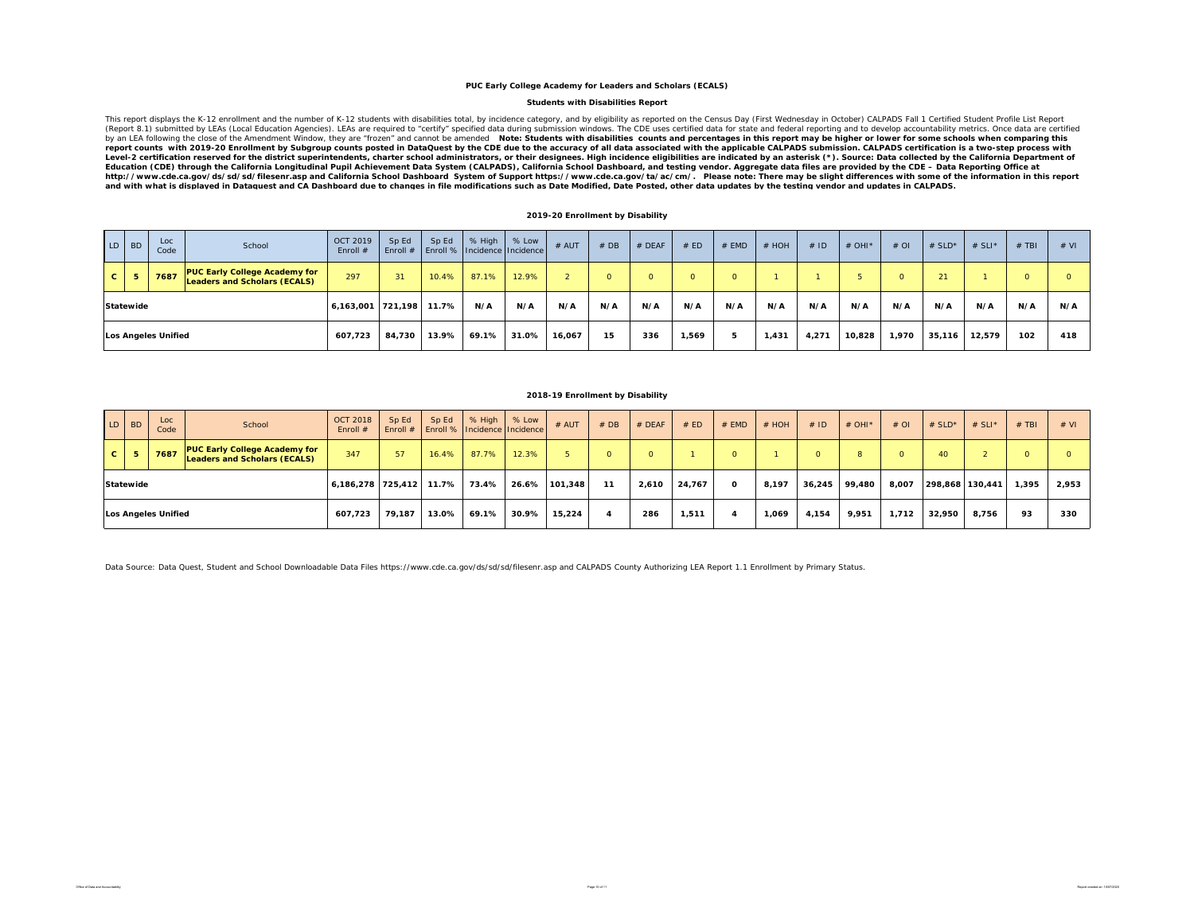**PUC Early College Academy for Leaders and Scholars (ECALS)**

**Students with Disabilities Report**

This report displays the K-12 enrollment and the number of K-12 students with disabilities total, by incidence category, and by eligibility as reported on the Census Day (First Wednesday in October) CALPADS Fall 1 Certified Student Profile List Report (Report 8.1) submitted by LEAs (Local Education Agencies). LEAs are required to "certify" specified data during submission windows. The CDE uses certified data for state and federal reporting and to develop accountability metrics. Once data are certified by an LEA following the close of the Amendment Window, they are "frozen" and cannot be amended **Note: Students with disabilities counts and percentages in this report may be higher or lower for some schools when comparing this report counts with 2019-20 Enrollment by Subgroup counts posted in DataQuest by the CDE due to the accuracy of all data associated with the applicable CALPADS submission. CALPADS certification is a two-step process with Level-2 certification reserved for the district superintendents, charter school administrators, or their designees. High incidence eligibilities are indicated by an asterisk (*). Source: Data collected by the California Department of Education (CDE) through the California Longitudinal Pupil Achievement Data System (CALPADS), California School Dashboard, and testing vendor. Aggregate data files are provided by the CDE – Data Reporting Office at http://www.cde.ca.gov/ds/sd/sd/filesenr.asp and California School Dashboard System of Support https://www.cde.ca.gov/ta/ac/cm/. Please note: There may be slight differences with some of the information in this report and with what is displayed in Dataquest and CA Dashboard due to changes in file modifications such as Date Modified, Date Posted, other data updates by the testing vendor and updates in CALPADS.**

**2019-20 Enrollment by Disability**

| LD | BD | Loc Code | School | OCT 2019 Enroll # | Sp Ed Enroll # | Sp Ed Enroll % | % High Incidence | % Low Incidence | # AUT | # DB | # DEAF | # ED | # EMD | # HOH | # ID | # OHI* | # OI | # SLD* | # SLI* | # TBI | # VI |
|---|---|---|---|---|---|---|---|---|---|---|---|---|---|---|---|---|---|---|---|---|---|
| C | 5 | 7687 | PUC Early College Academy for Leaders and Scholars (ECALS) | 297 | 31 | 10.4% | 87.1% | 12.9% | 2 | 0 | 0 | 0 | 0 | 1 | 1 | 5 | 0 | 21 | 1 | 0 | 0 |
| Statewide | | | | 6,163,001 | 721,198 | 11.7% | N/A | N/A | N/A | N/A | N/A | N/A | N/A | N/A | N/A | N/A | N/A | N/A | N/A | N/A | N/A |
| Los Angeles Unified | | | | 607,723 | 84,730 | 13.9% | 69.1% | 31.0% | 16,067 | 15 | 336 | 1,569 | 5 | 1,431 | 4,271 | 10,828 | 1,970 | 35,116 | 12,579 | 102 | 418 |

**2018-19 Enrollment by Disability**

| LD | BD | Loc Code | School | OCT 2018 Enroll # | Sp Ed Enroll # | Sp Ed Enroll % | % High Incidence | % Low Incidence | # AUT | # DB | # DEAF | # ED | # EMD | # HOH | # ID | # OHI* | # OI | # SLD* | # SLI* | # TBI | # VI |
|---|---|---|---|---|---|---|---|---|---|---|---|---|---|---|---|---|---|---|---|---|---|
| C | 5 | 7687 | PUC Early College Academy for Leaders and Scholars (ECALS) | 347 | 57 | 16.4% | 87.7% | 12.3% | 5 | 0 | 0 | 1 | 0 | 1 | 0 | 8 | 0 | 40 | 2 | 0 | 0 |
| Statewide | | | | 6,186,278 | 725,412 | 11.7% | 73.4% | 26.6% | 101,348 | 11 | 2,610 | 24,767 | 0 | 8,197 | 36,245 | 99,480 | 8,007 | 298,868 | 130,441 | 1,395 | 2,953 |
| Los Angeles Unified | | | | 607,723 | 79,187 | 13.0% | 69.1% | 30.9% | 15,224 | 4 | 286 | 1,511 | 4 | 1,069 | 4,154 | 9,951 | 1,712 | 32,950 | 8,756 | 93 | 330 |

Data Source: Data Quest, Student and School Downloadable Data Files https://www.cde.ca.gov/ds/sd/sd/filesenr.asp and CALPADS County Authorizing LEA Report 1.1 Enrollment by Primary Status.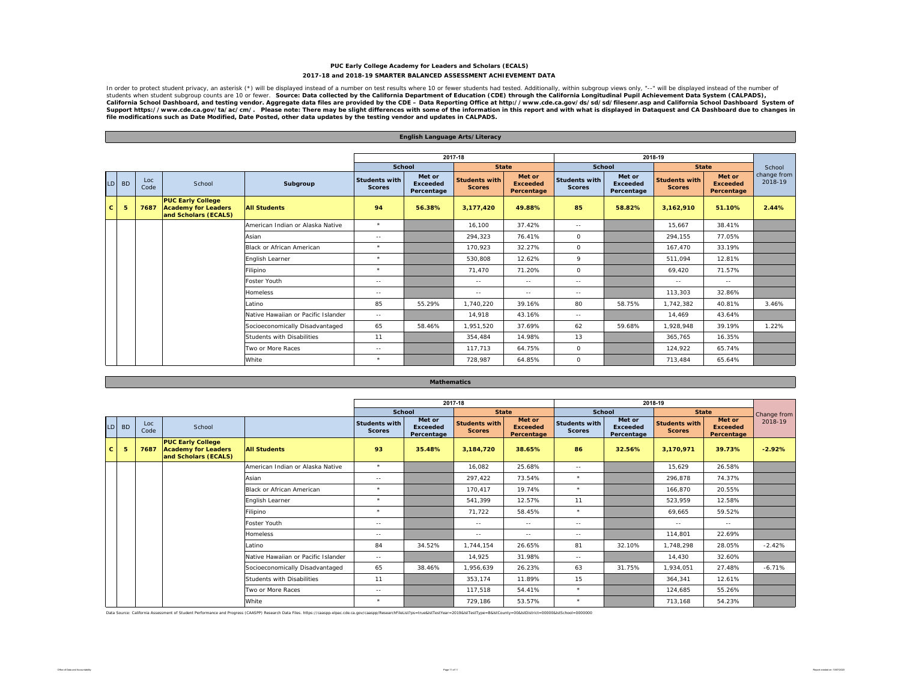# PUC Early College Academy for Leaders and Scholars (ECALS)

## 2017-18 and 2018-19 SMARTER BALANCED ASSESSMENT ACHIEVEMENT DATA

In order to protect student privacy, an asterisk (*) will be displayed instead of a number on test results where 10 or fewer students had tested. Additionally, within subgroup views only, "--" will be displayed instead of the number of students when student subgroup counts are 10 or fewer. **Source: Data collected by the California Department of Education (CDE) through the California Longitudinal Pupil Achievement Data System (CALPADS), California School Dashboard, and testing vendor. Aggregate data files are provided by the CDE – Data Reporting Office at http://www.cde.ca.gov/ds/sd/sd/filesenr.asp and California School Dashboard System of Support https://www.cde.ca.gov/ta/ac/cm/. Please note: There may be slight differences with some of the information in this report and with what is displayed in Dataquest and CA Dashboard due to changes in file modifications such as Date Modified, Date Posted, other data updates by the testing vendor and updates in CALPADS.**

### English Language Arts/Literacy

| | | | | | 2017-18 | | | | 2018-19 | | | | |
|---|---|---|---|---|---|---|---|---|---|---|---|---|---|
| | | | | | School | | State | | School | | State | | School change from 2018-19 |
| LD | BD | Loc Code | School | Subgroup | Students with Scores | Met or Exceeded Percentage | Students with Scores | Met or Exceeded Percentage | Students with Scores | Met or Exceeded Percentage | Students with Scores | Met or Exceeded Percentage | |
| **C** | **5** | **7687** | **PUC Early College Academy for Leaders and Scholars (ECALS)** | **All Students** | **94** | **56.38%** | **3,177,420** | **49.88%** | **85** | **58.82%** | **3,162,910** | **51.10%** | **2.44%** |
| | | | | American Indian or Alaska Native | * | | 16,100 | 37.42% | -- | | 15,667 | 38.41% | |
| | | | | Asian | -- | | 294,323 | 76.41% | 0 | | 294,155 | 77.05% | |
| | | | | Black or African American | * | | 170,923 | 32.27% | 0 | | 167,470 | 33.19% | |
| | | | | English Learner | * | | 530,808 | 12.62% | 9 | | 511,094 | 12.81% | |
| | | | | Filipino | * | | 71,470 | 71.20% | 0 | | 69,420 | 71.57% | |
| | | | | Foster Youth | -- | | -- | -- | -- | | -- | -- | |
| | | | | Homeless | -- | | -- | -- | -- | | 113,303 | 32.86% | |
| | | | | Latino | 85 | 55.29% | 1,740,220 | 39.16% | 80 | 58.75% | 1,742,382 | 40.81% | 3.46% |
| | | | | Native Hawaiian or Pacific Islander | -- | | 14,918 | 43.16% | -- | | 14,469 | 43.64% | |
| | | | | Socioeconomically Disadvantaged | 65 | 58.46% | 1,951,520 | 37.69% | 62 | 59.68% | 1,928,948 | 39.19% | 1.22% |
| | | | | Students with Disabilities | 11 | | 354,484 | 14.98% | 13 | | 365,765 | 16.35% | |
| | | | | Two or More Races | -- | | 117,713 | 64.75% | 0 | | 124,922 | 65.74% | |
| | | | | White | * | | 728,987 | 64.85% | 0 | | 713,484 | 65.64% | |

### Mathematics

| | | | | | 2017-18 | | | | 2018-19 | | | | |
|---|---|---|---|---|---|---|---|---|---|---|---|---|---|
| | | | | | School | | State | | School | | State | | Change from 2018-19 |
| LD | BD | Loc Code | School | | Students with Scores | Met or Exceeded Percentage | Students with Scores | Met or Exceeded Percentage | Students with Scores | Met or Exceeded Percentage | Students with Scores | Met or Exceeded Percentage | |
| **C** | **5** | **7687** | **PUC Early College Academy for Leaders and Scholars (ECALS)** | **All Students** | **93** | **35.48%** | **3,184,720** | **38.65%** | **86** | **32.56%** | **3,170,971** | **39.73%** | **-2.92%** |
| | | | | American Indian or Alaska Native | * | | 16,082 | 25.68% | -- | | 15,629 | 26.58% | |
| | | | | Asian | -- | | 297,422 | 73.54% | * | | 296,878 | 74.37% | |
| | | | | Black or African American | * | | 170,417 | 19.74% | * | | 166,870 | 20.55% | |
| | | | | English Learner | * | | 541,399 | 12.57% | 11 | | 523,959 | 12.58% | |
| | | | | Filipino | * | | 71,722 | 58.45% | * | | 69,665 | 59.52% | |
| | | | | Foster Youth | -- | | -- | -- | -- | | -- | -- | |
| | | | | Homeless | -- | | -- | -- | -- | | 114,801 | 22.69% | |
| | | | | Latino | 84 | 34.52% | 1,744,154 | 26.65% | 81 | 32.10% | 1,748,298 | 28.05% | -2.42% |
| | | | | Native Hawaiian or Pacific Islander | -- | | 14,925 | 31.98% | -- | | 14,430 | 32.60% | |
| | | | | Socioeconomically Disadvantaged | 65 | 38.46% | 1,956,639 | 26.23% | 63 | 31.75% | 1,934,051 | 27.48% | -6.71% |
| | | | | Students with Disabilities | 11 | | 353,174 | 11.89% | 15 | | 364,341 | 12.61% | |
| | | | | Two or More Races | -- | | 117,518 | 54.41% | * | | 124,685 | 55.26% | |
| | | | | White | * | | 729,186 | 53.57% | * | | 713,168 | 54.23% | |

Data Source: California Assessment of Student Performance and Progress (CAASPP) Research Data Files. https://caaspp-elpac.cde.ca.gov/caaspp/ResearchFileList?ps=true&lstTestYear=2019&lstTestType=B&lstCounty=00&lstDistrict=00000&lstSchool=0000000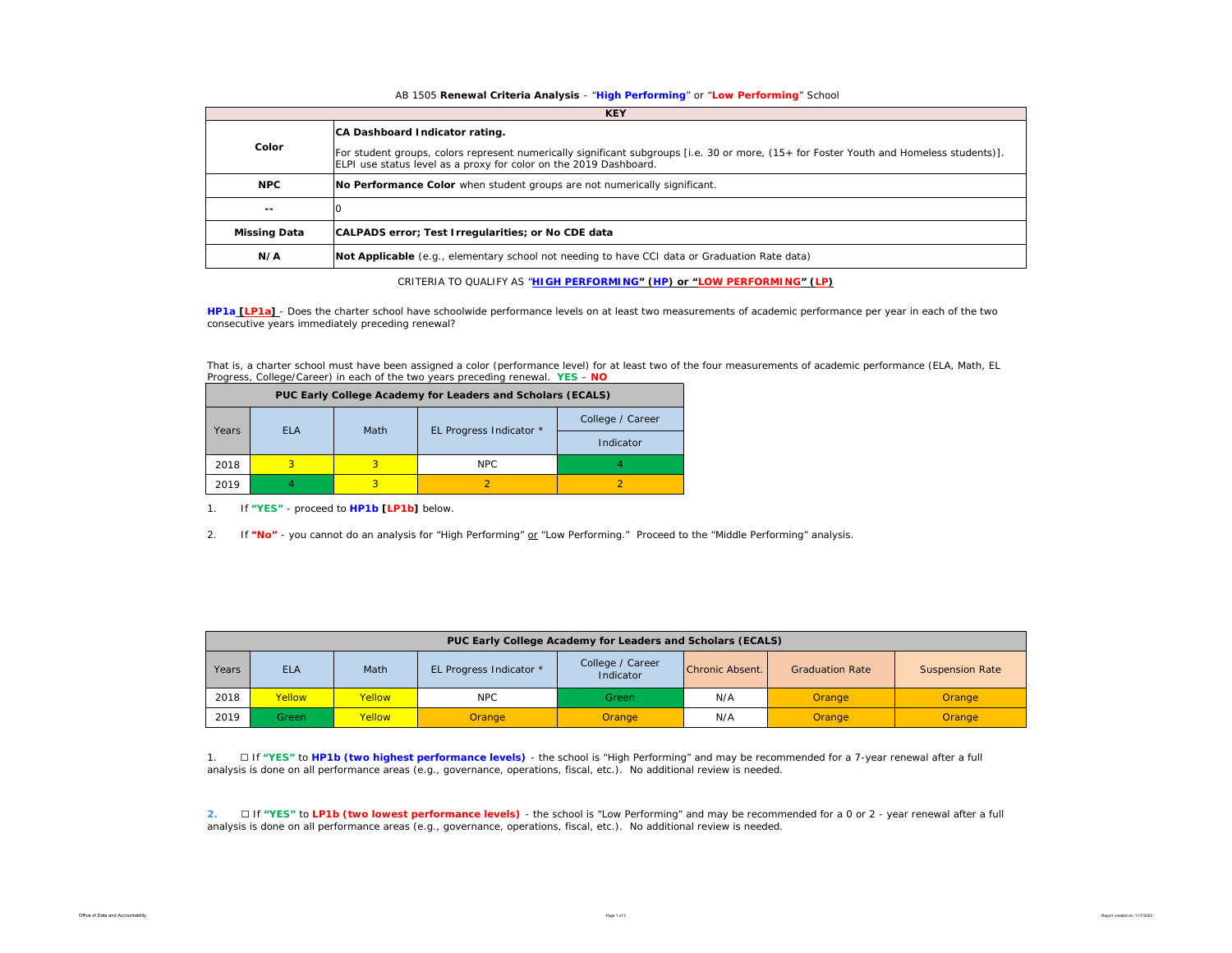AB 1505 **Renewal Criteria Analysis** - "**High Performing**" or "**Low Performing**" School

| KEY | |
|---|---|
| **Color** | **CA Dashboard Indicator rating.** For student groups, colors represent numerically significant subgroups [i.e. 30 or more, (15+ for Foster Youth and Homeless students)]. ELPI use status level as a proxy for color on the 2019 Dashboard. |
| **NPC** | **No Performance Color** when student groups are not numerically significant. |
| **--** | 0 |
| **Missing Data** | **CALPADS error; Test Irregularities; or No CDE data** |
| **N/A** | **Not Applicable** (e.g., elementary school not needing to have CCI data or Graduation Rate data) |

CRITERIA TO QUALIFY AS "**HIGH PERFORMING" (HP) or "LOW PERFORMING" (LP)**

**HP1a [LP1a]** - Does the charter school have schoolwide performance levels on at least two measurements of academic performance per year in each of the two consecutive years immediately preceding renewal?

That is, a charter school must have been assigned a color (performance level) for at least two of the four measurements of academic performance (ELA, Math, EL Progress, College/Career) in each of the two years preceding renewal. **YES** – **NO**

| PUC Early College Academy for Leaders and Scholars (ECALS) | | | | |
|---|---|---|---|---|
| Years | ELA | Math | EL Progress Indicator * | College / Career Indicator |
| 2018 | 3 | 3 | NPC | 4 |
| 2019 | 4 | 3 | 2 | 2 |

1. If **"YES"** - proceed to **HP1b [LP1b]** below.

2. If **"No"** - you cannot do an analysis for "High Performing" or "Low Performing." Proceed to the "Middle Performing" analysis.

| PUC Early College Academy for Leaders and Scholars (ECALS) | | | | | | | |
|---|---|---|---|---|---|---|---|
| Years | ELA | Math | EL Progress Indicator * | College / Career Indicator | Chronic Absent. | Graduation Rate | Suspension Rate |
| 2018 | Yellow | Yellow | NPC | Green | N/A | Orange | Orange |
| 2019 | Green | Yellow | Orange | Orange | N/A | Orange | Orange |

1. ☐ If **"YES"** to **HP1b (two highest performance levels)** - the school is "High Performing" and may be recommended for a 7-year renewal after a full analysis is done on all performance areas (e.g., governance, operations, fiscal, etc.). No additional review is needed.

2. ☐ If **"YES"** to **LP1b (two lowest performance levels)** - the school is "Low Performing" and may be recommended for a 0 or 2 - year renewal after a full analysis is done on all performance areas (e.g., governance, operations, fiscal, etc.). No additional review is needed.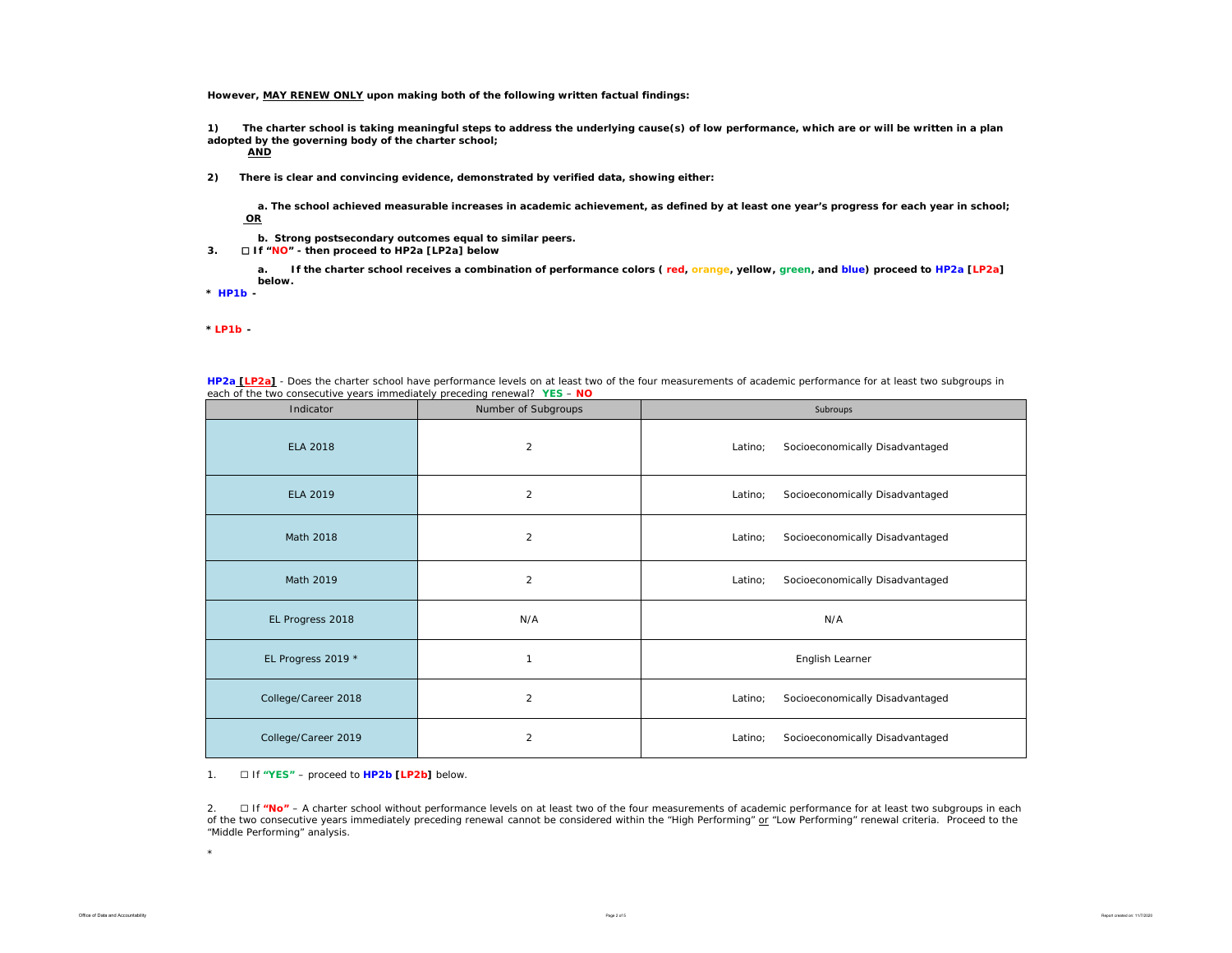**However, MAY RENEW ONLY upon making both of the following written factual findings:**

**1) The charter school is taking meaningful steps to address the underlying cause(s) of low performance, which are or will be written in a plan adopted by the governing body of the charter school;**
**AND**

**2) There is clear and convincing evidence, demonstrated by verified data, showing either:**

**a. The school achieved measurable increases in academic achievement, as defined by at least one year's progress for each year in school;**
**OR**

**b. Strong postsecondary outcomes equal to similar peers.**

**3. ☐ If "NO" - then proceed to HP2a [LP2a] below**

**a. If the charter school receives a combination of performance colors ( red, orange, yellow, green, and blue) proceed to HP2a [LP2a] below.**

**\* HP1b -**

**\* LP1b -**

**HP2a [LP2a]** - Does the charter school have performance levels on at least two of the four measurements of academic performance for at least two subgroups in each of the two consecutive years immediately preceding renewal? **YES** – **NO**

| Indicator | Number of Subgroups | Subroups |
|---|---|---|
| ELA 2018 | 2 | Latino; Socioeconomically Disadvantaged |
| ELA 2019 | 2 | Latino; Socioeconomically Disadvantaged |
| Math 2018 | 2 | Latino; Socioeconomically Disadvantaged |
| Math 2019 | 2 | Latino; Socioeconomically Disadvantaged |
| EL Progress 2018 | N/A | N/A |
| EL Progress 2019 * | 1 | English Learner |
| College/Career 2018 | 2 | Latino; Socioeconomically Disadvantaged |
| College/Career 2019 | 2 | Latino; Socioeconomically Disadvantaged |

1. ☐ If **"YES"** – proceed to **HP2b [LP2b]** below.

2. ☐ If **"No"** – A charter school without performance levels on at least two of the four measurements of academic performance for at least two subgroups in each of the two consecutive years immediately preceding renewal cannot be considered within the "High Performing" or "Low Performing" renewal criteria. Proceed to the "Middle Performing" analysis.

\*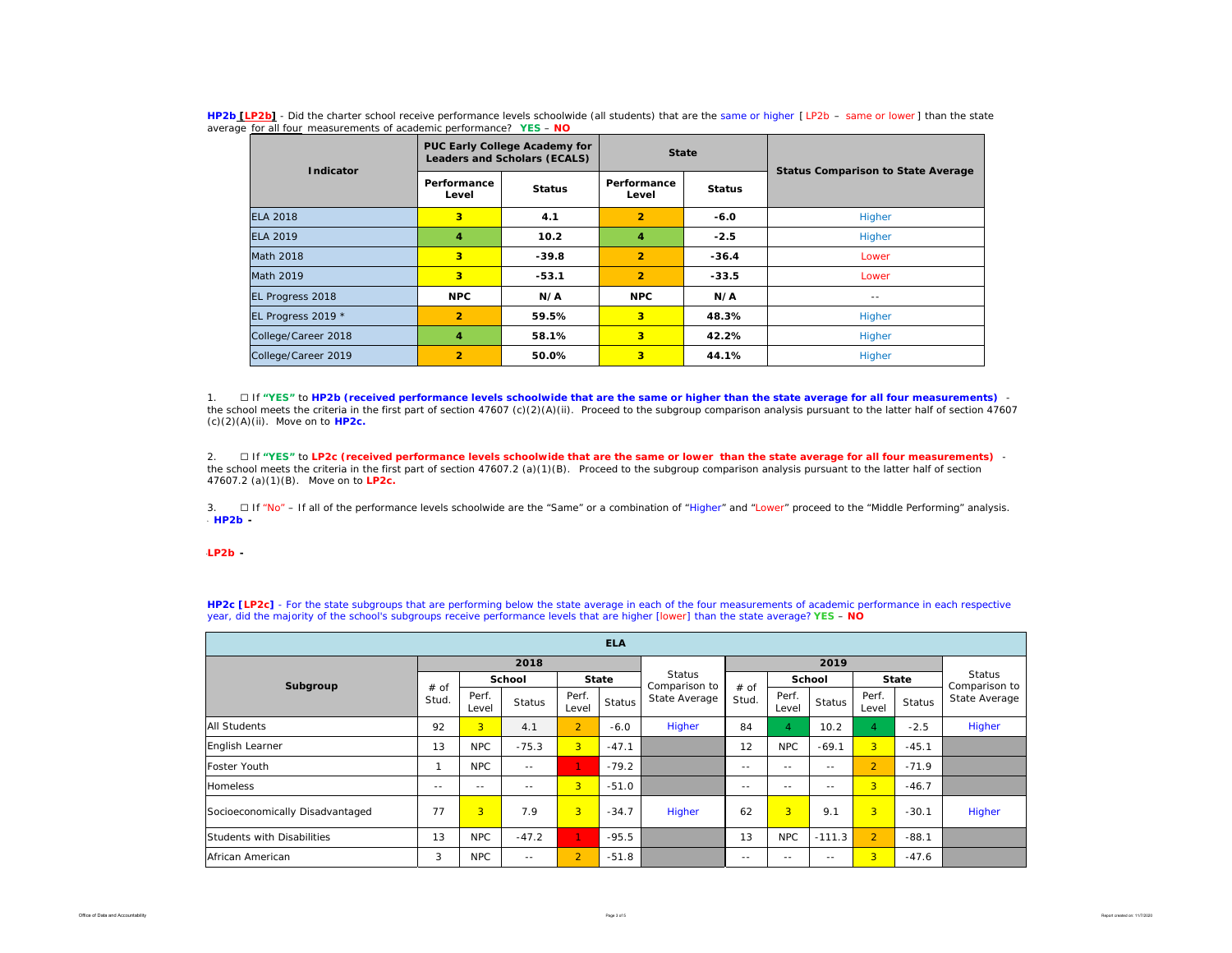**HP2b [LP2b]** - Did the charter school receive performance levels schoolwide (all students) that are the same or higher [ LP2b – same or lower ] than the state average for all four measurements of academic performance? **YES** – **NO**

| Indicator | PUC Early College Academy for Leaders and Scholars (ECALS) | | State | | Status Comparison to State Average |
|---|---|---|---|---|---|
| | Performance Level | Status | Performance Level | Status | |
| ELA 2018 | 3 | 4.1 | 2 | -6.0 | Higher |
| ELA 2019 | 4 | 10.2 | 4 | -2.5 | Higher |
| Math 2018 | 3 | -39.8 | 2 | -36.4 | Lower |
| Math 2019 | 3 | -53.1 | 2 | -33.5 | Lower |
| EL Progress 2018 | NPC | N/A | NPC | N/A | -- |
| EL Progress 2019 * | 2 | 59.5% | 3 | 48.3% | Higher |
| College/Career 2018 | 4 | 58.1% | 3 | 42.2% | Higher |
| College/Career 2019 | 2 | 50.0% | 3 | 44.1% | Higher |

1. ☐ If **"YES"** to **HP2b (received performance levels schoolwide that are the same or higher than the state average for all four measurements)** - the school meets the criteria in the first part of section 47607 (c)(2)(A)(ii). Proceed to the subgroup comparison analysis pursuant to the latter half of section 47607 (c)(2)(A)(ii). Move on to **HP2c.**

2. ☐ If **"YES"** to **LP2c (received performance levels schoolwide that are the same or lower than the state average for all four measurements)** - the school meets the criteria in the first part of section 47607.2 (a)(1)(B). Proceed to the subgroup comparison analysis pursuant to the latter half of section 47607.2 (a)(1)(B). Move on to **LP2c.**

3. ☐ If "No" – If all of the performance levels schoolwide are the "Same" or a combination of "Higher" and "Lower" proceed to the "Middle Performing" analysis.

**HP2b -**

**LP2b -**

**HP2c [LP2c]** - For the state subgroups that are performing below the state average in each of the four measurements of academic performance in each respective year, did the majority of the school's subgroups receive performance levels that are higher [lower] than the state average? **YES** – **NO**

| ELA | | | | | | | | | | | | |
|---|---|---|---|---|---|---|---|---|---|---|---|---|
| Subgroup | 2018 | | | | | Status Comparison to State Average | 2019 | | | | | Status Comparison to State Average |
| | # of Stud. | School | | State | | | # of Stud. | School | | State | | |
| | | Perf. Level | Status | Perf. Level | Status | | | Perf. Level | Status | Perf. Level | Status | |
| All Students | 92 | 3 | 4.1 | 2 | -6.0 | Higher | 84 | 4 | 10.2 | 4 | -2.5 | Higher |
| English Learner | 13 | NPC | -75.3 | 3 | -47.1 | | 12 | NPC | -69.1 | 3 | -45.1 | |
| Foster Youth | 1 | NPC | -- | 1 | -79.2 | | -- | -- | -- | 2 | -71.9 | |
| Homeless | -- | -- | -- | 3 | -51.0 | | -- | -- | -- | 3 | -46.7 | |
| Socioeconomically Disadvantaged | 77 | 3 | 7.9 | 3 | -34.7 | Higher | 62 | 3 | 9.1 | 3 | -30.1 | Higher |
| Students with Disabilities | 13 | NPC | -47.2 | 1 | -95.5 | | 13 | NPC | -111.3 | 2 | -88.1 | |
| African American | 3 | NPC | -- | 2 | -51.8 | | -- | -- | -- | 3 | -47.6 | |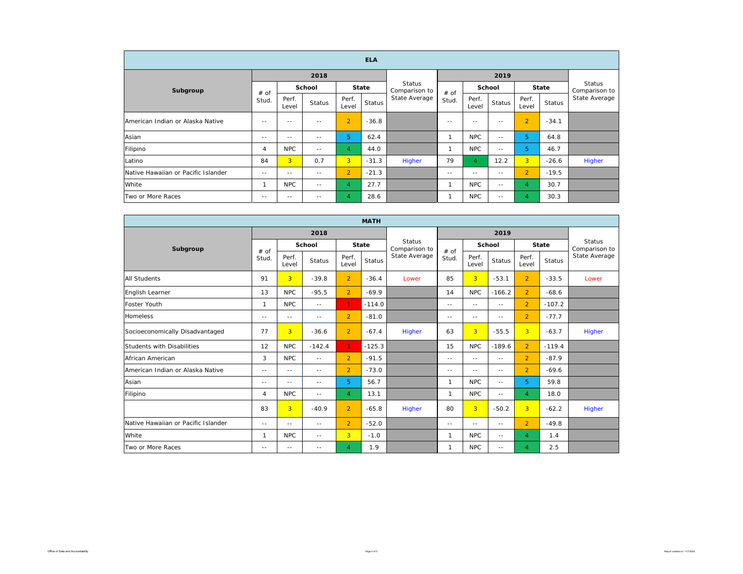| ELA | | | | | | | | | | | | |
|---|---|---|---|---|---|---|---|---|---|---|---|---|
| Subgroup | 2018 | | | | | Status Comparison to State Average | 2019 | | | | | Status Comparison to State Average |
| | # of Stud. | School | | State | | | # of Stud. | School | | State | | |
| | | Perf. Level | Status | Perf. Level | Status | | | Perf. Level | Status | Perf. Level | Status | |
| American Indian or Alaska Native | -- | -- | -- | 2 | -36.8 | | -- | -- | -- | 2 | -34.1 | |
| Asian | -- | -- | -- | 5 | 62.4 | | 1 | NPC | -- | 5 | 64.8 | |
| Filipino | 4 | NPC | -- | 4 | 44.0 | | 1 | NPC | -- | 5 | 46.7 | |
| Latino | 84 | 3 | 0.7 | 3 | -31.3 | Higher | 79 | 4 | 12.2 | 3 | -26.6 | Higher |
| Native Hawaiian or Pacific Islander | -- | -- | -- | 2 | -21.3 | | -- | -- | -- | 2 | -19.5 | |
| White | 1 | NPC | -- | 4 | 27.7 | | 1 | NPC | -- | 4 | 30.7 | |
| Two or More Races | -- | -- | -- | 4 | 28.6 | | 1 | NPC | -- | 4 | 30.3 | |

| MATH | | | | | | | | | | | | |
|---|---|---|---|---|---|---|---|---|---|---|---|---|
| Subgroup | 2018 | | | | | Status Comparison to State Average | 2019 | | | | | Status Comparison to State Average |
| | # of Stud. | School | | State | | | # of Stud. | School | | State | | |
| | | Perf. Level | Status | Perf. Level | Status | | | Perf. Level | Status | Perf. Level | Status | |
| All Students | 91 | 3 | -39.8 | 2 | -36.4 | Lower | 85 | 3 | -53.1 | 2 | -33.5 | Lower |
| English Learner | 13 | NPC | -95.5 | 2 | -69.9 | | 14 | NPC | -166.2 | 2 | -68.6 | |
| Foster Youth | 1 | NPC | -- | 1 | -114.0 | | -- | -- | -- | 2 | -107.2 | |
| Homeless | -- | -- | -- | 2 | -81.0 | | -- | -- | -- | 2 | -77.7 | |
| Socioeconomically Disadvantaged | 77 | 3 | -36.6 | 2 | -67.4 | Higher | 63 | 3 | -55.5 | 3 | -63.7 | Higher |
| Students with Disabilities | 12 | NPC | -142.4 | 1 | -125.3 | | 15 | NPC | -189.6 | 2 | -119.4 | |
| African American | 3 | NPC | -- | 2 | -91.5 | | -- | -- | -- | 2 | -87.9 | |
| American Indian or Alaska Native | -- | -- | -- | 2 | -73.0 | | -- | -- | -- | 2 | -69.6 | |
| Asian | -- | -- | -- | 5 | 56.7 | | 1 | NPC | -- | 5 | 59.8 | |
| Filipino | 4 | NPC | -- | 4 | 13.1 | | 1 | NPC | -- | 4 | 18.0 | |
| | 83 | 3 | -40.9 | 2 | -65.8 | Higher | 80 | 3 | -50.2 | 3 | -62.2 | Higher |
| Native Hawaiian or Pacific Islander | -- | -- | -- | 2 | -52.0 | | -- | -- | -- | 2 | -49.8 | |
| White | 1 | NPC | -- | 3 | -1.0 | | 1 | NPC | -- | 4 | 1.4 | |
| Two or More Races | -- | -- | -- | 4 | 1.9 | | 1 | NPC | -- | 4 | 2.5 | |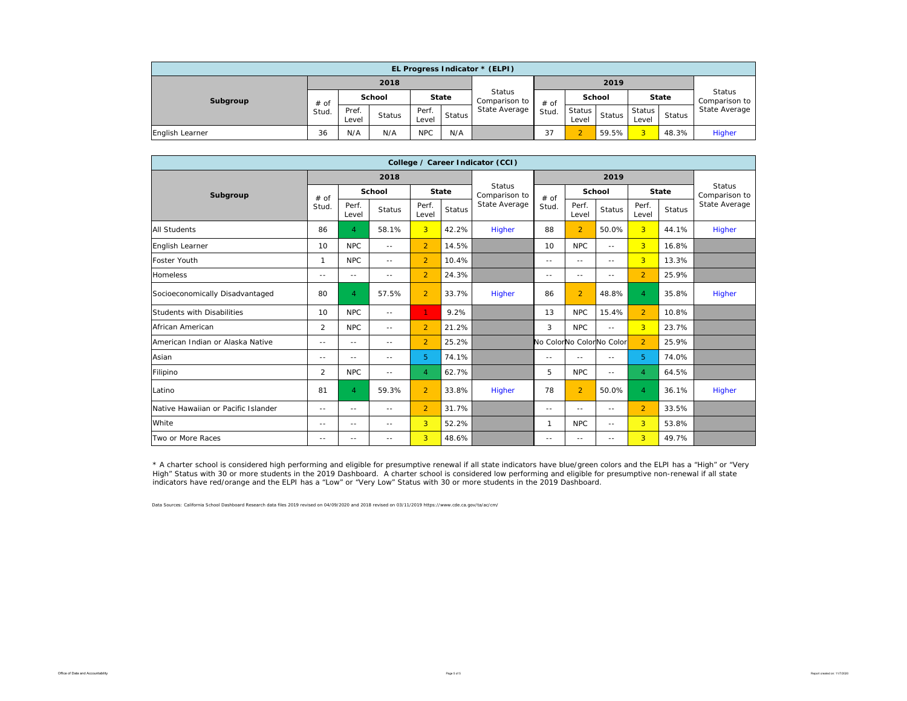| EL Progress Indicator * (ELPI) | | | | | | | | | | | | |
|---|---|---|---|---|---|---|---|---|---|---|---|---|
| Subgroup | 2018 | | | | | Status Comparison to State Average | 2019 | | | | | Status Comparison to State Average |
| | # of Stud. | School | | State | | | # of Stud. | School | | State | | |
| | | Pref. Level | Status | Perf. Level | Status | | | Status Level | Status | Status Level | Status | |
| English Learner | 36 | N/A | N/A | NPC | N/A | | 37 | 2 | 59.5% | 3 | 48.3% | Higher |

| College / Career Indicator (CCI) | | | | | | | | | | | | |
|---|---|---|---|---|---|---|---|---|---|---|---|---|
| Subgroup | 2018 | | | | | Status Comparison to State Average | 2019 | | | | | Status Comparison to State Average |
| | # of Stud. | School | | State | | | # of Stud. | School | | State | | |
| | | Perf. Level | Status | Perf. Level | Status | | | Perf. Level | Status | Perf. Level | Status | |
| All Students | 86 | 4 | 58.1% | 3 | 42.2% | Higher | 88 | 2 | 50.0% | 3 | 44.1% | Higher |
| English Learner | 10 | NPC | -- | 2 | 14.5% | | 10 | NPC | -- | 3 | 16.8% | |
| Foster Youth | 1 | NPC | -- | 2 | 10.4% | | -- | -- | -- | 3 | 13.3% | |
| Homeless | -- | -- | -- | 2 | 24.3% | | -- | -- | -- | 2 | 25.9% | |
| Socioeconomically Disadvantaged | 80 | 4 | 57.5% | 2 | 33.7% | Higher | 86 | 2 | 48.8% | 4 | 35.8% | Higher |
| Students with Disabilities | 10 | NPC | -- | 1 | 9.2% | | 13 | NPC | 15.4% | 2 | 10.8% | |
| African American | 2 | NPC | -- | 2 | 21.2% | | 3 | NPC | -- | 3 | 23.7% | |
| American Indian or Alaska Native | -- | -- | -- | 2 | 25.2% | | No Color | No Color | No Color | 2 | 25.9% | |
| Asian | -- | -- | -- | 5 | 74.1% | | -- | -- | -- | 5 | 74.0% | |
| Filipino | 2 | NPC | -- | 4 | 62.7% | | 5 | NPC | -- | 4 | 64.5% | |
| Latino | 81 | 4 | 59.3% | 2 | 33.8% | Higher | 78 | 2 | 50.0% | 4 | 36.1% | Higher |
| Native Hawaiian or Pacific Islander | -- | -- | -- | 2 | 31.7% | | -- | -- | -- | 2 | 33.5% | |
| White | -- | -- | -- | 3 | 52.2% | | 1 | NPC | -- | 3 | 53.8% | |
| Two or More Races | -- | -- | -- | 3 | 48.6% | | -- | -- | -- | 3 | 49.7% | |

* A charter school is considered high performing and eligible for presumptive renewal if all state indicators have blue/green colors and the ELPI has a "High" or "Very High" Status with 30 or more students in the 2019 Dashboard. A charter school is considered low performing and eligible for presumptive non-renewal if all state indicators have red/orange and the ELPI has a "Low" or "Very Low" Status with 30 or more students in the 2019 Dashboard.

Data Sources: California School Dashboard Research data files 2019 revised on 04/09/2020 and 2018 revised on 03/11/2019 https://www.cde.ca.gov/ta/ac/cm/